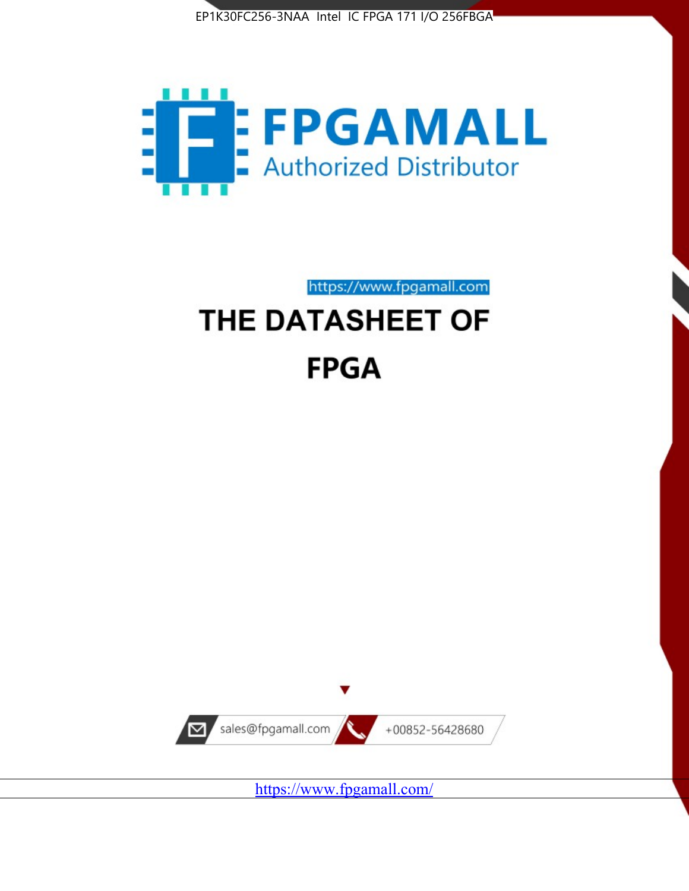EP1K30FC256-3NAA Intel IC FPGA 171 I/O 256FBGA

FPGAMALL

Authorized Distributor

https://www.fpgamall.com

# THE DATASHEET OF

# FPGA

sales@fpgamall.com

+00852-56428680

https://www.fpgamall.com/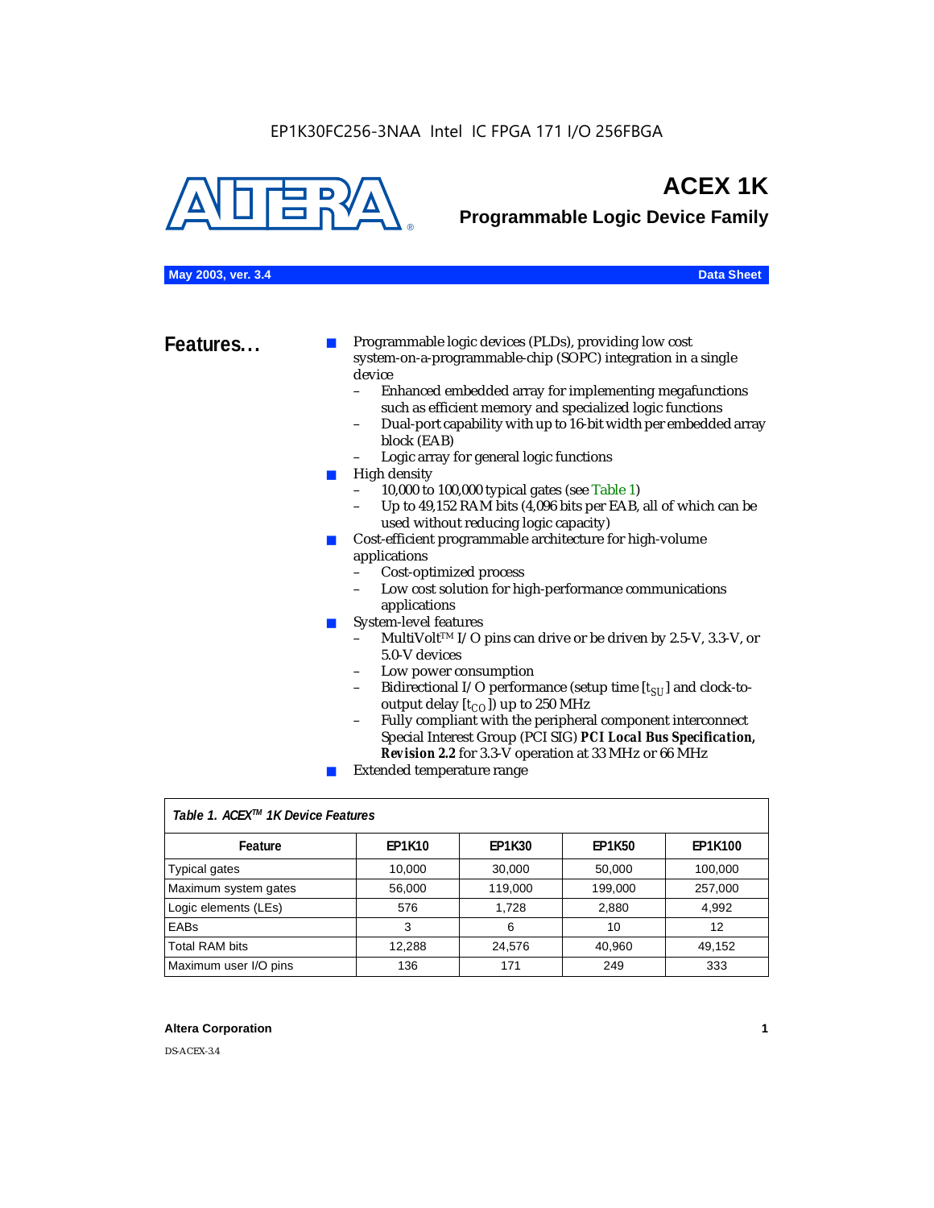EP1K30FC256-3NAA Intel IC FPGA 171 I/O 256FBGA

# ACEX 1K

## Programmable Logic Device Family

**May 2003, ver. 3.4** **Data Sheet**

## Features...

- Programmable logic devices (PLDs), providing low cost system-on-a-programmable-chip (SOPC) integration in a single device
  - Enhanced embedded array for implementing megafunctions such as efficient memory and specialized logic functions
  - Dual-port capability with up to 16-bit width per embedded array block (EAB)
  - Logic array for general logic functions
- High density
  - 10,000 to 100,000 typical gates (see Table 1)
  - Up to 49,152 RAM bits (4,096 bits per EAB, all of which can be used without reducing logic capacity)
- Cost-efficient programmable architecture for high-volume applications
  - Cost-optimized process
  - Low cost solution for high-performance communications applications
- System-level features
  - MultiVolt™ I/O pins can drive or be driven by 2.5-V, 3.3-V, or 5.0-V devices
  - Low power consumption
  - Bidirectional I/O performance (setup time [$t_{SU}$] and clock-to-output delay [$t_{CO}$]) up to 250 MHz
  - Fully compliant with the peripheral component interconnect Special Interest Group (PCI SIG) ***PCI Local Bus Specification, Revision 2.2*** for 3.3-V operation at 33 MHz or 66 MHz
- Extended temperature range

*Table 1. ACEX™ 1K Device Features*

| Feature | EP1K10 | EP1K30 | EP1K50 | EP1K100 |
|---|---|---|---|---|
| Typical gates | 10,000 | 30,000 | 50,000 | 100,000 |
| Maximum system gates | 56,000 | 119,000 | 199,000 | 257,000 |
| Logic elements (LEs) | 576 | 1,728 | 2,880 | 4,992 |
| EABs | 3 | 6 | 10 | 12 |
| Total RAM bits | 12,288 | 24,576 | 40,960 | 49,152 |
| Maximum user I/O pins | 136 | 171 | 249 | 333 |

DS-ACEX-3.4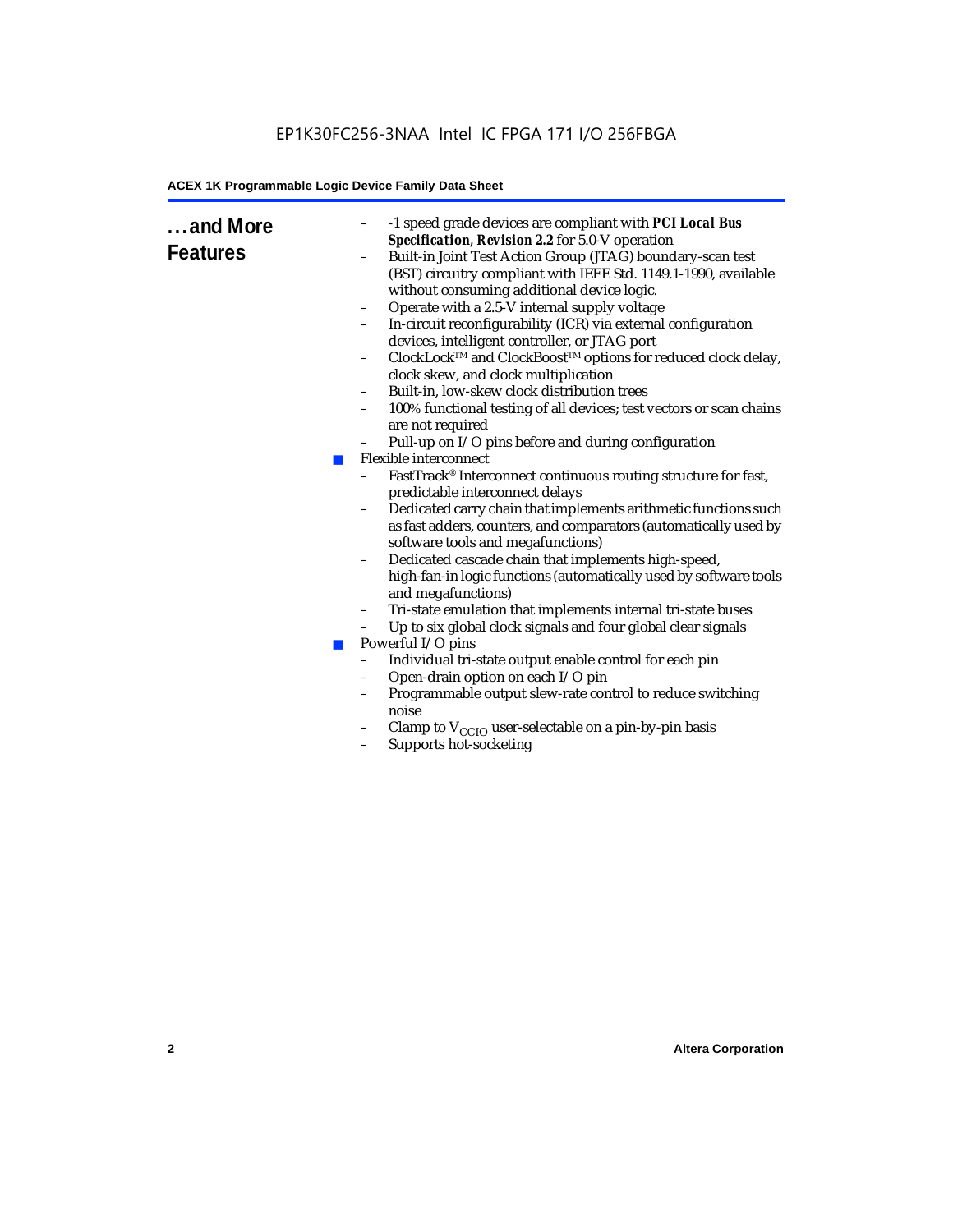## ...and More Features

- -1 speed grade devices are compliant with ***PCI Local Bus Specification, Revision 2.2*** for 5.0-V operation
- Built-in Joint Test Action Group (JTAG) boundary-scan test (BST) circuitry compliant with IEEE Std. 1149.1-1990, available without consuming additional device logic.
- Operate with a 2.5-V internal supply voltage
- In-circuit reconfigurability (ICR) via external configuration devices, intelligent controller, or JTAG port
- ClockLock™ and ClockBoost™ options for reduced clock delay, clock skew, and clock multiplication
- Built-in, low-skew clock distribution trees
- 100% functional testing of all devices; test vectors or scan chains are not required
- Pull-up on I/O pins before and during configuration

- Flexible interconnect
  - FastTrack® Interconnect continuous routing structure for fast, predictable interconnect delays
  - Dedicated carry chain that implements arithmetic functions such as fast adders, counters, and comparators (automatically used by software tools and megafunctions)
  - Dedicated cascade chain that implements high-speed, high-fan-in logic functions (automatically used by software tools and megafunctions)
  - Tri-state emulation that implements internal tri-state buses
  - Up to six global clock signals and four global clear signals
- Powerful I/O pins
  - Individual tri-state output enable control for each pin
  - Open-drain option on each I/O pin
  - Programmable output slew-rate control to reduce switching noise
  - Clamp to $V_{CCIO}$ user-selectable on a pin-by-pin basis
  - Supports hot-socketing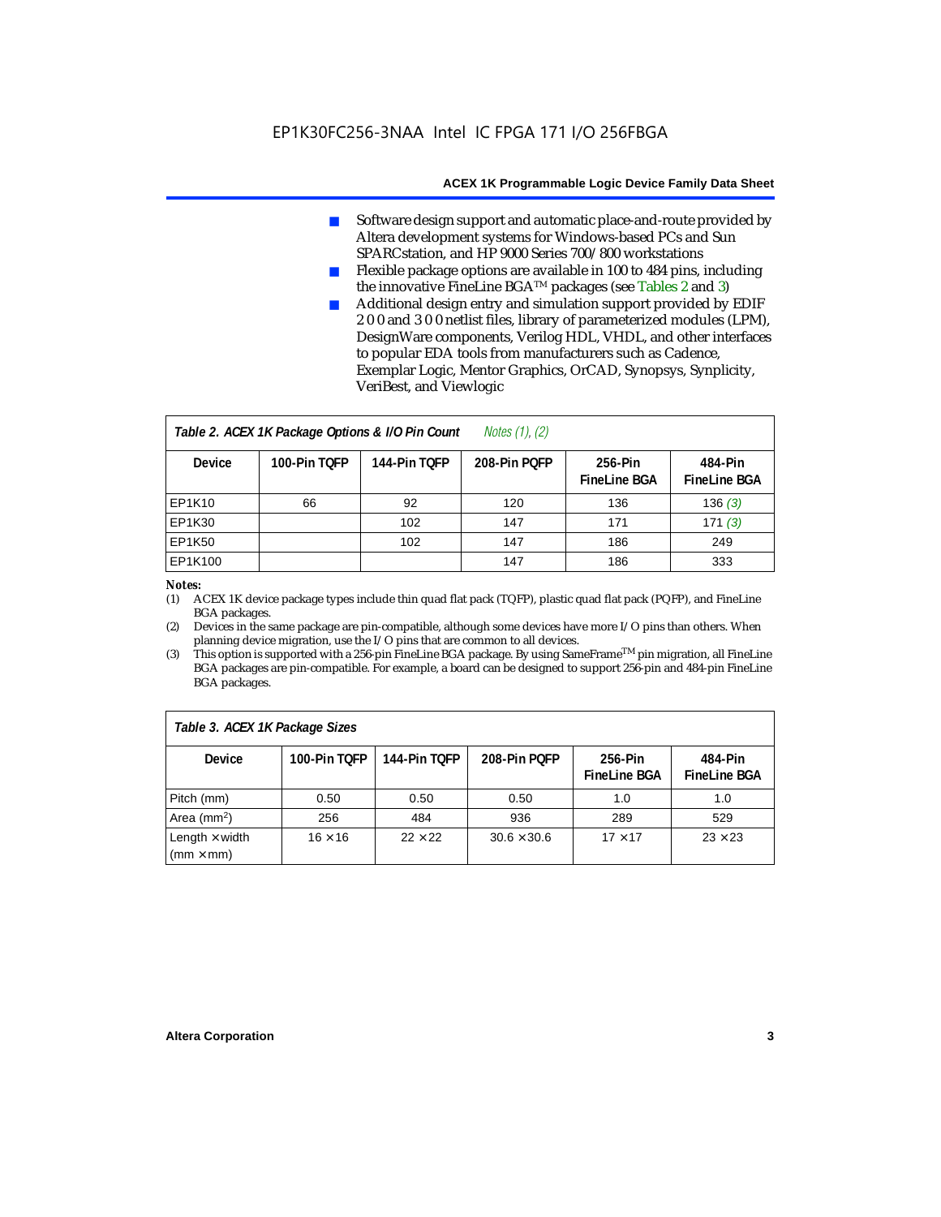- Software design support and automatic place-and-route provided by Altera development systems for Windows-based PCs and Sun SPARCstation, and HP 9000 Series 700/800 workstations
- Flexible package options are available in 100 to 484 pins, including the innovative FineLine BGA™ packages (see Tables 2 and 3)
- Additional design entry and simulation support provided by EDIF 2 0 0 and 3 0 0 netlist files, library of parameterized modules (LPM), DesignWare components, Verilog HDL, VHDL, and other interfaces to popular EDA tools from manufacturers such as Cadence, Exemplar Logic, Mentor Graphics, OrCAD, Synopsys, Synplicity, VeriBest, and Viewlogic

*Table 2. ACEX 1K Package Options & I/O Pin Count* *Notes (1), (2)*

| Device | 100-Pin TQFP | 144-Pin TQFP | 208-Pin PQFP | 256-Pin FineLine BGA | 484-Pin FineLine BGA |
|---|---|---|---|---|---|
| EP1K10 | 66 | 92 | 120 | 136 | 136 *(3)* |
| EP1K30 | | 102 | 147 | 171 | 171 *(3)* |
| EP1K50 | | 102 | 147 | 186 | 249 |
| EP1K100 | | | 147 | 186 | 333 |

***Notes:***

(1) ACEX 1K device package types include thin quad flat pack (TQFP), plastic quad flat pack (PQFP), and FineLine BGA packages.

(2) Devices in the same package are pin-compatible, although some devices have more I/O pins than others. When planning device migration, use the I/O pins that are common to all devices.

(3) This option is supported with a 256-pin FineLine BGA package. By using SameFrame™ pin migration, all FineLine BGA packages are pin-compatible. For example, a board can be designed to support 256-pin and 484-pin FineLine BGA packages.

*Table 3. ACEX 1K Package Sizes*

| Device | 100-Pin TQFP | 144-Pin TQFP | 208-Pin PQFP | 256-Pin FineLine BGA | 484-Pin FineLine BGA |
|---|---|---|---|---|---|
| Pitch (mm) | 0.50 | 0.50 | 0.50 | 1.0 | 1.0 |
| Area (mm$^2$) | 256 | 484 | 936 | 289 | 529 |
| Length × width (mm × mm) | 16 × 16 | 22 × 22 | 30.6 × 30.6 | 17 × 17 | 23 × 23 |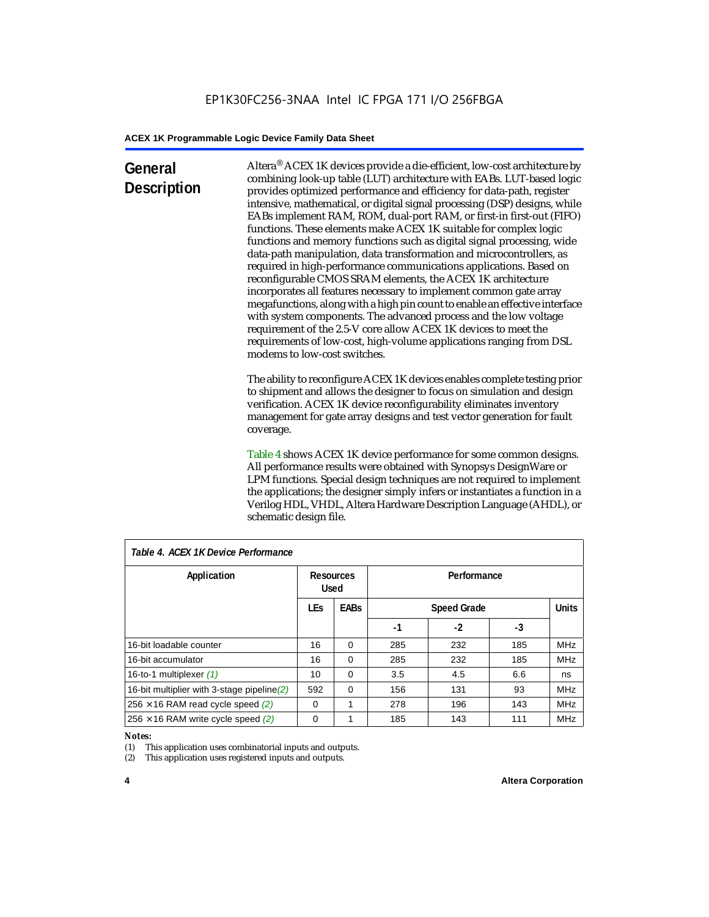## General Description

Altera® ACEX 1K devices provide a die-efficient, low-cost architecture by combining look-up table (LUT) architecture with EABs. LUT-based logic provides optimized performance and efficiency for data-path, register intensive, mathematical, or digital signal processing (DSP) designs, while EABs implement RAM, ROM, dual-port RAM, or first-in first-out (FIFO) functions. These elements make ACEX 1K suitable for complex logic functions and memory functions such as digital signal processing, wide data-path manipulation, data transformation and microcontrollers, as required in high-performance communications applications. Based on reconfigurable CMOS SRAM elements, the ACEX 1K architecture incorporates all features necessary to implement common gate array megafunctions, along with a high pin count to enable an effective interface with system components. The advanced process and the low voltage requirement of the 2.5-V core allow ACEX 1K devices to meet the requirements of low-cost, high-volume applications ranging from DSL modems to low-cost switches.

The ability to reconfigure ACEX 1K devices enables complete testing prior to shipment and allows the designer to focus on simulation and design verification. ACEX 1K device reconfigurability eliminates inventory management for gate array designs and test vector generation for fault coverage.

Table 4 shows ACEX 1K device performance for some common designs. All performance results were obtained with Synopsys DesignWare or LPM functions. Special design techniques are not required to implement the applications; the designer simply infers or instantiates a function in a Verilog HDL, VHDL, Altera Hardware Description Language (AHDL), or schematic design file.

*Table 4. ACEX 1K Device Performance*

| Application | Resources Used | | Performance | | | |
|---|---|---|---|---|---|---|
| | LEs | EABs | Speed Grade | | | Units |
| | | | -1 | -2 | -3 | |
| 16-bit loadable counter | 16 | 0 | 285 | 232 | 185 | MHz |
| 16-bit accumulator | 16 | 0 | 285 | 232 | 185 | MHz |
| 16-to-1 multiplexer *(1)* | 10 | 0 | 3.5 | 4.5 | 6.6 | ns |
| 16-bit multiplier with 3-stage pipeline *(2)* | 592 | 0 | 156 | 131 | 93 | MHz |
| 256 × 16 RAM read cycle speed *(2)* | 0 | 1 | 278 | 196 | 143 | MHz |
| 256 × 16 RAM write cycle speed *(2)* | 0 | 1 | 185 | 143 | 111 | MHz |

*Notes:*

(1) This application uses combinatorial inputs and outputs.

(2) This application uses registered inputs and outputs.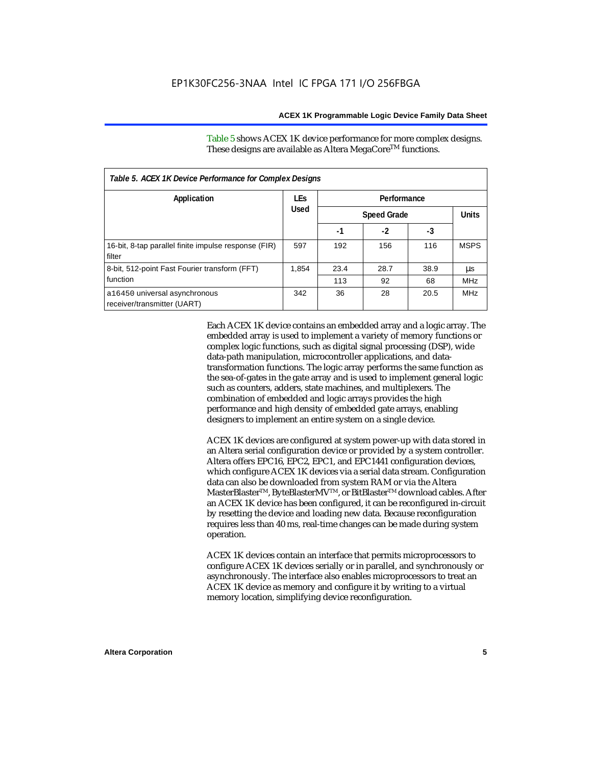Table 5 shows ACEX 1K device performance for more complex designs. These designs are available as Altera MegaCore™ functions.

*Table 5. ACEX 1K Device Performance for Complex Designs*

| Application | LEs Used | Performance | | | |
|---|---|---|---|---|---|
| | | Speed Grade | | | Units |
| | | -1 | -2 | -3 | |
| 16-bit, 8-tap parallel finite impulse response (FIR) filter | 597 | 192 | 156 | 116 | MSPS |
| 8-bit, 512-point Fast Fourier transform (FFT) function | 1,854 | 23.4 | 28.7 | 38.9 | µs |
| | | 113 | 92 | 68 | MHz |
| a16450 universal asynchronous receiver/transmitter (UART) | 342 | 36 | 28 | 20.5 | MHz |

Each ACEX 1K device contains an embedded array and a logic array. The embedded array is used to implement a variety of memory functions or complex logic functions, such as digital signal processing (DSP), wide data-path manipulation, microcontroller applications, and data-transformation functions. The logic array performs the same function as the sea-of-gates in the gate array and is used to implement general logic such as counters, adders, state machines, and multiplexers. The combination of embedded and logic arrays provides the high performance and high density of embedded gate arrays, enabling designers to implement an entire system on a single device.

ACEX 1K devices are configured at system power-up with data stored in an Altera serial configuration device or provided by a system controller. Altera offers EPC16, EPC2, EPC1, and EPC1441 configuration devices, which configure ACEX 1K devices via a serial data stream. Configuration data can also be downloaded from system RAM or via the Altera MasterBlaster™, ByteBlasterMV™, or BitBlaster™ download cables. After an ACEX 1K device has been configured, it can be reconfigured in-circuit by resetting the device and loading new data. Because reconfiguration requires less than 40 ms, real-time changes can be made during system operation.

ACEX 1K devices contain an interface that permits microprocessors to configure ACEX 1K devices serially or in parallel, and synchronously or asynchronously. The interface also enables microprocessors to treat an ACEX 1K device as memory and configure it by writing to a virtual memory location, simplifying device reconfiguration.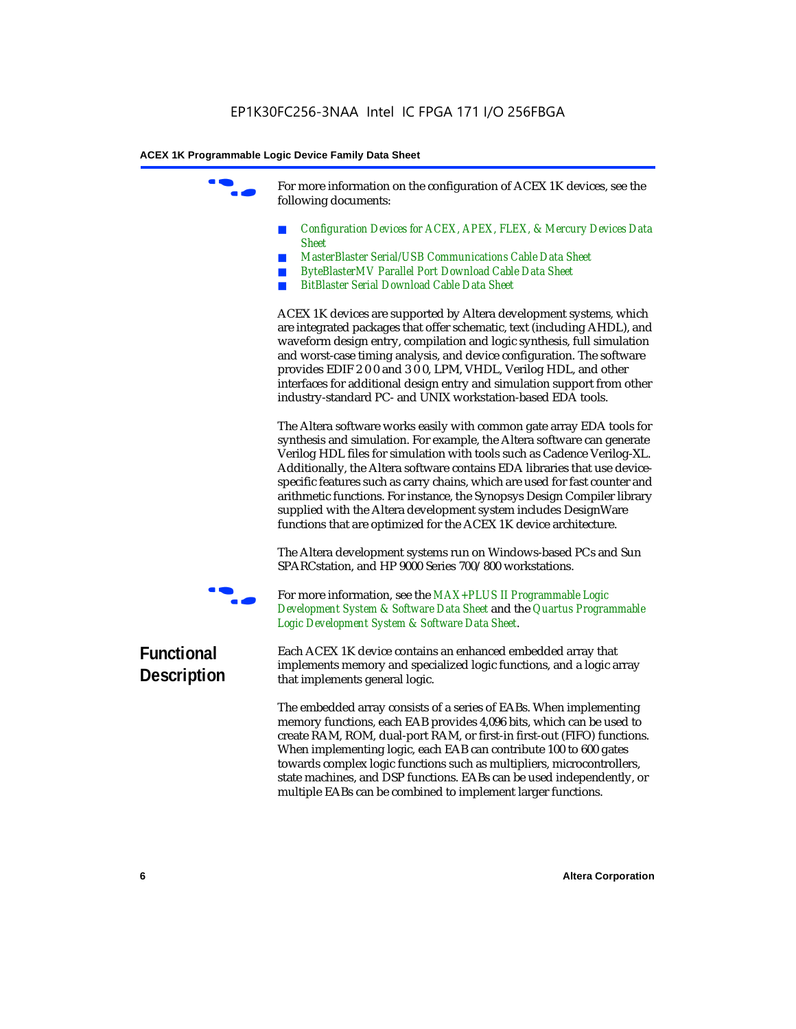For more information on the configuration of ACEX 1K devices, see the following documents:

- *Configuration Devices for ACEX, APEX, FLEX, & Mercury Devices Data Sheet*
- *MasterBlaster Serial/USB Communications Cable Data Sheet*
- *ByteBlasterMV Parallel Port Download Cable Data Sheet*
- *BitBlaster Serial Download Cable Data Sheet*

ACEX 1K devices are supported by Altera development systems, which are integrated packages that offer schematic, text (including AHDL), and waveform design entry, compilation and logic synthesis, full simulation and worst-case timing analysis, and device configuration. The software provides EDIF 2 0 0 and 3 0 0, LPM, VHDL, Verilog HDL, and other interfaces for additional design entry and simulation support from other industry-standard PC- and UNIX workstation-based EDA tools.

The Altera software works easily with common gate array EDA tools for synthesis and simulation. For example, the Altera software can generate Verilog HDL files for simulation with tools such as Cadence Verilog-XL. Additionally, the Altera software contains EDA libraries that use device-specific features such as carry chains, which are used for fast counter and arithmetic functions. For instance, the Synopsys Design Compiler library supplied with the Altera development system includes DesignWare functions that are optimized for the ACEX 1K device architecture.

The Altera development systems run on Windows-based PCs and Sun SPARCstation, and HP 9000 Series 700/800 workstations.

For more information, see the *MAX+PLUS II Programmable Logic Development System & Software Data Sheet* and the *Quartus Programmable Logic Development System & Software Data Sheet*.

## Functional Description

Each ACEX 1K device contains an enhanced embedded array that implements memory and specialized logic functions, and a logic array that implements general logic.

The embedded array consists of a series of EABs. When implementing memory functions, each EAB provides 4,096 bits, which can be used to create RAM, ROM, dual-port RAM, or first-in first-out (FIFO) functions. When implementing logic, each EAB can contribute 100 to 600 gates towards complex logic functions such as multipliers, microcontrollers, state machines, and DSP functions. EABs can be used independently, or multiple EABs can be combined to implement larger functions.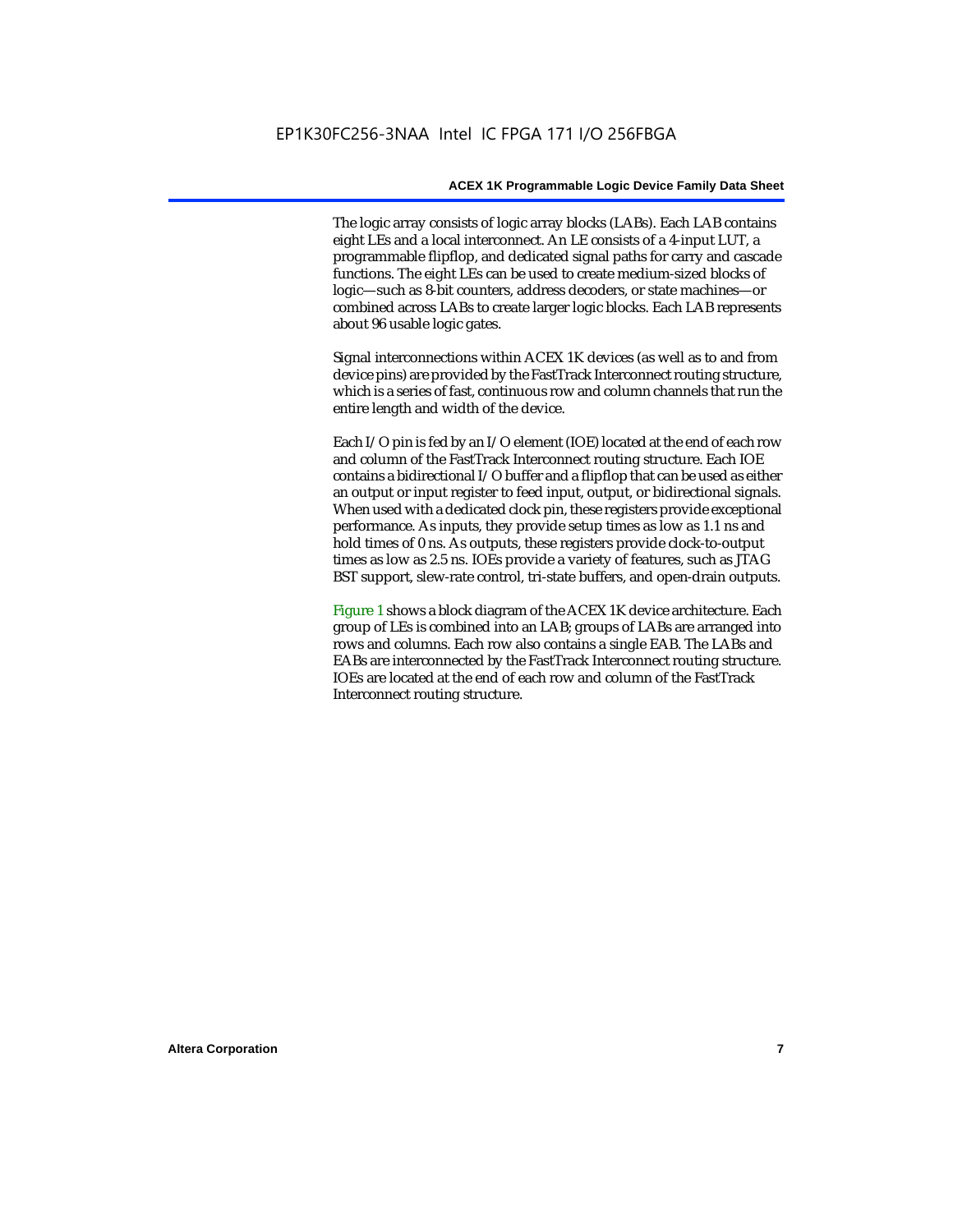The logic array consists of logic array blocks (LABs). Each LAB contains eight LEs and a local interconnect. An LE consists of a 4-input LUT, a programmable flipflop, and dedicated signal paths for carry and cascade functions. The eight LEs can be used to create medium-sized blocks of logic—such as 8-bit counters, address decoders, or state machines—or combined across LABs to create larger logic blocks. Each LAB represents about 96 usable logic gates.

Signal interconnections within ACEX 1K devices (as well as to and from device pins) are provided by the FastTrack Interconnect routing structure, which is a series of fast, continuous row and column channels that run the entire length and width of the device.

Each I/O pin is fed by an I/O element (IOE) located at the end of each row and column of the FastTrack Interconnect routing structure. Each IOE contains a bidirectional I/O buffer and a flipflop that can be used as either an output or input register to feed input, output, or bidirectional signals. When used with a dedicated clock pin, these registers provide exceptional performance. As inputs, they provide setup times as low as 1.1 ns and hold times of 0 ns. As outputs, these registers provide clock-to-output times as low as 2.5 ns. IOEs provide a variety of features, such as JTAG BST support, slew-rate control, tri-state buffers, and open-drain outputs.

Figure 1 shows a block diagram of the ACEX 1K device architecture. Each group of LEs is combined into an LAB; groups of LABs are arranged into rows and columns. Each row also contains a single EAB. The LABs and EABs are interconnected by the FastTrack Interconnect routing structure. IOEs are located at the end of each row and column of the FastTrack Interconnect routing structure.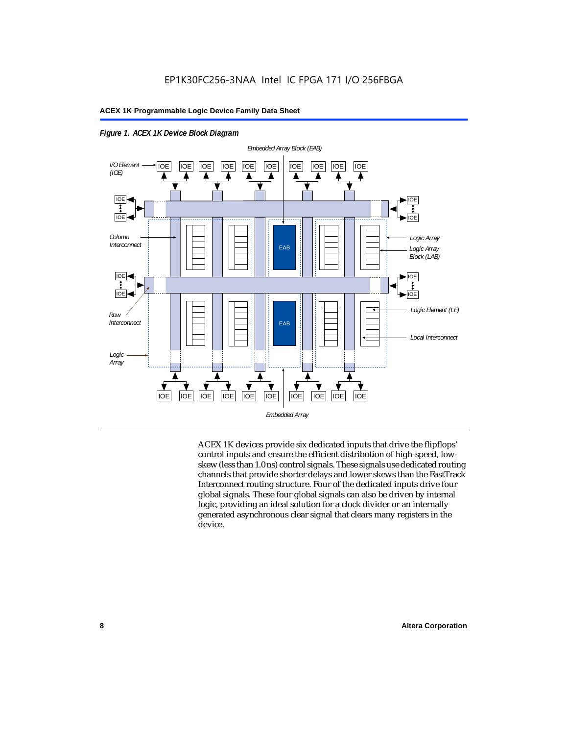*Figure 1. ACEX 1K Device Block Diagram*

ACEX 1K devices provide six dedicated inputs that drive the flipflops' control inputs and ensure the efficient distribution of high-speed, low-skew (less than 1.0 ns) control signals. These signals use dedicated routing channels that provide shorter delays and lower skews than the FastTrack Interconnect routing structure. Four of the dedicated inputs drive four global signals. These four global signals can also be driven by internal logic, providing an ideal solution for a clock divider or an internally generated asynchronous clear signal that clears many registers in the device.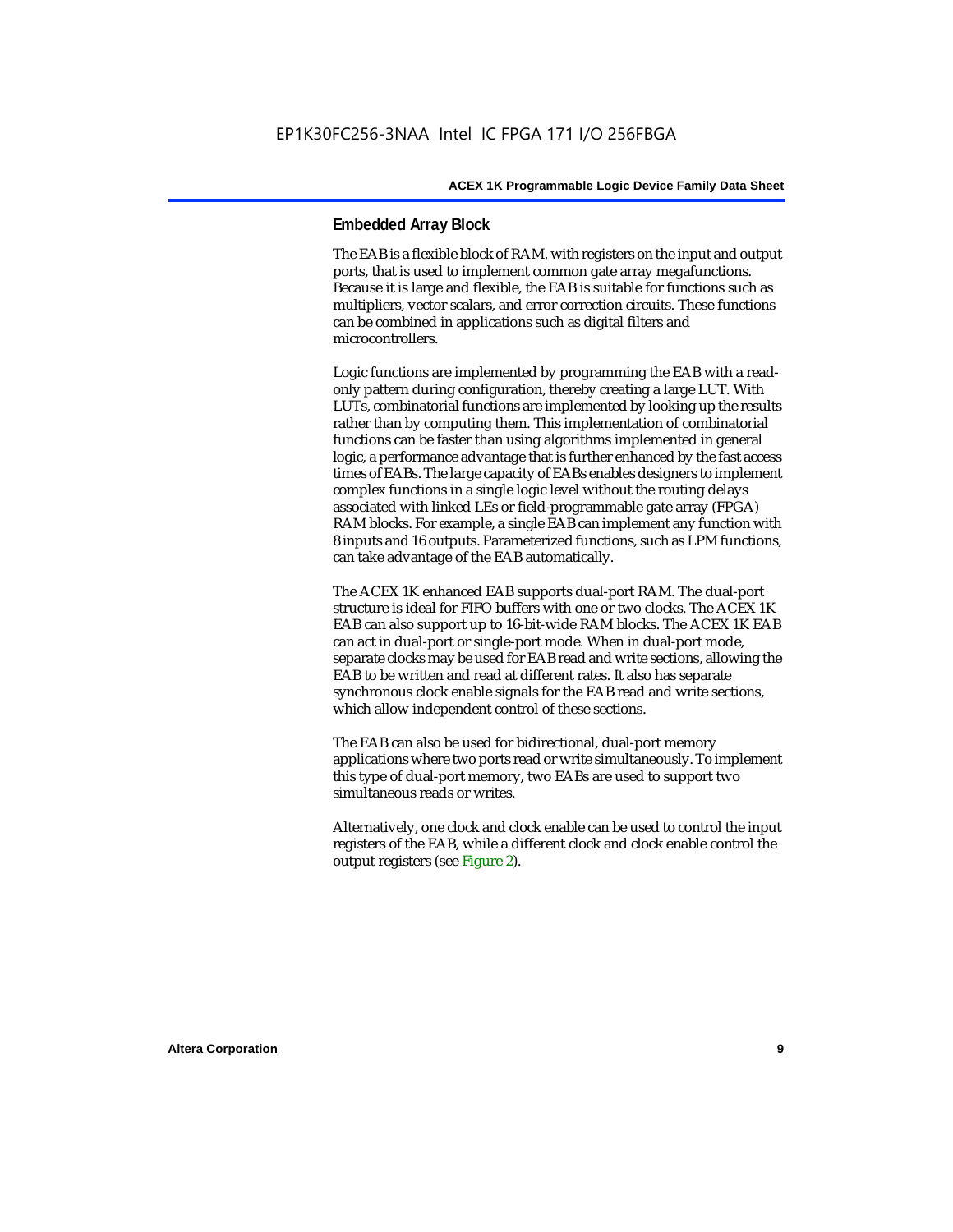## Embedded Array Block

The EAB is a flexible block of RAM, with registers on the input and output ports, that is used to implement common gate array megafunctions. Because it is large and flexible, the EAB is suitable for functions such as multipliers, vector scalars, and error correction circuits. These functions can be combined in applications such as digital filters and microcontrollers.

Logic functions are implemented by programming the EAB with a read-only pattern during configuration, thereby creating a large LUT. With LUTs, combinatorial functions are implemented by looking up the results rather than by computing them. This implementation of combinatorial functions can be faster than using algorithms implemented in general logic, a performance advantage that is further enhanced by the fast access times of EABs. The large capacity of EABs enables designers to implement complex functions in a single logic level without the routing delays associated with linked LEs or field-programmable gate array (FPGA) RAM blocks. For example, a single EAB can implement any function with 8 inputs and 16 outputs. Parameterized functions, such as LPM functions, can take advantage of the EAB automatically.

The ACEX 1K enhanced EAB supports dual-port RAM. The dual-port structure is ideal for FIFO buffers with one or two clocks. The ACEX 1K EAB can also support up to 16-bit-wide RAM blocks. The ACEX 1K EAB can act in dual-port or single-port mode. When in dual-port mode, separate clocks may be used for EAB read and write sections, allowing the EAB to be written and read at different rates. It also has separate synchronous clock enable signals for the EAB read and write sections, which allow independent control of these sections.

The EAB can also be used for bidirectional, dual-port memory applications where two ports read or write simultaneously. To implement this type of dual-port memory, two EABs are used to support two simultaneous reads or writes.

Alternatively, one clock and clock enable can be used to control the input registers of the EAB, while a different clock and clock enable control the output registers (see Figure 2).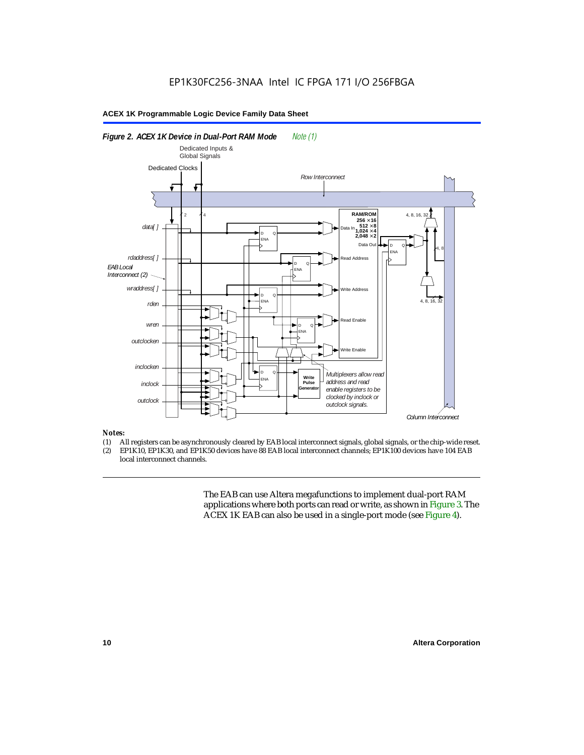*Figure 2. ACEX 1K Device in Dual-Port RAM Mode* *Note (1)*

*Notes:*
(1) All registers can be asynchronously cleared by EAB local interconnect signals, global signals, or the chip-wide reset.
(2) EP1K10, EP1K30, and EP1K50 devices have 88 EAB local interconnect channels; EP1K100 devices have 104 EAB local interconnect channels.

The EAB can use Altera megafunctions to implement dual-port RAM applications where both ports can read or write, as shown in Figure 3. The ACEX 1K EAB can also be used in a single-port mode (see Figure 4).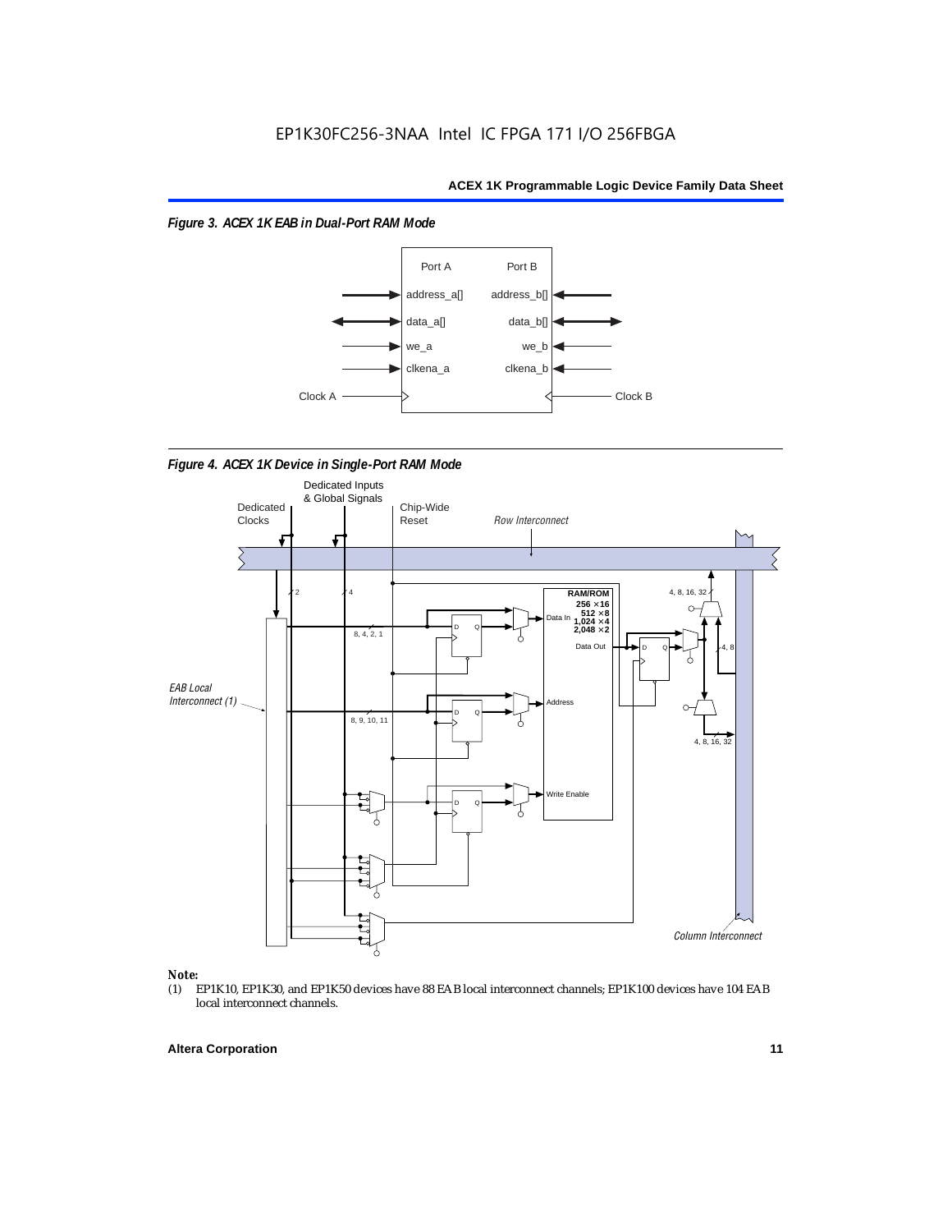*Figure 3. ACEX 1K EAB in Dual-Port RAM Mode*

Port A

address_a[]

data_a[]

we_a

clkena_a

Clock A

Port B

address_b[]

data_b[]

we_b

clkena_b

Clock B

*Figure 4. ACEX 1K Device in Single-Port RAM Mode*

Dedicated Clocks

Dedicated Inputs & Global Signals

Chip-Wide Reset

*Row Interconnect*

*EAB Local Interconnect (1)*

RAM/ROM 256 × 16 512 × 8 1,024 × 4 2,048 × 2

Data In

Data Out

Address

Write Enable

*Column Interconnect*

**Note:**

(1) EP1K10, EP1K30, and EP1K50 devices have 88 EAB local interconnect channels; EP1K100 devices have 104 EAB local interconnect channels.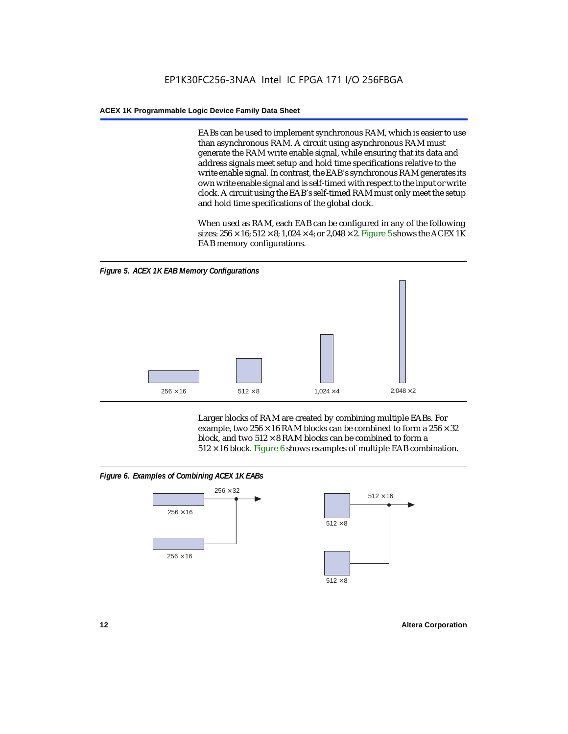EABs can be used to implement synchronous RAM, which is easier to use than asynchronous RAM. A circuit using asynchronous RAM must generate the RAM write enable signal, while ensuring that its data and address signals meet setup and hold time specifications relative to the write enable signal. In contrast, the EAB's synchronous RAM generates its own write enable signal and is self-timed with respect to the input or write clock. A circuit using the EAB's self-timed RAM must only meet the setup and hold time specifications of the global clock.

When used as RAM, each EAB can be configured in any of the following sizes: 256 × 16; 512 × 8; 1,024 × 4; or 2,048 × 2. Figure 5 shows the ACEX 1K EAB memory configurations.

*Figure 5. ACEX 1K EAB Memory Configurations*

256 × 16 &nbsp;&nbsp; 512 × 8 &nbsp;&nbsp; 1,024 × 4 &nbsp;&nbsp; 2,048 × 2

Larger blocks of RAM are created by combining multiple EABs. For example, two 256 × 16 RAM blocks can be combined to form a 256 × 32 block, and two 512 × 8 RAM blocks can be combined to form a 512 × 16 block. Figure 6 shows examples of multiple EAB combination.

*Figure 6. Examples of Combining ACEX 1K EABs*

256 × 32: 256 × 16, 256 × 16

512 × 16: 512 × 8, 512 × 8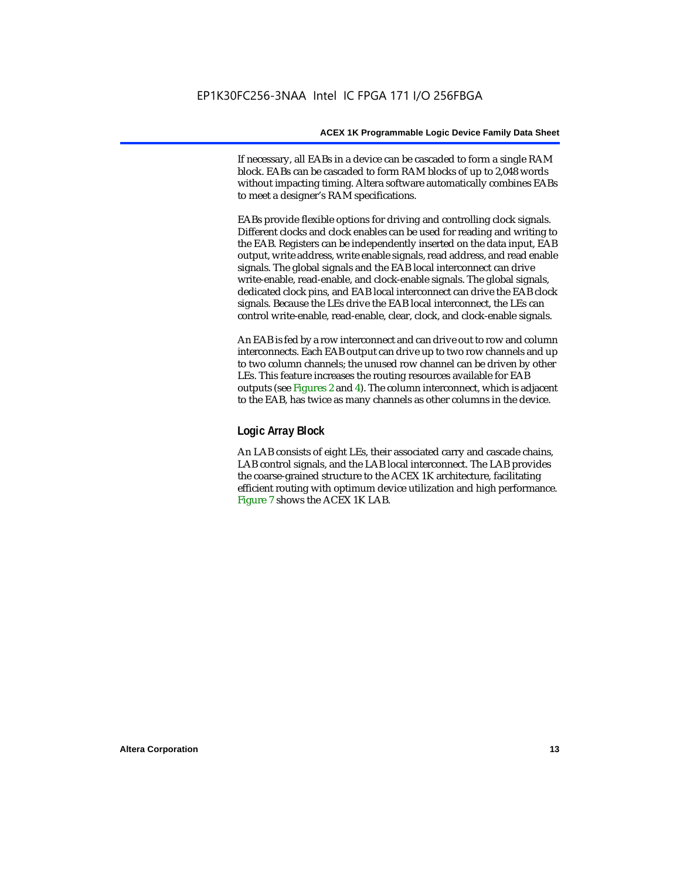If necessary, all EABs in a device can be cascaded to form a single RAM block. EABs can be cascaded to form RAM blocks of up to 2,048 words without impacting timing. Altera software automatically combines EABs to meet a designer's RAM specifications.

EABs provide flexible options for driving and controlling clock signals. Different clocks and clock enables can be used for reading and writing to the EAB. Registers can be independently inserted on the data input, EAB output, write address, write enable signals, read address, and read enable signals. The global signals and the EAB local interconnect can drive write-enable, read-enable, and clock-enable signals. The global signals, dedicated clock pins, and EAB local interconnect can drive the EAB clock signals. Because the LEs drive the EAB local interconnect, the LEs can control write-enable, read-enable, clear, clock, and clock-enable signals.

An EAB is fed by a row interconnect and can drive out to row and column interconnects. Each EAB output can drive up to two row channels and up to two column channels; the unused row channel can be driven by other LEs. This feature increases the routing resources available for EAB outputs (see Figures 2 and 4). The column interconnect, which is adjacent to the EAB, has twice as many channels as other columns in the device.

### Logic Array Block

An LAB consists of eight LEs, their associated carry and cascade chains, LAB control signals, and the LAB local interconnect. The LAB provides the coarse-grained structure to the ACEX 1K architecture, facilitating efficient routing with optimum device utilization and high performance. Figure 7 shows the ACEX 1K LAB.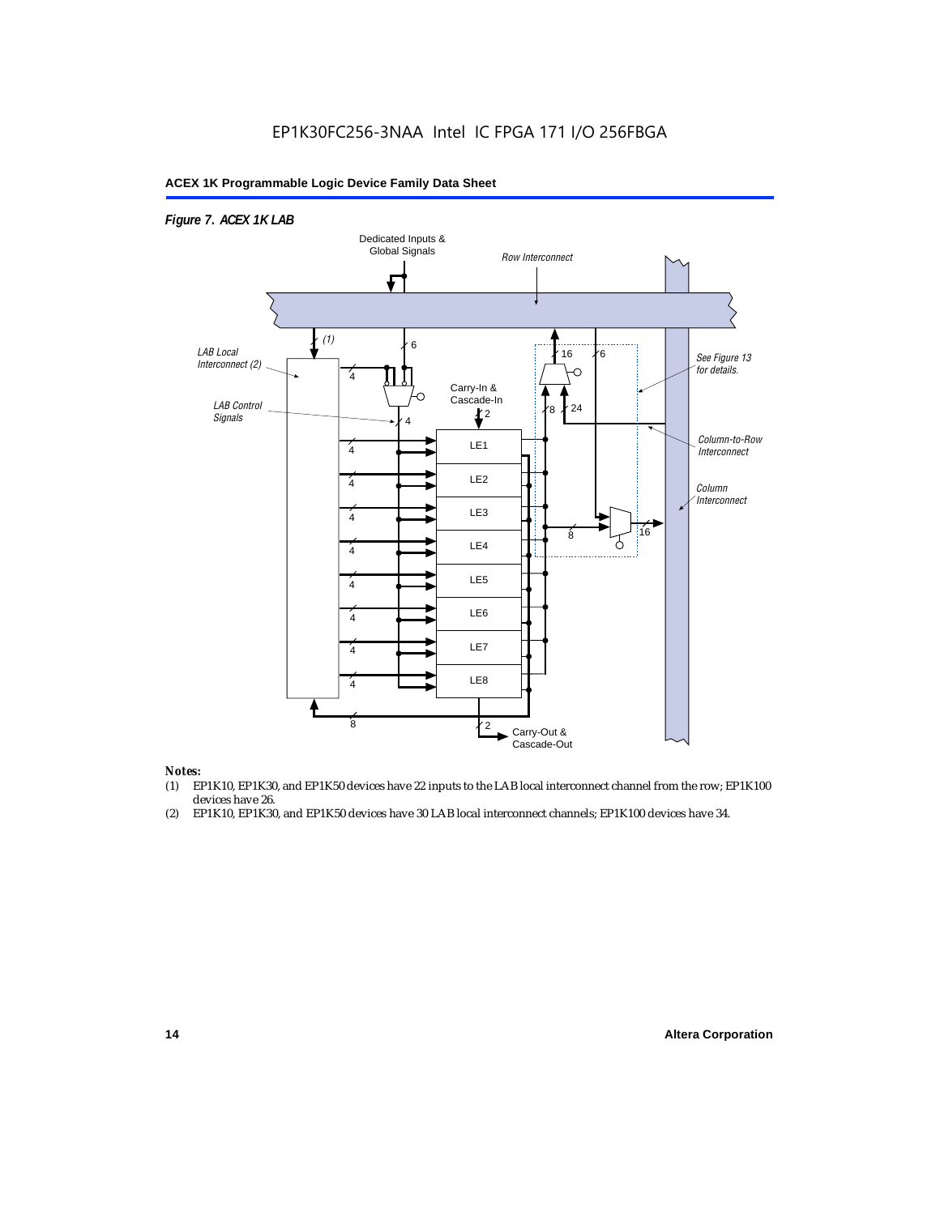*Figure 7. ACEX 1K LAB*

*Notes:*

(1) EP1K10, EP1K30, and EP1K50 devices have 22 inputs to the LAB local interconnect channel from the row; EP1K100 devices have 26.

(2) EP1K10, EP1K30, and EP1K50 devices have 30 LAB local interconnect channels; EP1K100 devices have 34.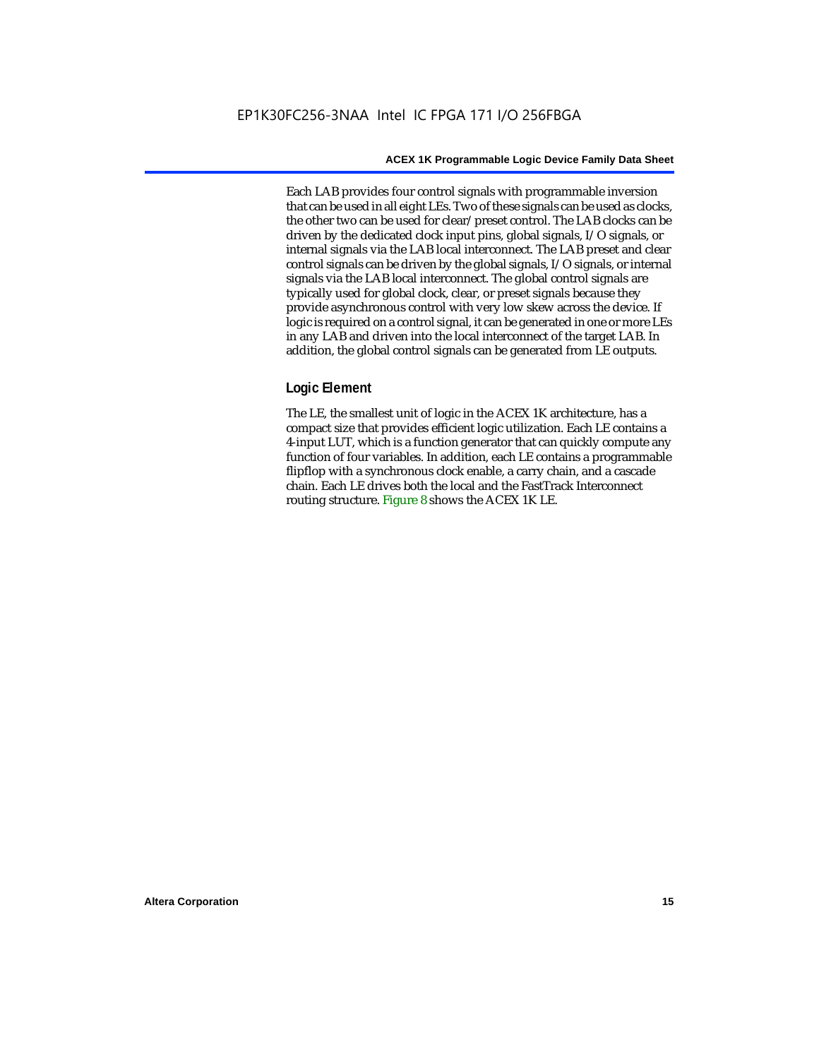Each LAB provides four control signals with programmable inversion that can be used in all eight LEs. Two of these signals can be used as clocks, the other two can be used for clear/preset control. The LAB clocks can be driven by the dedicated clock input pins, global signals, I/O signals, or internal signals via the LAB local interconnect. The LAB preset and clear control signals can be driven by the global signals, I/O signals, or internal signals via the LAB local interconnect. The global control signals are typically used for global clock, clear, or preset signals because they provide asynchronous control with very low skew across the device. If logic is required on a control signal, it can be generated in one or more LEs in any LAB and driven into the local interconnect of the target LAB. In addition, the global control signals can be generated from LE outputs.

### Logic Element

The LE, the smallest unit of logic in the ACEX 1K architecture, has a compact size that provides efficient logic utilization. Each LE contains a 4-input LUT, which is a function generator that can quickly compute any function of four variables. In addition, each LE contains a programmable flipflop with a synchronous clock enable, a carry chain, and a cascade chain. Each LE drives both the local and the FastTrack Interconnect routing structure. Figure 8 shows the ACEX 1K LE.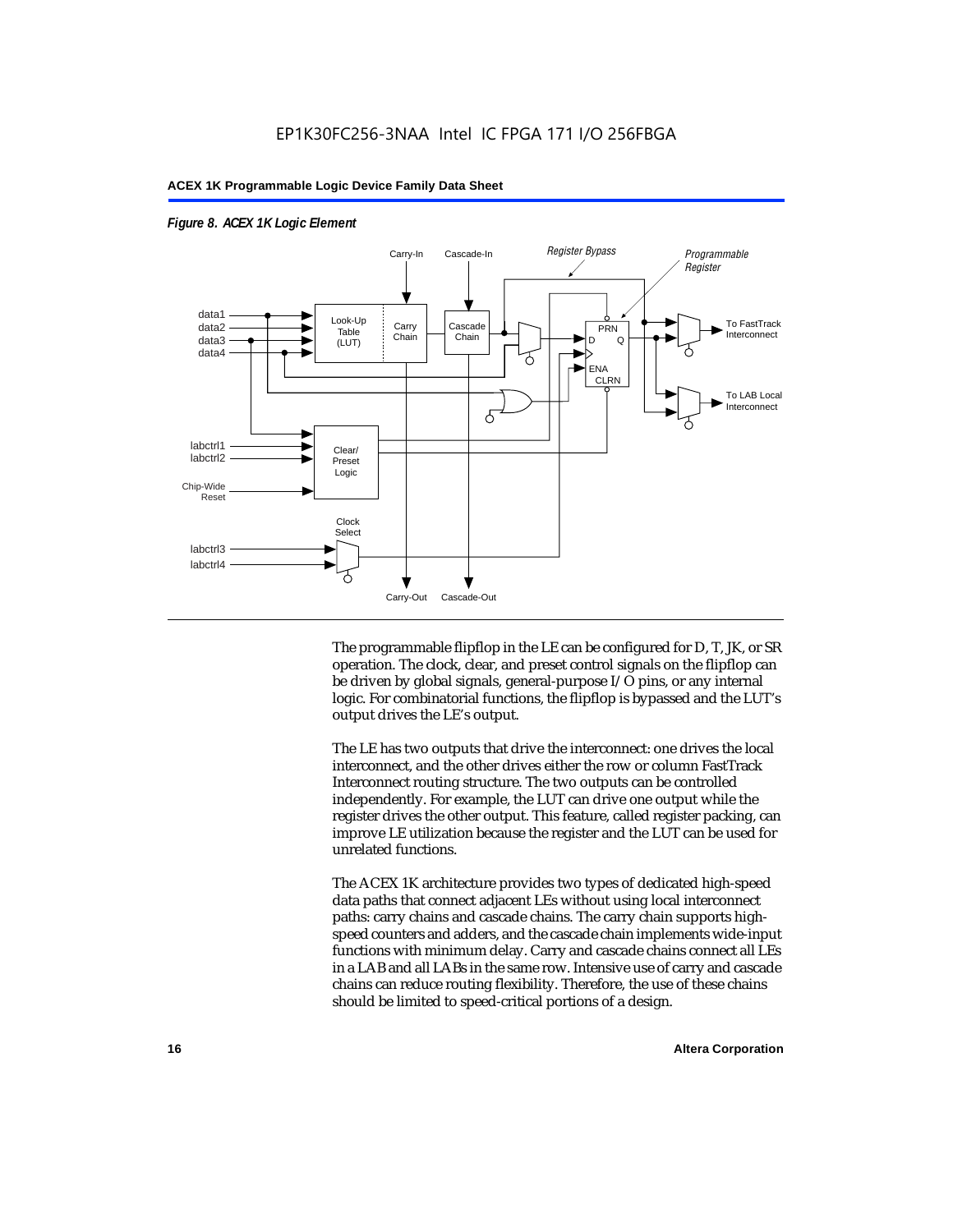*Figure 8. ACEX 1K Logic Element*

The programmable flipflop in the LE can be configured for D, T, JK, or SR operation. The clock, clear, and preset control signals on the flipflop can be driven by global signals, general-purpose I/O pins, or any internal logic. For combinatorial functions, the flipflop is bypassed and the LUT's output drives the LE's output.

The LE has two outputs that drive the interconnect: one drives the local interconnect, and the other drives either the row or column FastTrack Interconnect routing structure. The two outputs can be controlled independently. For example, the LUT can drive one output while the register drives the other output. This feature, called register packing, can improve LE utilization because the register and the LUT can be used for unrelated functions.

The ACEX 1K architecture provides two types of dedicated high-speed data paths that connect adjacent LEs without using local interconnect paths: carry chains and cascade chains. The carry chain supports high-speed counters and adders, and the cascade chain implements wide-input functions with minimum delay. Carry and cascade chains connect all LEs in a LAB and all LABs in the same row. Intensive use of carry and cascade chains can reduce routing flexibility. Therefore, the use of these chains should be limited to speed-critical portions of a design.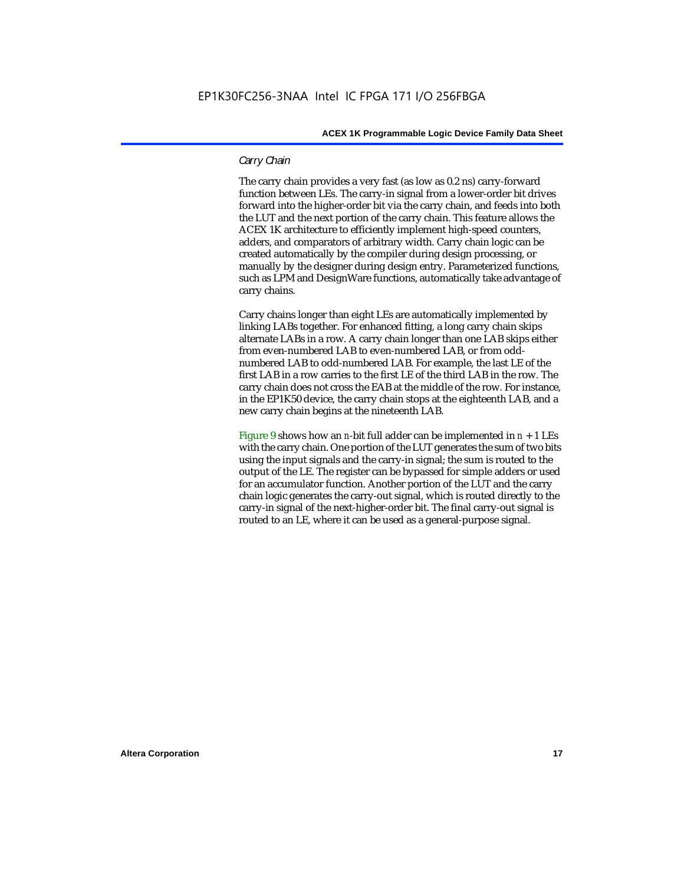*Carry Chain*

The carry chain provides a very fast (as low as 0.2 ns) carry-forward function between LEs. The carry-in signal from a lower-order bit drives forward into the higher-order bit via the carry chain, and feeds into both the LUT and the next portion of the carry chain. This feature allows the ACEX 1K architecture to efficiently implement high-speed counters, adders, and comparators of arbitrary width. Carry chain logic can be created automatically by the compiler during design processing, or manually by the designer during design entry. Parameterized functions, such as LPM and DesignWare functions, automatically take advantage of carry chains.

Carry chains longer than eight LEs are automatically implemented by linking LABs together. For enhanced fitting, a long carry chain skips alternate LABs in a row. A carry chain longer than one LAB skips either from even-numbered LAB to even-numbered LAB, or from odd-numbered LAB to odd-numbered LAB. For example, the last LE of the first LAB in a row carries to the first LE of the third LAB in the row. The carry chain does not cross the EAB at the middle of the row. For instance, in the EP1K50 device, the carry chain stops at the eighteenth LAB, and a new carry chain begins at the nineteenth LAB.

Figure 9 shows how an $n$-bit full adder can be implemented in $n + 1$ LEs with the carry chain. One portion of the LUT generates the sum of two bits using the input signals and the carry-in signal; the sum is routed to the output of the LE. The register can be bypassed for simple adders or used for an accumulator function. Another portion of the LUT and the carry chain logic generates the carry-out signal, which is routed directly to the carry-in signal of the next-higher-order bit. The final carry-out signal is routed to an LE, where it can be used as a general-purpose signal.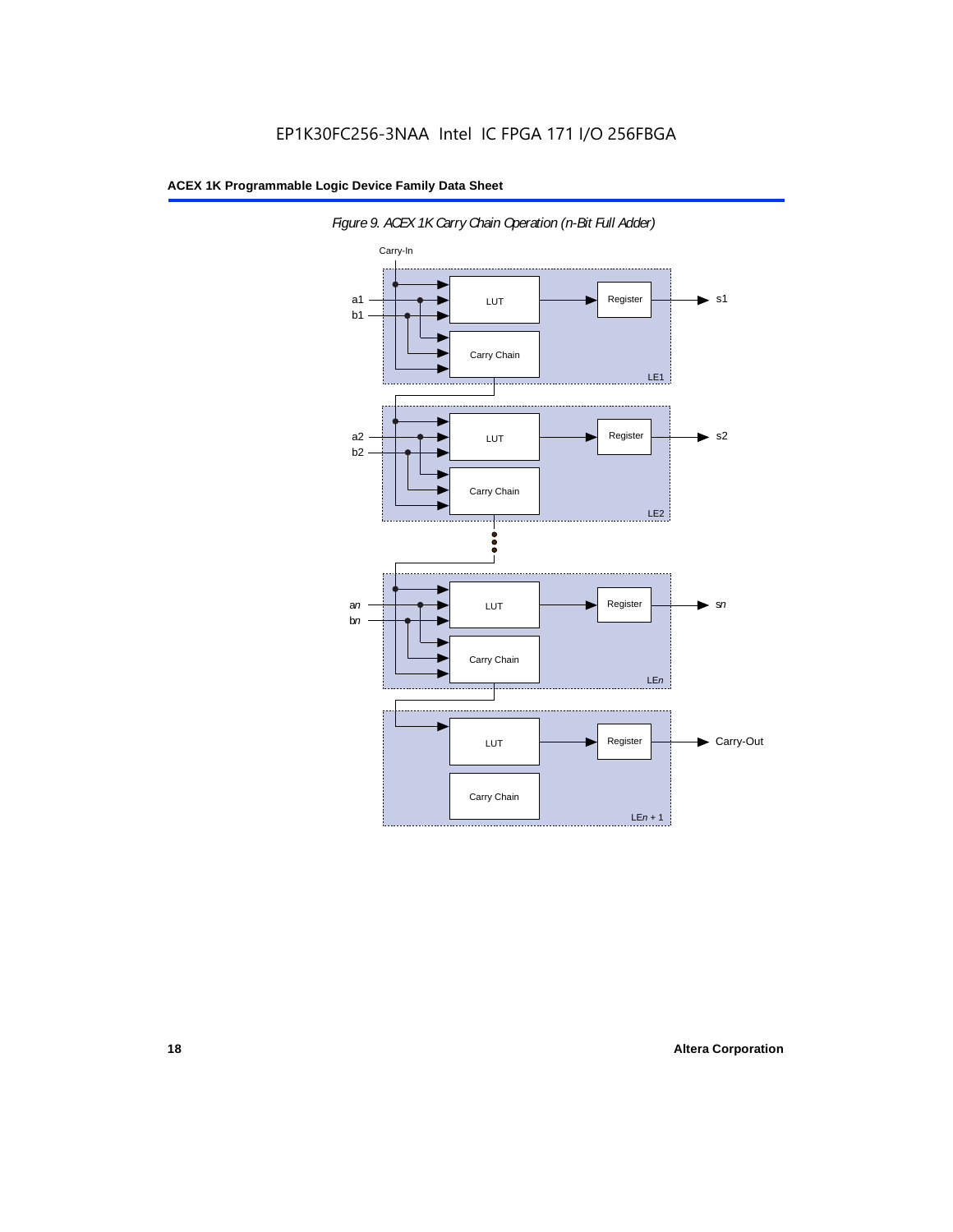*Figure 9. ACEX 1K Carry Chain Operation (n-Bit Full Adder)*

Carry-In

a1
b1
LUT
Register
s1
Carry Chain
LE1

a2
b2
LUT
Register
s2
Carry Chain
LE2

a*n*
b*n*
LUT
Register
s*n*
Carry Chain
LE*n*

LUT
Register
Carry-Out
Carry Chain
LE*n* + 1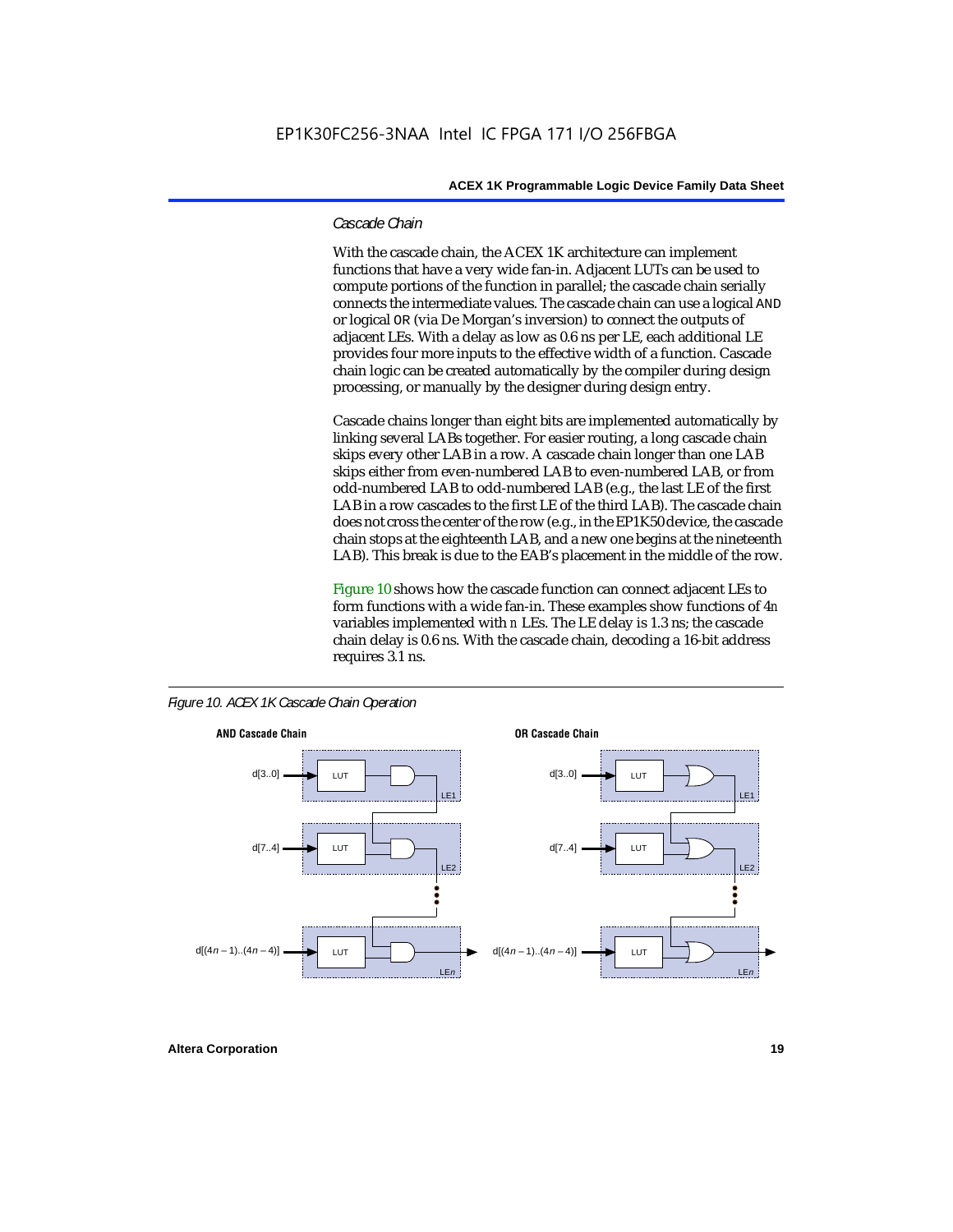### *Cascade Chain*

With the cascade chain, the ACEX 1K architecture can implement functions that have a very wide fan-in. Adjacent LUTs can be used to compute portions of the function in parallel; the cascade chain serially connects the intermediate values. The cascade chain can use a logical AND or logical OR (via De Morgan's inversion) to connect the outputs of adjacent LEs. With a delay as low as 0.6 ns per LE, each additional LE provides four more inputs to the effective width of a function. Cascade chain logic can be created automatically by the compiler during design processing, or manually by the designer during design entry.

Cascade chains longer than eight bits are implemented automatically by linking several LABs together. For easier routing, a long cascade chain skips every other LAB in a row. A cascade chain longer than one LAB skips either from even-numbered LAB to even-numbered LAB, or from odd-numbered LAB to odd-numbered LAB (e.g., the last LE of the first LAB in a row cascades to the first LE of the third LAB). The cascade chain does not cross the center of the row (e.g., in the EP1K50 device, the cascade chain stops at the eighteenth LAB, and a new one begins at the nineteenth LAB). This break is due to the EAB's placement in the middle of the row.

Figure 10 shows how the cascade function can connect adjacent LEs to form functions with a wide fan-in. These examples show functions of $4n$ variables implemented with $n$ LEs. The LE delay is 1.3 ns; the cascade chain delay is 0.6 ns. With the cascade chain, decoding a 16-bit address requires 3.1 ns.

*Figure 10. ACEX 1K Cascade Chain Operation*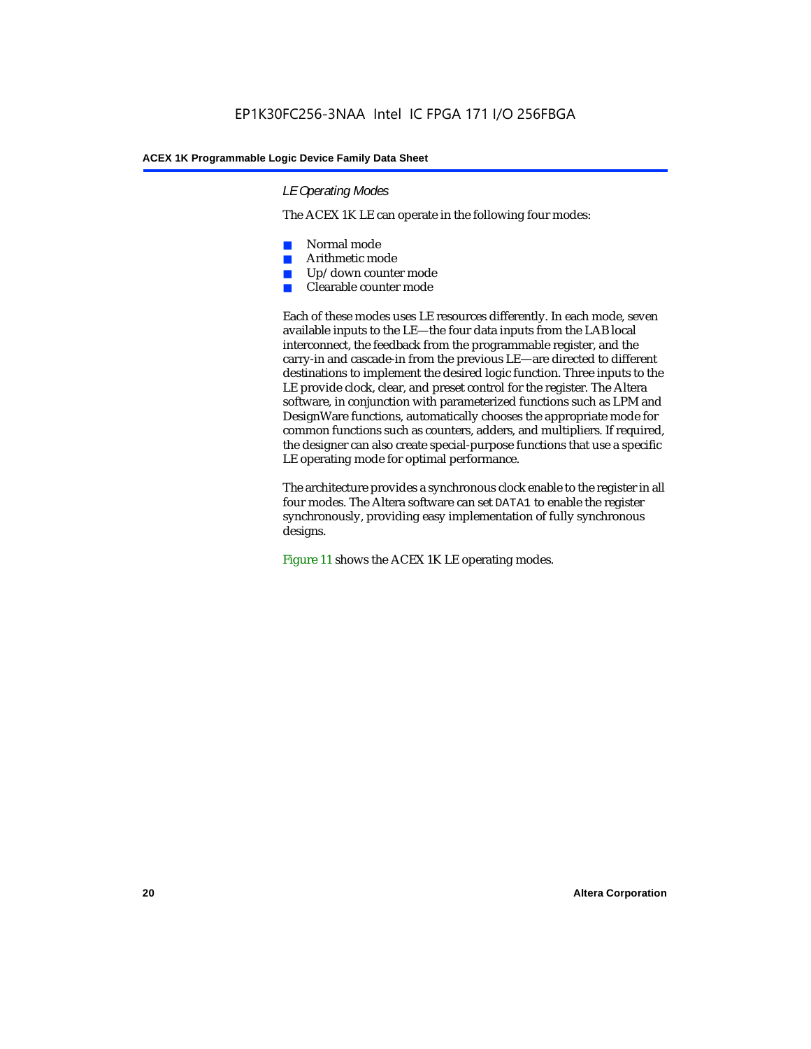### *LE Operating Modes*

The ACEX 1K LE can operate in the following four modes:

- Normal mode
- Arithmetic mode
- Up/down counter mode
- Clearable counter mode

Each of these modes uses LE resources differently. In each mode, seven available inputs to the LE—the four data inputs from the LAB local interconnect, the feedback from the programmable register, and the carry-in and cascade-in from the previous LE—are directed to different destinations to implement the desired logic function. Three inputs to the LE provide clock, clear, and preset control for the register. The Altera software, in conjunction with parameterized functions such as LPM and DesignWare functions, automatically chooses the appropriate mode for common functions such as counters, adders, and multipliers. If required, the designer can also create special-purpose functions that use a specific LE operating mode for optimal performance.

The architecture provides a synchronous clock enable to the register in all four modes. The Altera software can set `DATA1` to enable the register synchronously, providing easy implementation of fully synchronous designs.

Figure 11 shows the ACEX 1K LE operating modes.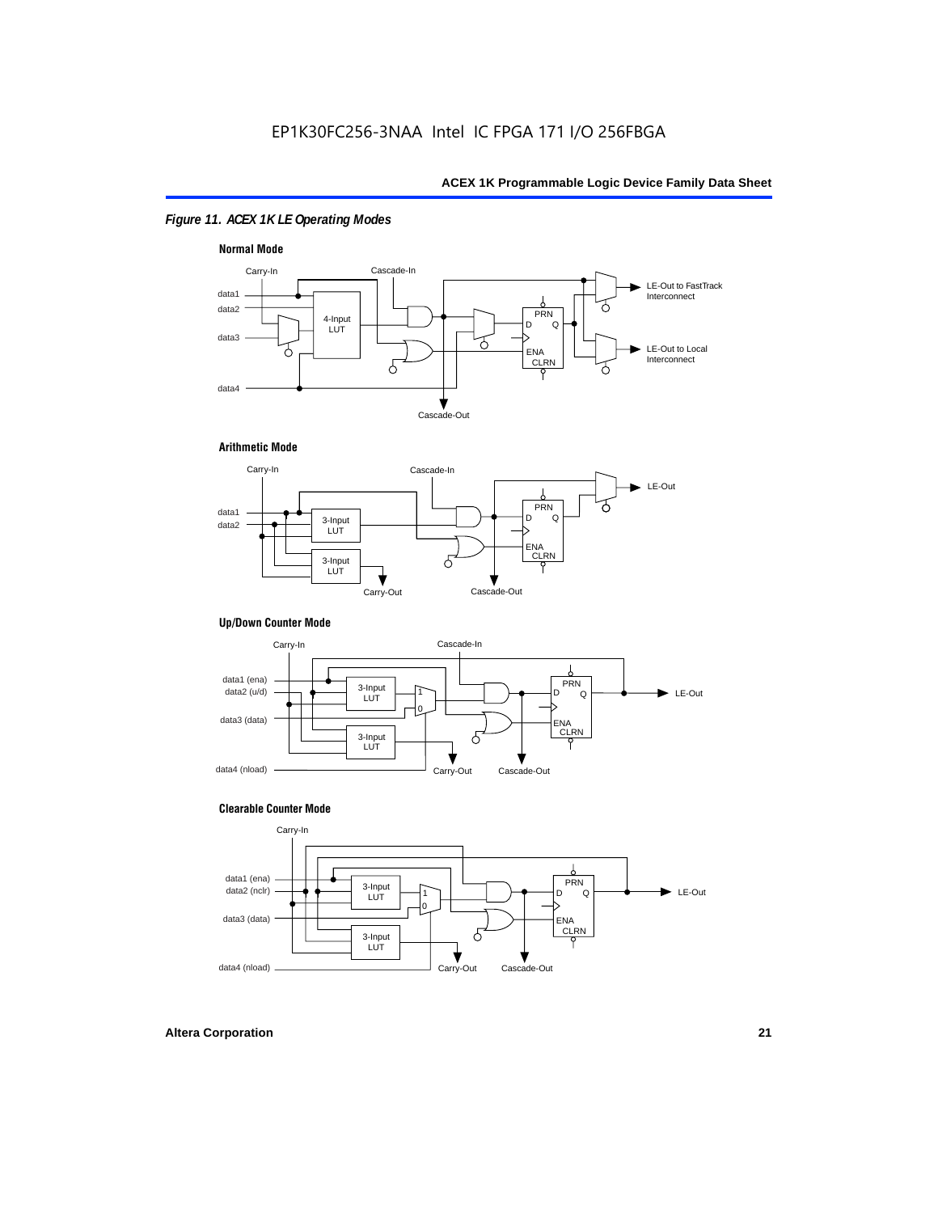*Figure 11. ACEX 1K LE Operating Modes*

**Normal Mode**

Carry-In, Cascade-In, data1, data2, data3, data4, 4-Input LUT, PRN, D, Q, ENA, CLRN, LE-Out to FastTrack Interconnect, LE-Out to Local Interconnect, Cascade-Out

**Arithmetic Mode**

Carry-In, Cascade-In, data1, data2, 3-Input LUT, 3-Input LUT, PRN, D, Q, ENA, CLRN, LE-Out, Carry-Out, Cascade-Out

**Up/Down Counter Mode**

Carry-In, Cascade-In, data1 (ena), data2 (u/d), data3 (data), data4 (nload), 3-Input LUT, 3-Input LUT, 1, 0, PRN, D, Q, ENA, CLRN, LE-Out, Carry-Out, Cascade-Out

**Clearable Counter Mode**

Carry-In, data1 (ena), data2 (nclr), data3 (data), data4 (nload), 3-Input LUT, 3-Input LUT, 1, 0, PRN, D, Q, ENA, CLRN, LE-Out, Carry-Out, Cascade-Out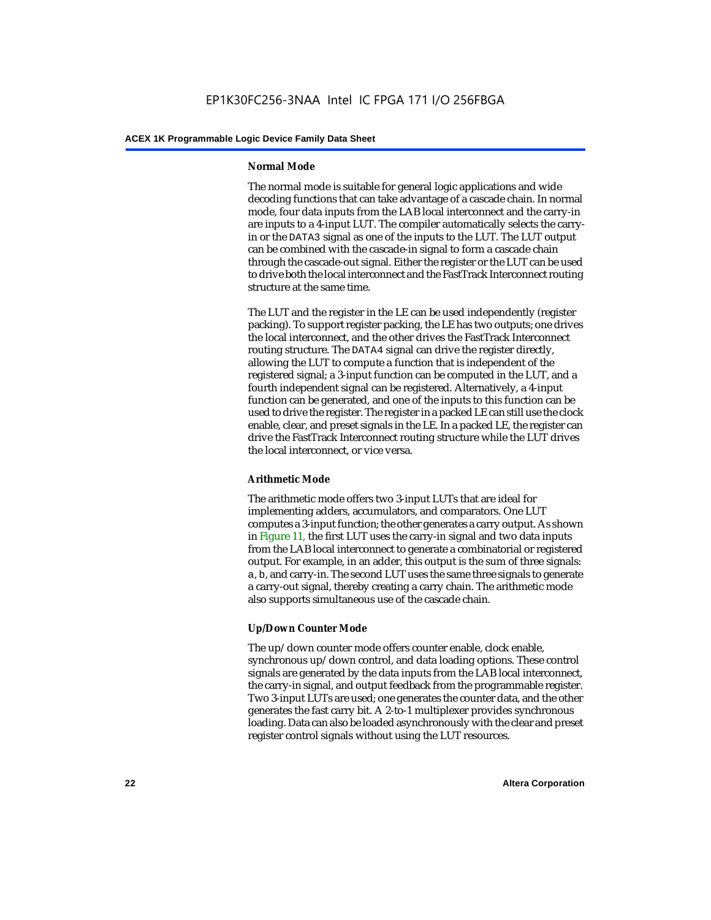### Normal Mode

The normal mode is suitable for general logic applications and wide decoding functions that can take advantage of a cascade chain. In normal mode, four data inputs from the LAB local interconnect and the carry-in are inputs to a 4-input LUT. The compiler automatically selects the carry-in or the DATA3 signal as one of the inputs to the LUT. The LUT output can be combined with the cascade-in signal to form a cascade chain through the cascade-out signal. Either the register or the LUT can be used to drive both the local interconnect and the FastTrack Interconnect routing structure at the same time.

The LUT and the register in the LE can be used independently (register packing). To support register packing, the LE has two outputs; one drives the local interconnect, and the other drives the FastTrack Interconnect routing structure. The DATA4 signal can drive the register directly, allowing the LUT to compute a function that is independent of the registered signal; a 3-input function can be computed in the LUT, and a fourth independent signal can be registered. Alternatively, a 4-input function can be generated, and one of the inputs to this function can be used to drive the register. The register in a packed LE can still use the clock enable, clear, and preset signals in the LE. In a packed LE, the register can drive the FastTrack Interconnect routing structure while the LUT drives the local interconnect, or vice versa.

### Arithmetic Mode

The arithmetic mode offers two 3-input LUTs that are ideal for implementing adders, accumulators, and comparators. One LUT computes a 3-input function; the other generates a carry output. As shown in Figure 11, the first LUT uses the carry-in signal and two data inputs from the LAB local interconnect to generate a combinatorial or registered output. For example, in an adder, this output is the sum of three signals: a, b, and carry-in. The second LUT uses the same three signals to generate a carry-out signal, thereby creating a carry chain. The arithmetic mode also supports simultaneous use of the cascade chain.

### Up/Down Counter Mode

The up/down counter mode offers counter enable, clock enable, synchronous up/down control, and data loading options. These control signals are generated by the data inputs from the LAB local interconnect, the carry-in signal, and output feedback from the programmable register. Two 3-input LUTs are used; one generates the counter data, and the other generates the fast carry bit. A 2-to-1 multiplexer provides synchronous loading. Data can also be loaded asynchronously with the clear and preset register control signals without using the LUT resources.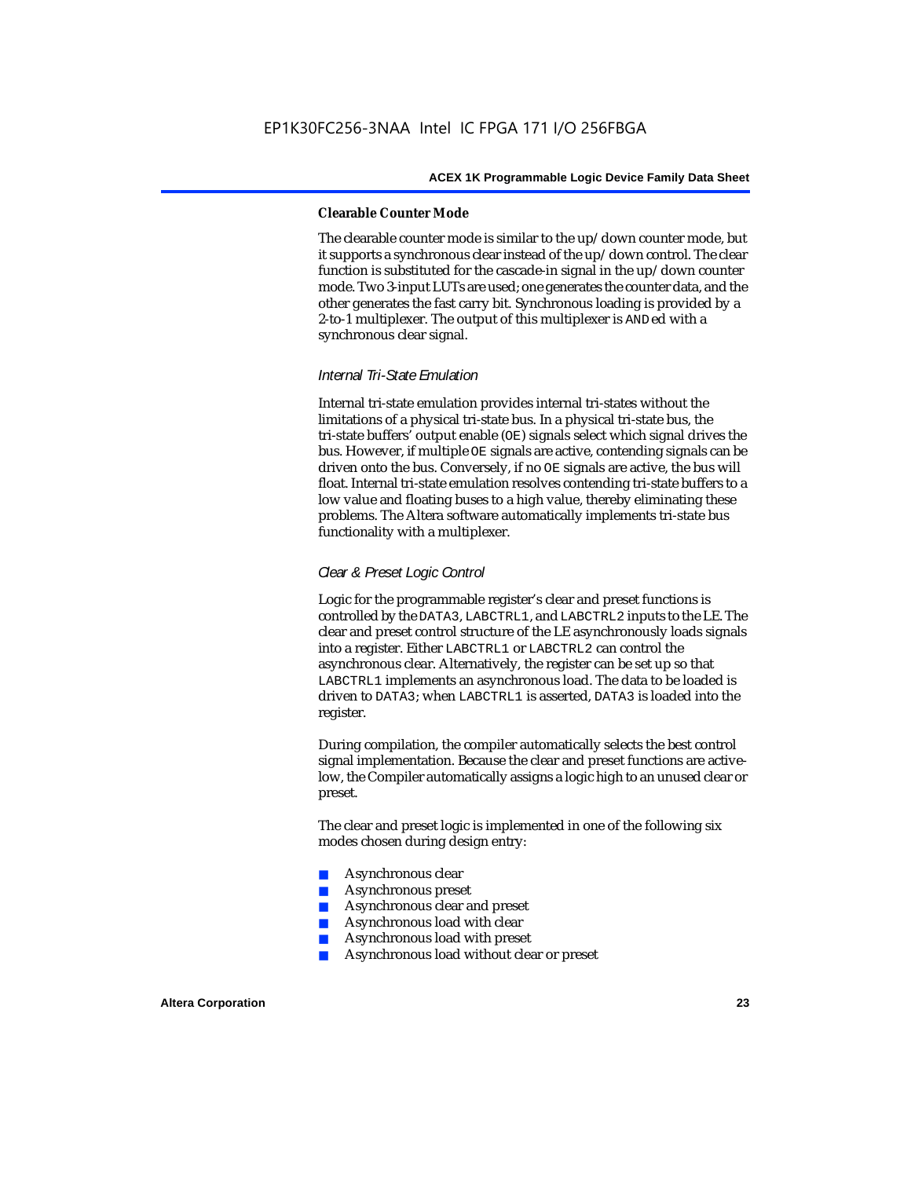#### Clearable Counter Mode

The clearable counter mode is similar to the up/down counter mode, but it supports a synchronous clear instead of the up/down control. The clear function is substituted for the cascade-in signal in the up/down counter mode. Two 3-input LUTs are used; one generates the counter data, and the other generates the fast carry bit. Synchronous loading is provided by a 2-to-1 multiplexer. The output of this multiplexer is `AND`ed with a synchronous clear signal.

### *Internal Tri-State Emulation*

Internal tri-state emulation provides internal tri-states without the limitations of a physical tri-state bus. In a physical tri-state bus, the tri-state buffers' output enable (`OE`) signals select which signal drives the bus. However, if multiple `OE` signals are active, contending signals can be driven onto the bus. Conversely, if no `OE` signals are active, the bus will float. Internal tri-state emulation resolves contending tri-state buffers to a low value and floating buses to a high value, thereby eliminating these problems. The Altera software automatically implements tri-state bus functionality with a multiplexer.

### *Clear & Preset Logic Control*

Logic for the programmable register's clear and preset functions is controlled by the `DATA3`, `LABCTRL1`, and `LABCTRL2` inputs to the LE. The clear and preset control structure of the LE asynchronously loads signals into a register. Either `LABCTRL1` or `LABCTRL2` can control the asynchronous clear. Alternatively, the register can be set up so that `LABCTRL1` implements an asynchronous load. The data to be loaded is driven to `DATA3`; when `LABCTRL1` is asserted, `DATA3` is loaded into the register.

During compilation, the compiler automatically selects the best control signal implementation. Because the clear and preset functions are active-low, the Compiler automatically assigns a logic high to an unused clear or preset.

The clear and preset logic is implemented in one of the following six modes chosen during design entry:

- Asynchronous clear
- Asynchronous preset
- Asynchronous clear and preset
- Asynchronous load with clear
- Asynchronous load with preset
- Asynchronous load without clear or preset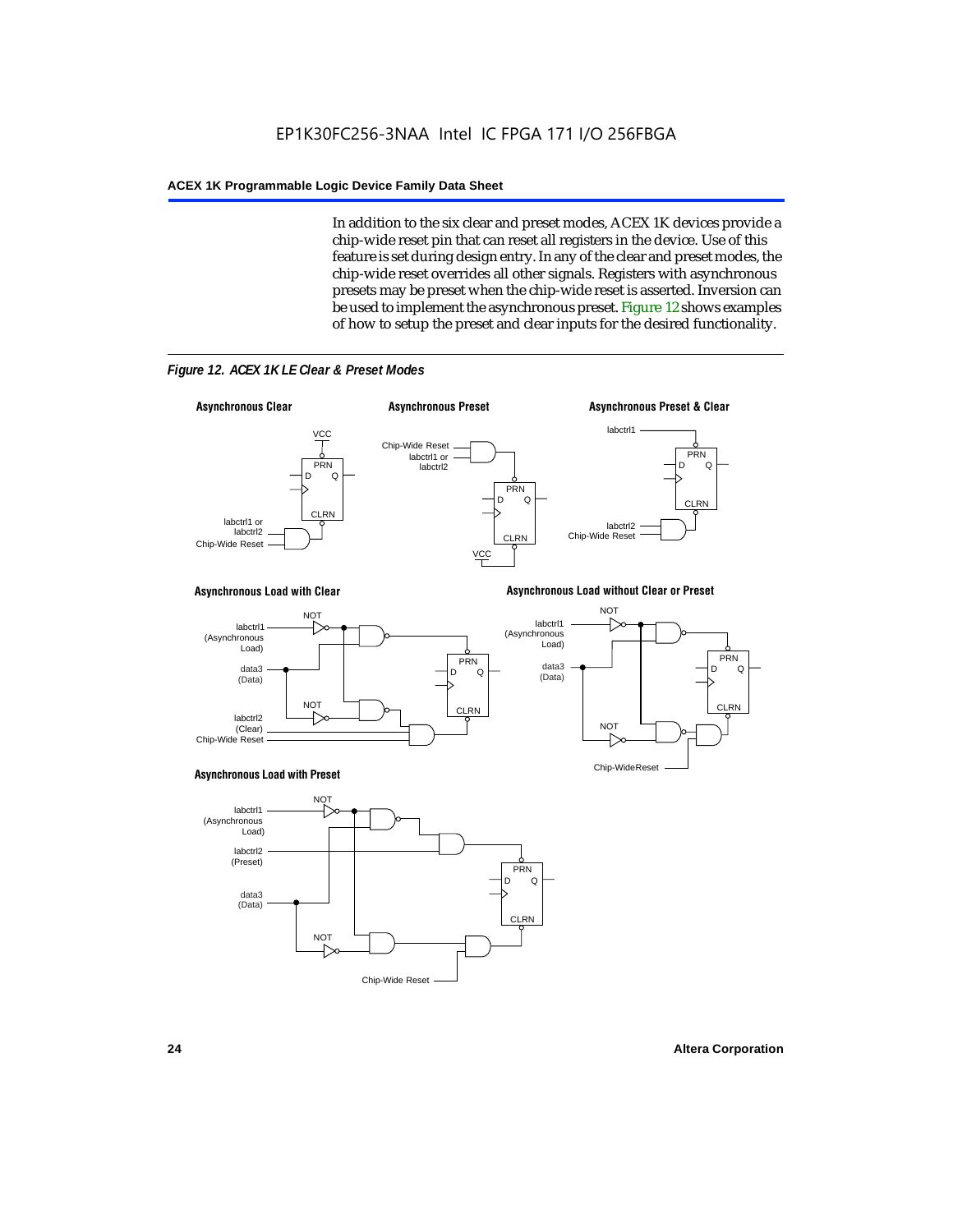In addition to the six clear and preset modes, ACEX 1K devices provide a chip-wide reset pin that can reset all registers in the device. Use of this feature is set during design entry. In any of the clear and preset modes, the chip-wide reset overrides all other signals. Registers with asynchronous presets may be preset when the chip-wide reset is asserted. Inversion can be used to implement the asynchronous preset. Figure 12 shows examples of how to setup the preset and clear inputs for the desired functionality.

*Figure 12. ACEX 1K LE Clear & Preset Modes*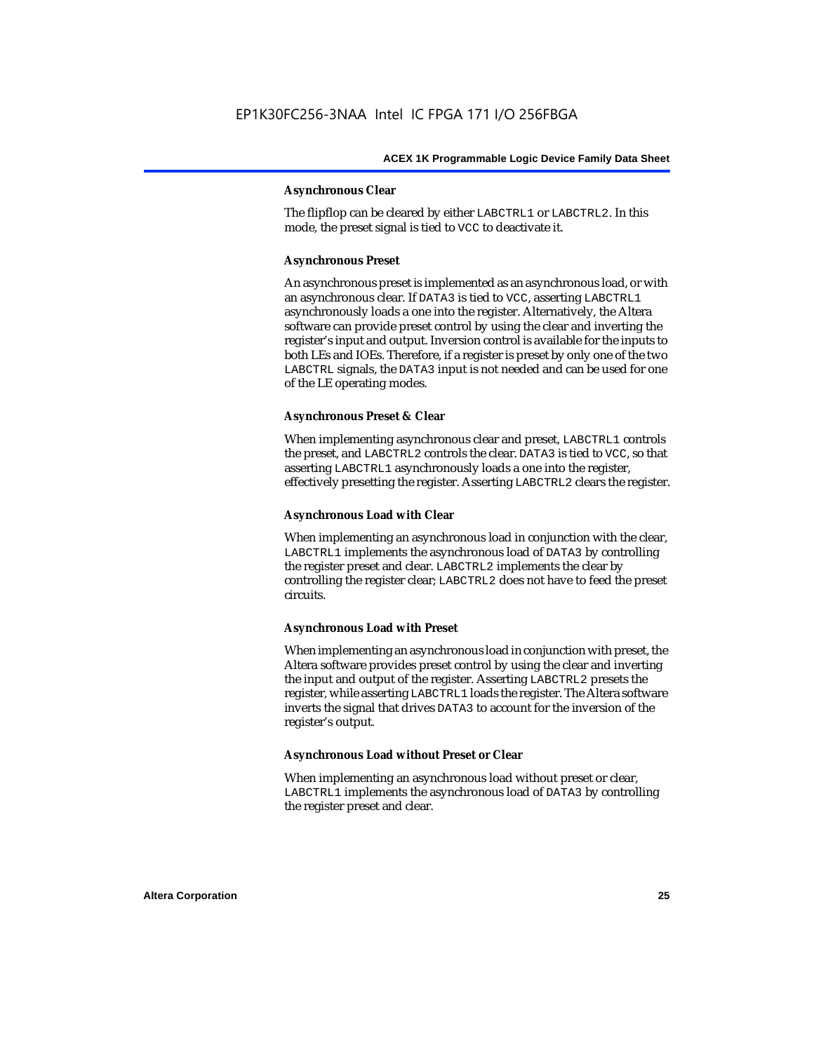#### Asynchronous Clear

The flipflop can be cleared by either LABCTRL1 or LABCTRL2. In this mode, the preset signal is tied to VCC to deactivate it.

#### Asynchronous Preset

An asynchronous preset is implemented as an asynchronous load, or with an asynchronous clear. If DATA3 is tied to VCC, asserting LABCTRL1 asynchronously loads a one into the register. Alternatively, the Altera software can provide preset control by using the clear and inverting the register's input and output. Inversion control is available for the inputs to both LEs and IOEs. Therefore, if a register is preset by only one of the two LABCTRL signals, the DATA3 input is not needed and can be used for one of the LE operating modes.

#### Asynchronous Preset & Clear

When implementing asynchronous clear and preset, LABCTRL1 controls the preset, and LABCTRL2 controls the clear. DATA3 is tied to VCC, so that asserting LABCTRL1 asynchronously loads a one into the register, effectively presetting the register. Asserting LABCTRL2 clears the register.

#### Asynchronous Load with Clear

When implementing an asynchronous load in conjunction with the clear, LABCTRL1 implements the asynchronous load of DATA3 by controlling the register preset and clear. LABCTRL2 implements the clear by controlling the register clear; LABCTRL2 does not have to feed the preset circuits.

#### Asynchronous Load with Preset

When implementing an asynchronous load in conjunction with preset, the Altera software provides preset control by using the clear and inverting the input and output of the register. Asserting LABCTRL2 presets the register, while asserting LABCTRL1 loads the register. The Altera software inverts the signal that drives DATA3 to account for the inversion of the register's output.

#### Asynchronous Load without Preset or Clear

When implementing an asynchronous load without preset or clear, LABCTRL1 implements the asynchronous load of DATA3 by controlling the register preset and clear.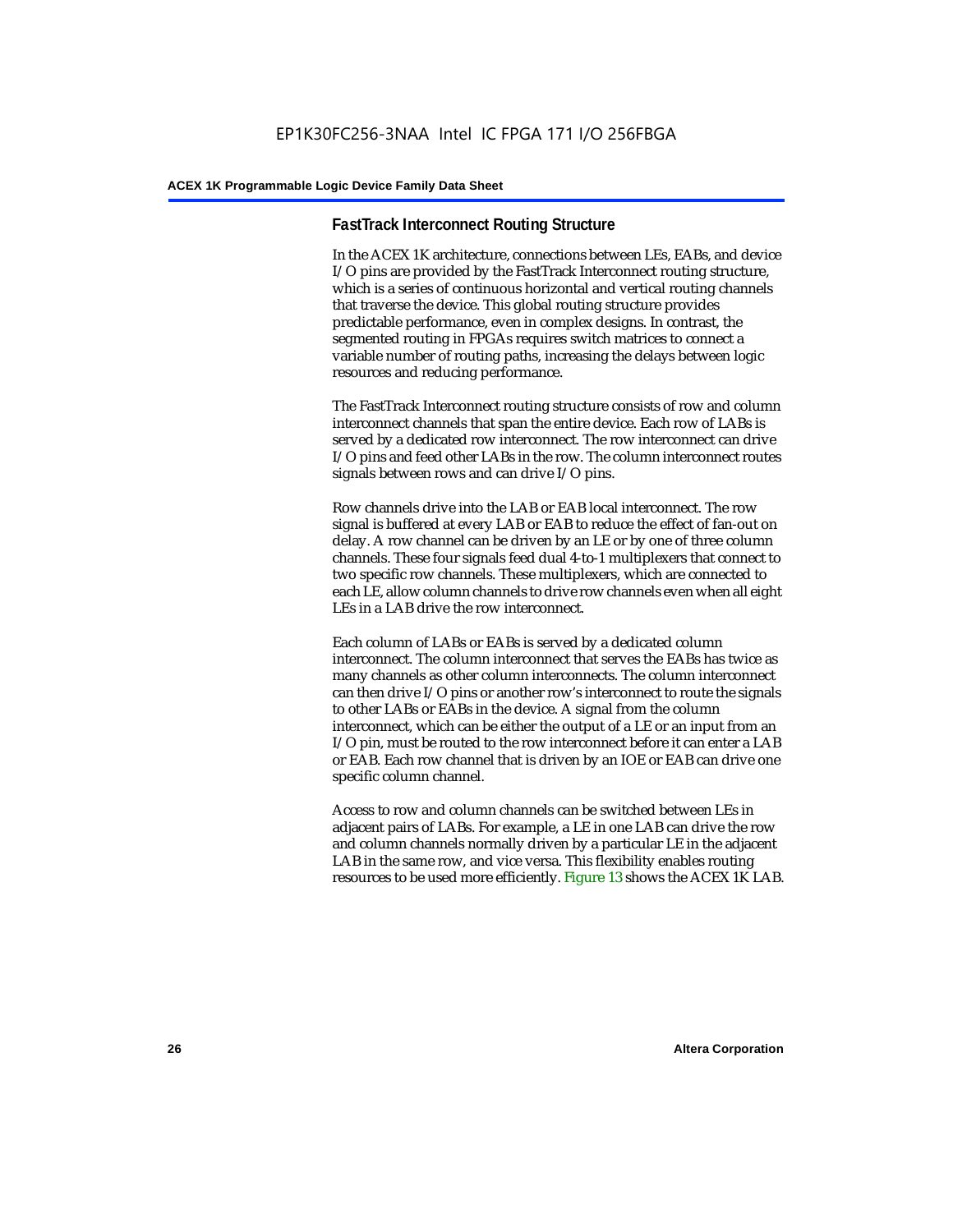### FastTrack Interconnect Routing Structure

In the ACEX 1K architecture, connections between LEs, EABs, and device I/O pins are provided by the FastTrack Interconnect routing structure, which is a series of continuous horizontal and vertical routing channels that traverse the device. This global routing structure provides predictable performance, even in complex designs. In contrast, the segmented routing in FPGAs requires switch matrices to connect a variable number of routing paths, increasing the delays between logic resources and reducing performance.

The FastTrack Interconnect routing structure consists of row and column interconnect channels that span the entire device. Each row of LABs is served by a dedicated row interconnect. The row interconnect can drive I/O pins and feed other LABs in the row. The column interconnect routes signals between rows and can drive I/O pins.

Row channels drive into the LAB or EAB local interconnect. The row signal is buffered at every LAB or EAB to reduce the effect of fan-out on delay. A row channel can be driven by an LE or by one of three column channels. These four signals feed dual 4-to-1 multiplexers that connect to two specific row channels. These multiplexers, which are connected to each LE, allow column channels to drive row channels even when all eight LEs in a LAB drive the row interconnect.

Each column of LABs or EABs is served by a dedicated column interconnect. The column interconnect that serves the EABs has twice as many channels as other column interconnects. The column interconnect can then drive I/O pins or another row's interconnect to route the signals to other LABs or EABs in the device. A signal from the column interconnect, which can be either the output of a LE or an input from an I/O pin, must be routed to the row interconnect before it can enter a LAB or EAB. Each row channel that is driven by an IOE or EAB can drive one specific column channel.

Access to row and column channels can be switched between LEs in adjacent pairs of LABs. For example, a LE in one LAB can drive the row and column channels normally driven by a particular LE in the adjacent LAB in the same row, and vice versa. This flexibility enables routing resources to be used more efficiently. Figure 13 shows the ACEX 1K LAB.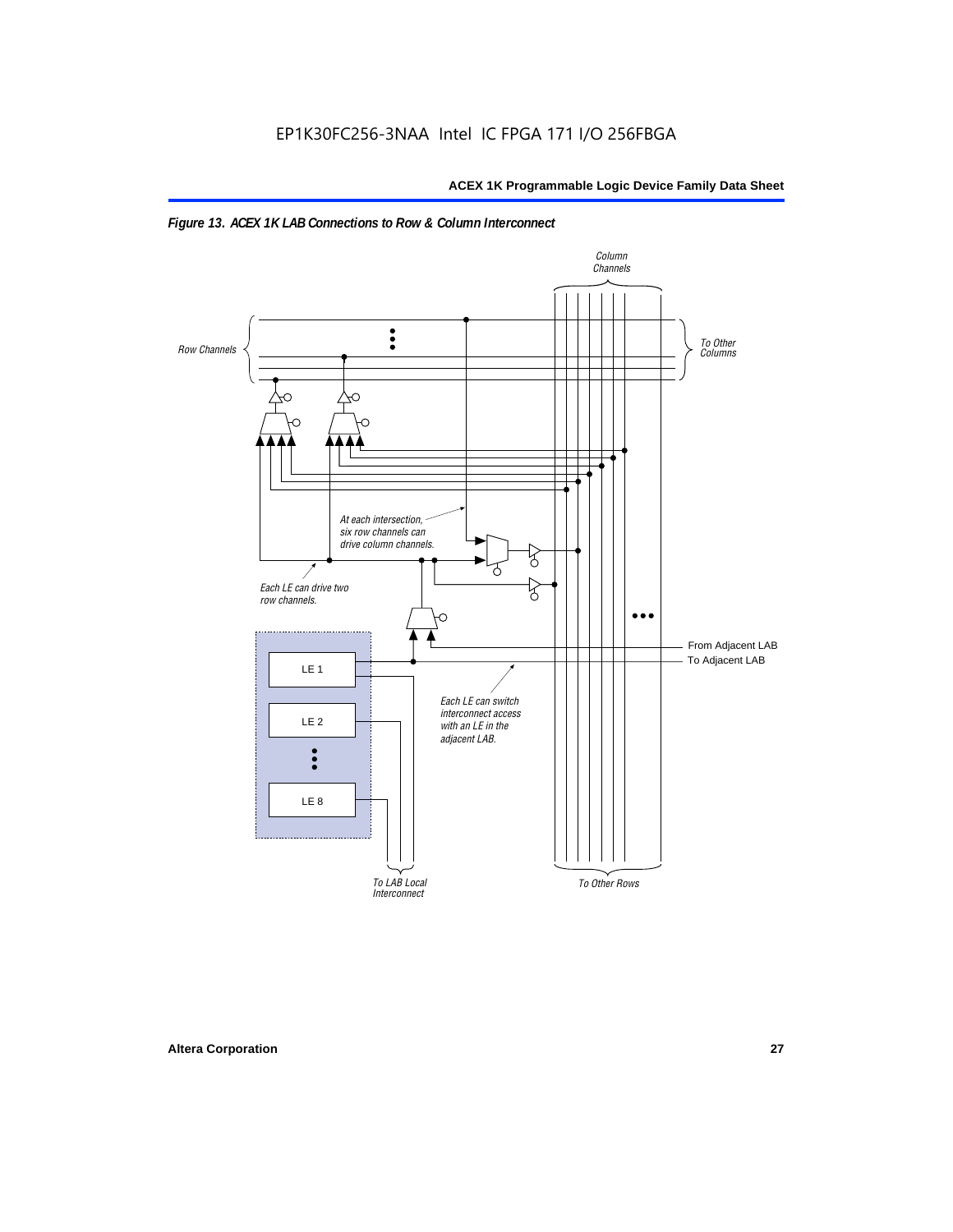EP1K30FC256-3NAA Intel IC FPGA 171 I/O 256FBGA

*Figure 13. ACEX 1K LAB Connections to Row & Column Interconnect*

Column Channels

Row Channels

To Other Columns

At each intersection, six row channels can drive column channels.

Each LE can drive two row channels.

From Adjacent LAB

To Adjacent LAB

LE 1

LE 2

LE 8

Each LE can switch interconnect access with an LE in the adjacent LAB.

To LAB Local Interconnect

To Other Rows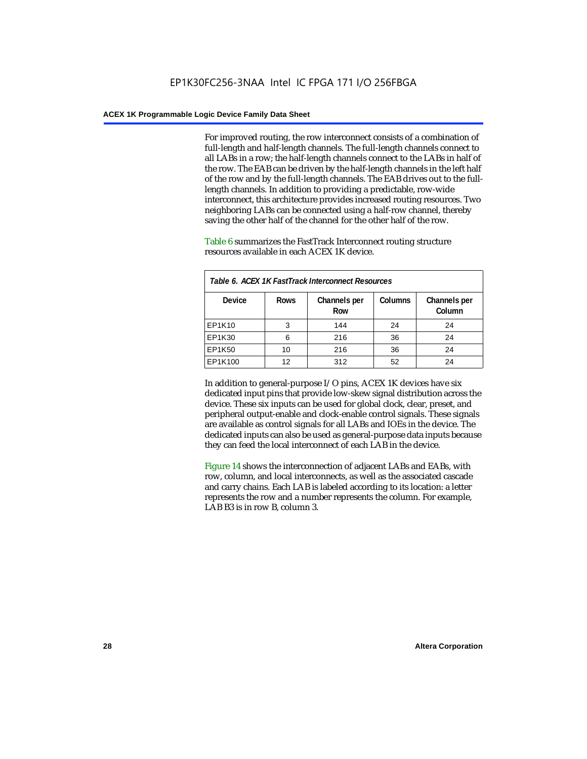For improved routing, the row interconnect consists of a combination of full-length and half-length channels. The full-length channels connect to all LABs in a row; the half-length channels connect to the LABs in half of the row. The EAB can be driven by the half-length channels in the left half of the row and by the full-length channels. The EAB drives out to the full-length channels. In addition to providing a predictable, row-wide interconnect, this architecture provides increased routing resources. Two neighboring LABs can be connected using a half-row channel, thereby saving the other half of the channel for the other half of the row.

Table 6 summarizes the FastTrack Interconnect routing structure resources available in each ACEX 1K device.

*Table 6. ACEX 1K FastTrack Interconnect Resources*

| Device | Rows | Channels per Row | Columns | Channels per Column |
|---|---|---|---|---|
| EP1K10 | 3 | 144 | 24 | 24 |
| EP1K30 | 6 | 216 | 36 | 24 |
| EP1K50 | 10 | 216 | 36 | 24 |
| EP1K100 | 12 | 312 | 52 | 24 |

In addition to general-purpose I/O pins, ACEX 1K devices have six dedicated input pins that provide low-skew signal distribution across the device. These six inputs can be used for global clock, clear, preset, and peripheral output-enable and clock-enable control signals. These signals are available as control signals for all LABs and IOEs in the device. The dedicated inputs can also be used as general-purpose data inputs because they can feed the local interconnect of each LAB in the device.

Figure 14 shows the interconnection of adjacent LABs and EABs, with row, column, and local interconnects, as well as the associated cascade and carry chains. Each LAB is labeled according to its location: a letter represents the row and a number represents the column. For example, LAB B3 is in row B, column 3.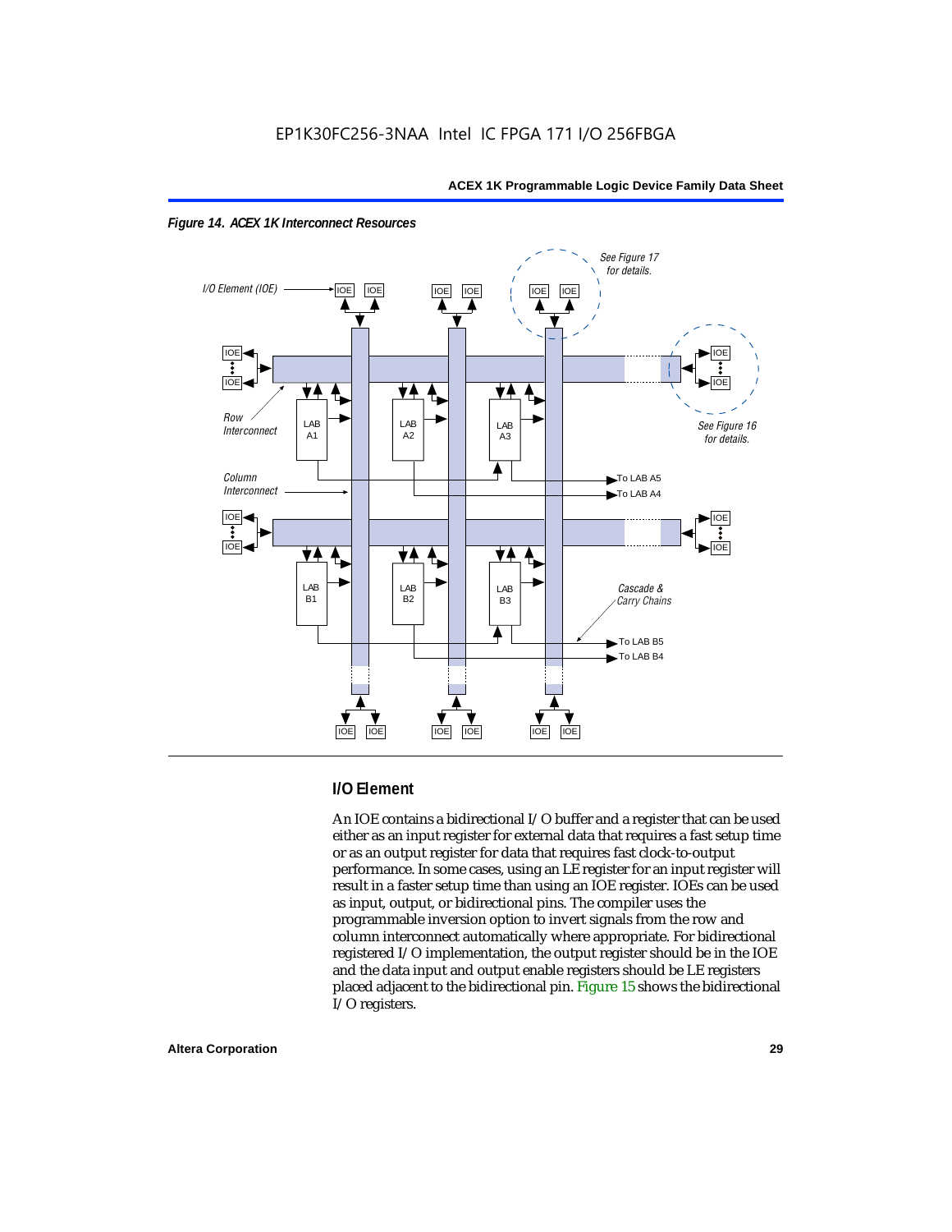*Figure 14. ACEX 1K Interconnect Resources*

### I/O Element

An IOE contains a bidirectional I/O buffer and a register that can be used either as an input register for external data that requires a fast setup time or as an output register for data that requires fast clock-to-output performance. In some cases, using an LE register for an input register will result in a faster setup time than using an IOE register. IOEs can be used as input, output, or bidirectional pins. The compiler uses the programmable inversion option to invert signals from the row and column interconnect automatically where appropriate. For bidirectional registered I/O implementation, the output register should be in the IOE and the data input and output enable registers should be LE registers placed adjacent to the bidirectional pin. Figure 15 shows the bidirectional I/O registers.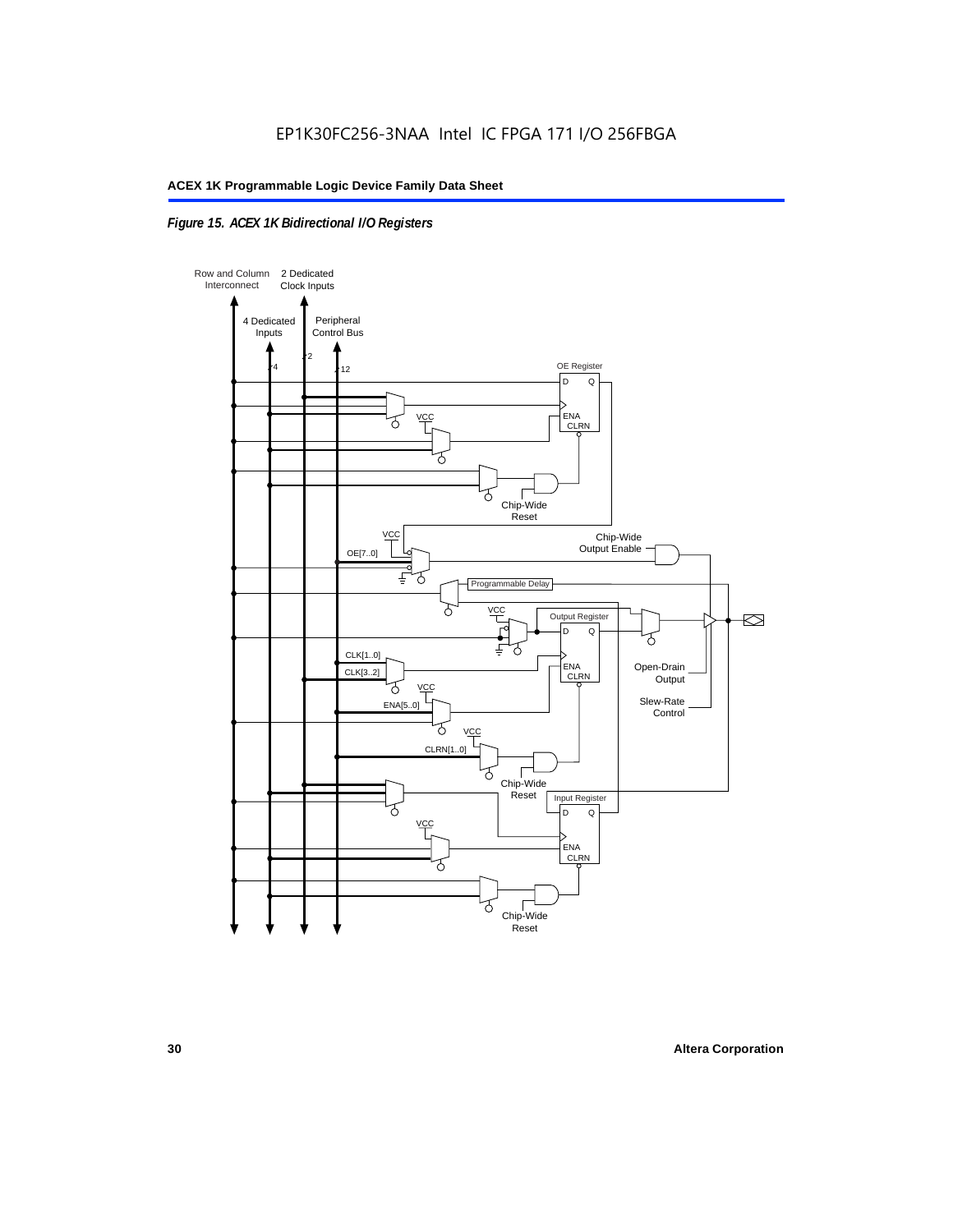*Figure 15. ACEX 1K Bidirectional I/O Registers*

Row and Column Interconnect

2 Dedicated Clock Inputs

4 Dedicated Inputs

Peripheral Control Bus

4

2

12

OE Register

D Q

ENA CLRN

VCC

Chip-Wide Reset

VCC

Chip-Wide Output Enable

OE[7..0]

Programmable Delay

VCC

Output Register

D Q

CLK[1..0]

CLK[3..2]

ENA CLRN

VCC

ENA[5..0]

Open-Drain Output

Slew-Rate Control

VCC

CLRN[1..0]

Chip-Wide Reset

Input Register

D Q

VCC

ENA CLRN

Chip-Wide Reset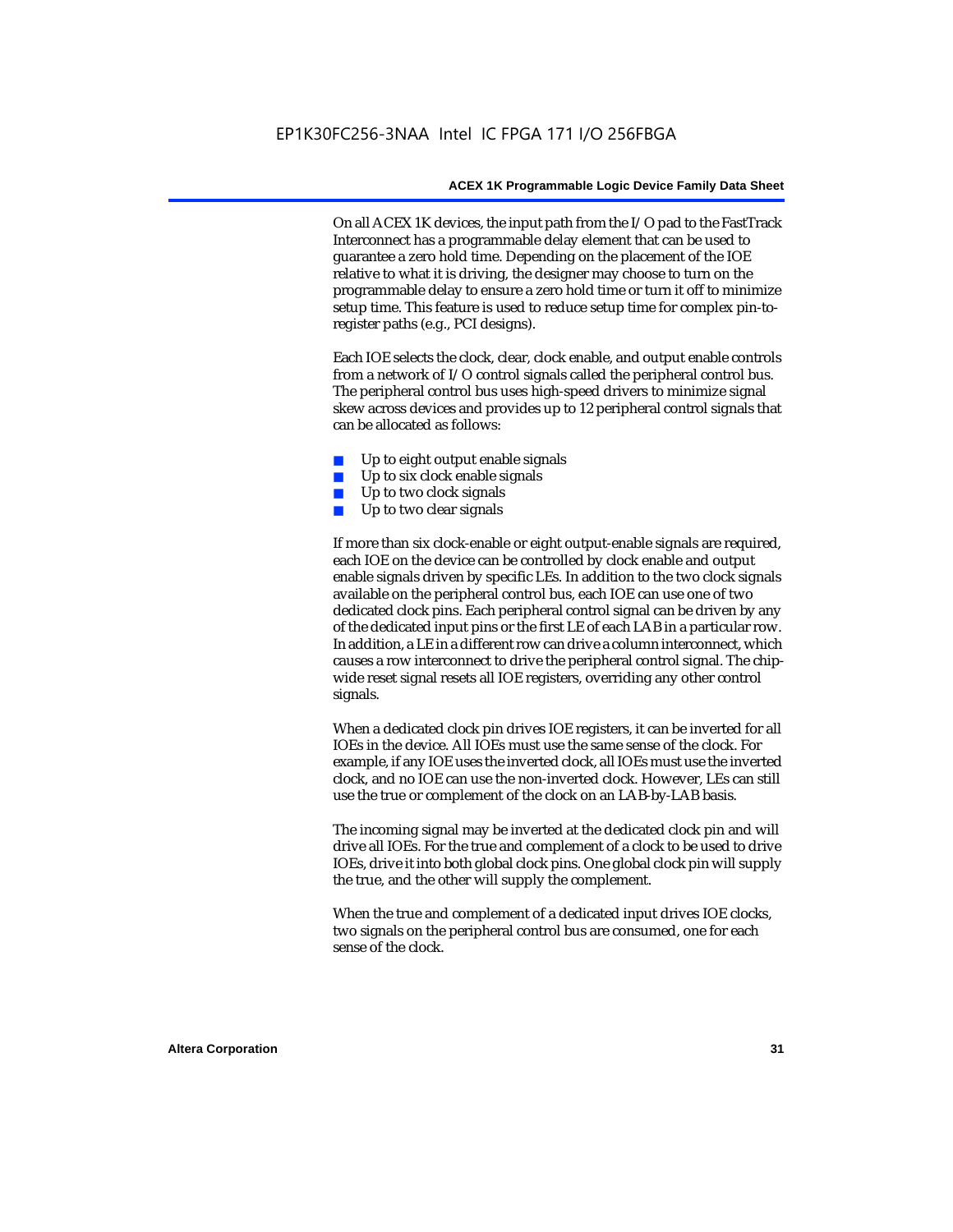On all ACEX 1K devices, the input path from the I/O pad to the FastTrack Interconnect has a programmable delay element that can be used to guarantee a zero hold time. Depending on the placement of the IOE relative to what it is driving, the designer may choose to turn on the programmable delay to ensure a zero hold time or turn it off to minimize setup time. This feature is used to reduce setup time for complex pin-to-register paths (e.g., PCI designs).

Each IOE selects the clock, clear, clock enable, and output enable controls from a network of I/O control signals called the peripheral control bus. The peripheral control bus uses high-speed drivers to minimize signal skew across devices and provides up to 12 peripheral control signals that can be allocated as follows:

- Up to eight output enable signals
- Up to six clock enable signals
- Up to two clock signals
- Up to two clear signals

If more than six clock-enable or eight output-enable signals are required, each IOE on the device can be controlled by clock enable and output enable signals driven by specific LEs. In addition to the two clock signals available on the peripheral control bus, each IOE can use one of two dedicated clock pins. Each peripheral control signal can be driven by any of the dedicated input pins or the first LE of each LAB in a particular row. In addition, a LE in a different row can drive a column interconnect, which causes a row interconnect to drive the peripheral control signal. The chip-wide reset signal resets all IOE registers, overriding any other control signals.

When a dedicated clock pin drives IOE registers, it can be inverted for all IOEs in the device. All IOEs must use the same sense of the clock. For example, if any IOE uses the inverted clock, all IOEs must use the inverted clock, and no IOE can use the non-inverted clock. However, LEs can still use the true or complement of the clock on an LAB-by-LAB basis.

The incoming signal may be inverted at the dedicated clock pin and will drive all IOEs. For the true and complement of a clock to be used to drive IOEs, drive it into both global clock pins. One global clock pin will supply the true, and the other will supply the complement.

When the true and complement of a dedicated input drives IOE clocks, two signals on the peripheral control bus are consumed, one for each sense of the clock.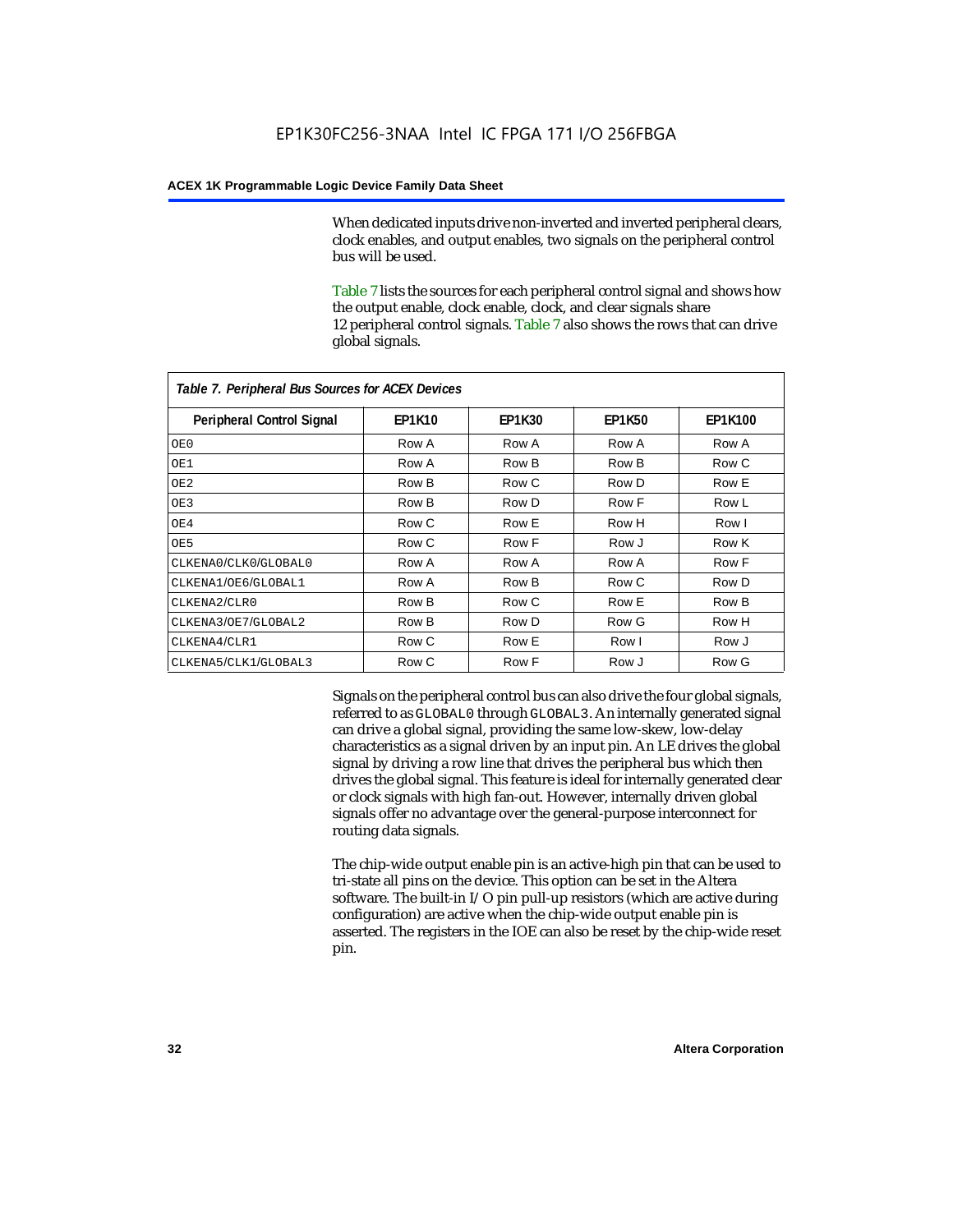When dedicated inputs drive non-inverted and inverted peripheral clears, clock enables, and output enables, two signals on the peripheral control bus will be used.

Table 7 lists the sources for each peripheral control signal and shows how the output enable, clock enable, clock, and clear signals share 12 peripheral control signals. Table 7 also shows the rows that can drive global signals.

*Table 7. Peripheral Bus Sources for ACEX Devices*

| Peripheral Control Signal | EP1K10 | EP1K30 | EP1K50 | EP1K100 |
|---|---|---|---|---|
| OE0 | Row A | Row A | Row A | Row A |
| OE1 | Row A | Row B | Row B | Row C |
| OE2 | Row B | Row C | Row D | Row E |
| OE3 | Row B | Row D | Row F | Row L |
| OE4 | Row C | Row E | Row H | Row I |
| OE5 | Row C | Row F | Row J | Row K |
| CLKENA0/CLK0/GLOBAL0 | Row A | Row A | Row A | Row F |
| CLKENA1/OE6/GLOBAL1 | Row A | Row B | Row C | Row D |
| CLKENA2/CLR0 | Row B | Row C | Row E | Row B |
| CLKENA3/OE7/GLOBAL2 | Row B | Row D | Row G | Row H |
| CLKENA4/CLR1 | Row C | Row E | Row I | Row J |
| CLKENA5/CLK1/GLOBAL3 | Row C | Row F | Row J | Row G |

Signals on the peripheral control bus can also drive the four global signals, referred to as GLOBAL0 through GLOBAL3. An internally generated signal can drive a global signal, providing the same low-skew, low-delay characteristics as a signal driven by an input pin. An LE drives the global signal by driving a row line that drives the peripheral bus which then drives the global signal. This feature is ideal for internally generated clear or clock signals with high fan-out. However, internally driven global signals offer no advantage over the general-purpose interconnect for routing data signals.

The chip-wide output enable pin is an active-high pin that can be used to tri-state all pins on the device. This option can be set in the Altera software. The built-in I/O pin pull-up resistors (which are active during configuration) are active when the chip-wide output enable pin is asserted. The registers in the IOE can also be reset by the chip-wide reset pin.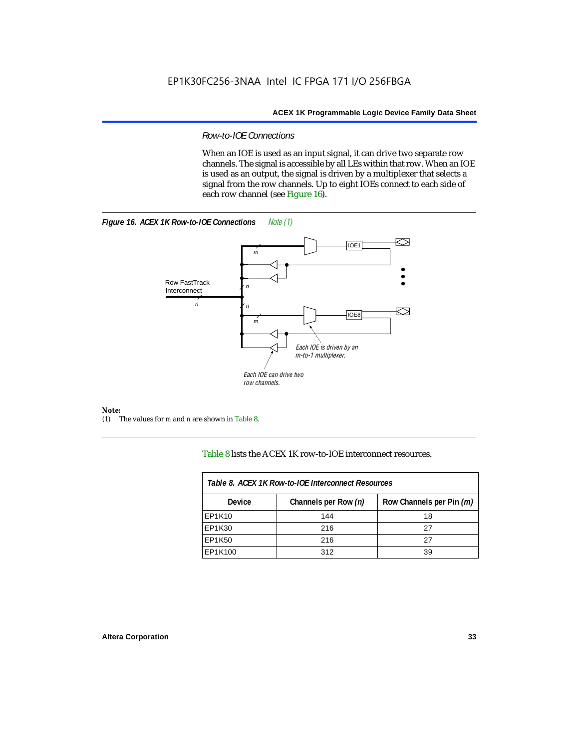### *Row-to-IOE Connections*

When an IOE is used as an input signal, it can drive two separate row channels. The signal is accessible by all LEs within that row. When an IOE is used as an output, the signal is driven by a multiplexer that selects a signal from the row channels. Up to eight IOEs connect to each side of each row channel (see Figure 16).

***Figure 16. ACEX 1K Row-to-IOE Connections*** *Note (1)*

***Note:***

(1) The values for *m* and *n* are shown in Table 8.

Table 8 lists the ACEX 1K row-to-IOE interconnect resources.

| *Table 8. ACEX 1K Row-to-IOE Interconnect Resources* | | |
|---|---|---|
| **Device** | **Channels per Row *(n)*** | **Row Channels per Pin *(m)*** |
| EP1K10 | 144 | 18 |
| EP1K30 | 216 | 27 |
| EP1K50 | 216 | 27 |
| EP1K100 | 312 | 39 |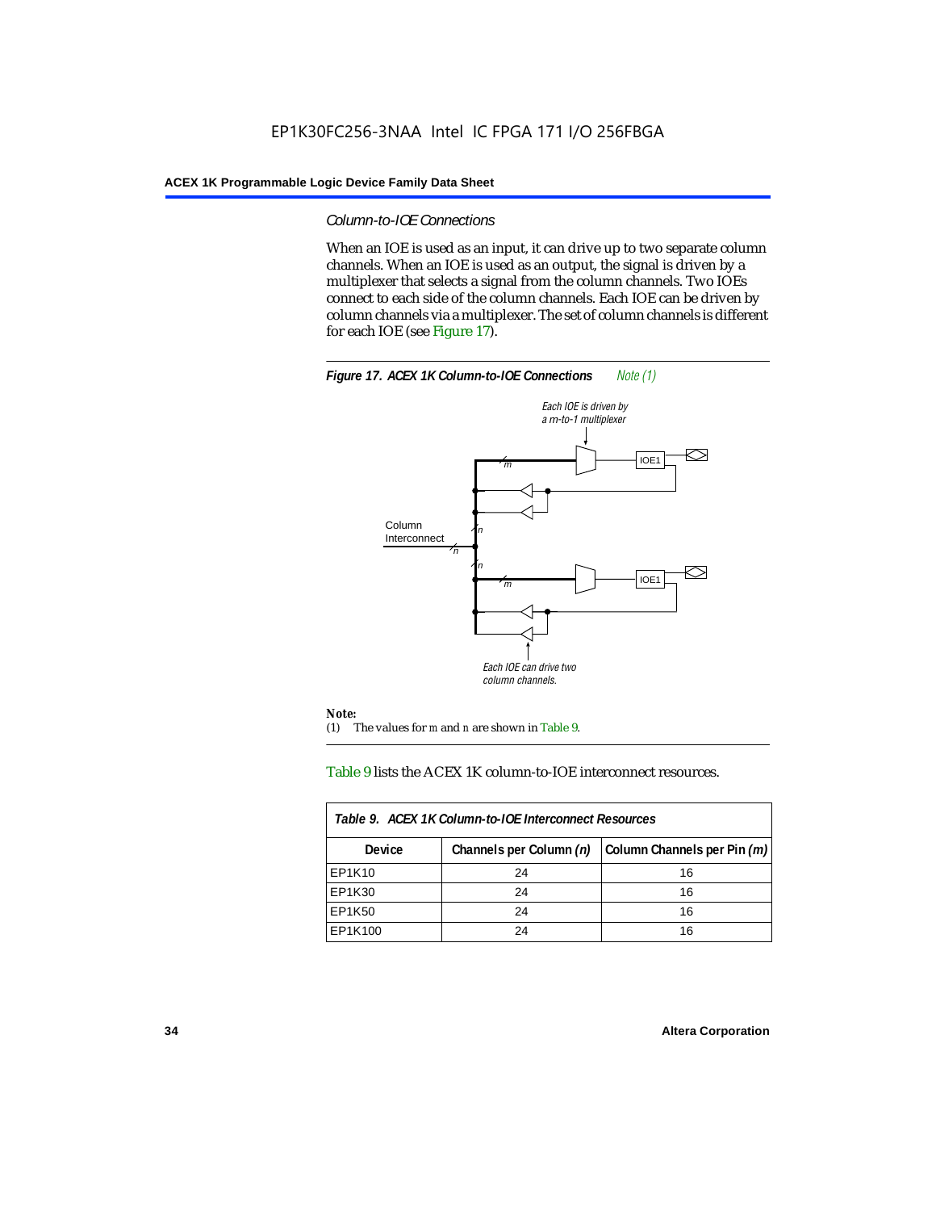### Column-to-IOE Connections

When an IOE is used as an input, it can drive up to two separate column channels. When an IOE is used as an output, the signal is driven by a multiplexer that selects a signal from the column channels. Two IOEs connect to each side of the column channels. Each IOE can be driven by column channels via a multiplexer. The set of column channels is different for each IOE (see Figure 17).

**Figure 17. ACEX 1K Column-to-IOE Connections** *Note (1)*

Each IOE is driven by a m-to-1 multiplexer

Column Interconnect

IOE1

IOE1

Each IOE can drive two column channels.

**Note:**

(1) The values for m and n are shown in Table 9.

Table 9 lists the ACEX 1K column-to-IOE interconnect resources.

**Table 9. ACEX 1K Column-to-IOE Interconnect Resources**

| Device | Channels per Column (n) | Column Channels per Pin (m) |
|---|---|---|
| EP1K10 | 24 | 16 |
| EP1K30 | 24 | 16 |
| EP1K50 | 24 | 16 |
| EP1K100 | 24 | 16 |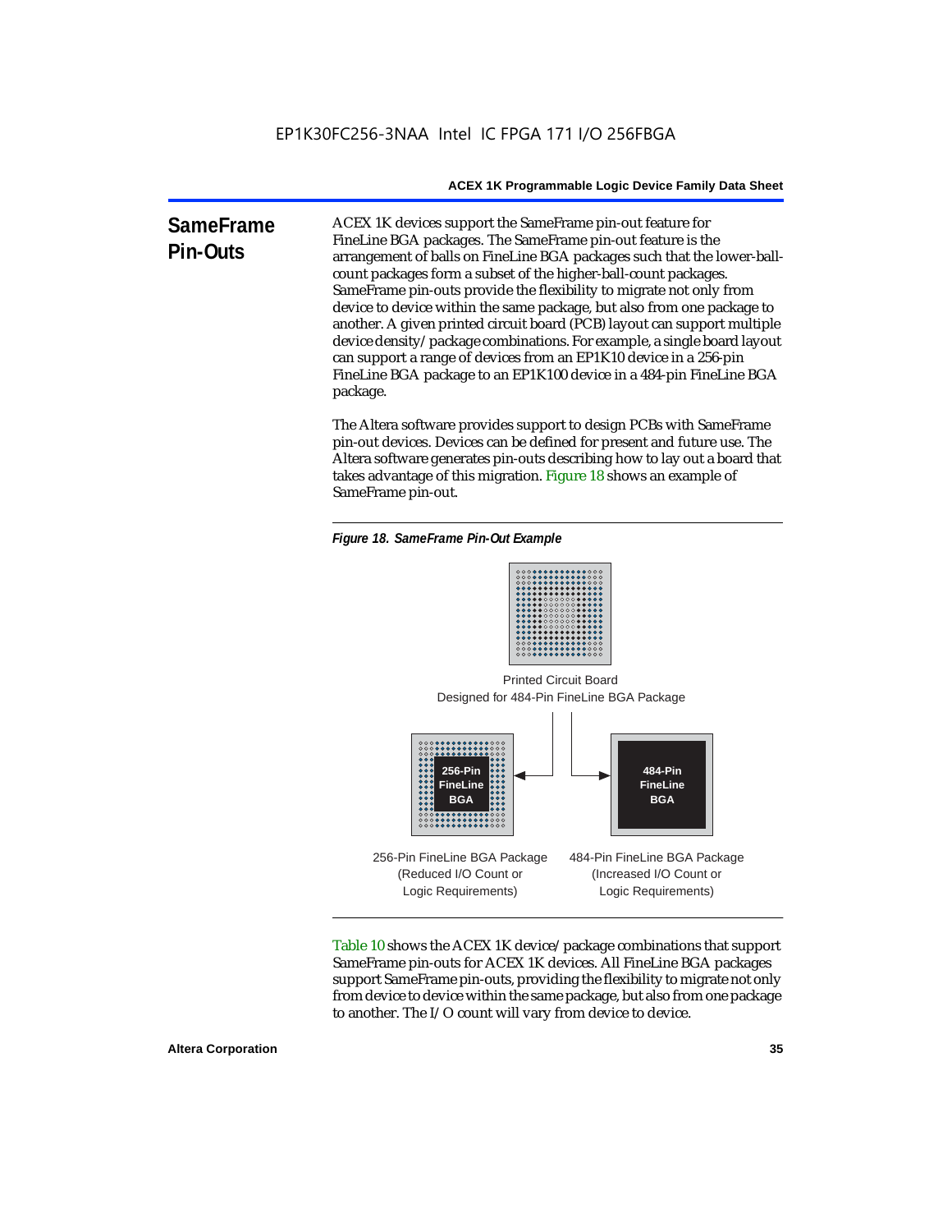## SameFrame Pin-Outs

ACEX 1K devices support the SameFrame pin-out feature for FineLine BGA packages. The SameFrame pin-out feature is the arrangement of balls on FineLine BGA packages such that the lower-ball-count packages form a subset of the higher-ball-count packages. SameFrame pin-outs provide the flexibility to migrate not only from device to device within the same package, but also from one package to another. A given printed circuit board (PCB) layout can support multiple device density/package combinations. For example, a single board layout can support a range of devices from an EP1K10 device in a 256-pin FineLine BGA package to an EP1K100 device in a 484-pin FineLine BGA package.

The Altera software provides support to design PCBs with SameFrame pin-out devices. Devices can be defined for present and future use. The Altera software generates pin-outs describing how to lay out a board that takes advantage of this migration. Figure 18 shows an example of SameFrame pin-out.

*Figure 18. SameFrame Pin-Out Example*

Printed Circuit Board Designed for 484-Pin FineLine BGA Package

256-Pin FineLine BGA

484-Pin FineLine BGA

256-Pin FineLine BGA Package (Reduced I/O Count or Logic Requirements)

484-Pin FineLine BGA Package (Increased I/O Count or Logic Requirements)

Table 10 shows the ACEX 1K device/package combinations that support SameFrame pin-outs for ACEX 1K devices. All FineLine BGA packages support SameFrame pin-outs, providing the flexibility to migrate not only from device to device within the same package, but also from one package to another. The I/O count will vary from device to device.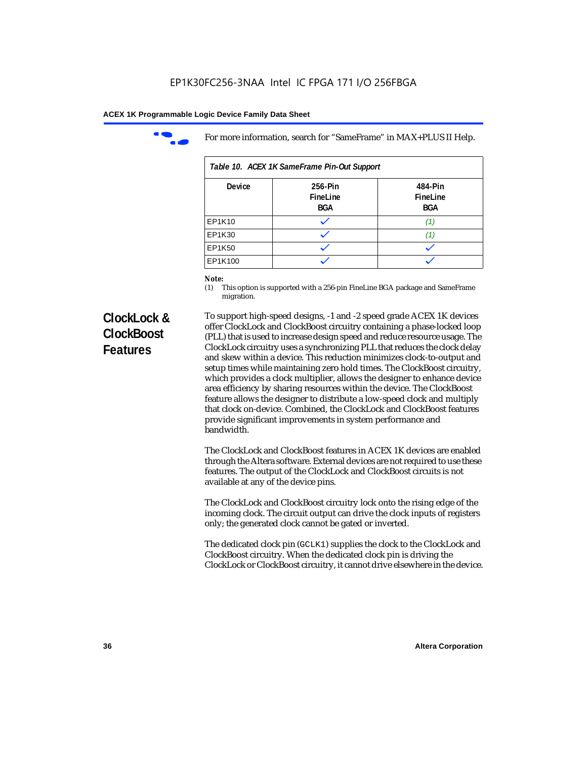For more information, search for “SameFrame” in MAX+PLUS II Help.

*Table 10. ACEX 1K SameFrame Pin-Out Support*

| Device | 256-Pin FineLine BGA | 484-Pin FineLine BGA |
|---|---|---|
| EP1K10 | ✓ | *(1)* |
| EP1K30 | ✓ | *(1)* |
| EP1K50 | ✓ | ✓ |
| EP1K100 | ✓ | ✓ |

***Note:***
(1) This option is supported with a 256-pin FineLine BGA package and SameFrame migration.

## ClockLock & ClockBoost Features

To support high-speed designs, -1 and -2 speed grade ACEX 1K devices offer ClockLock and ClockBoost circuitry containing a phase-locked loop (PLL) that is used to increase design speed and reduce resource usage. The ClockLock circuitry uses a synchronizing PLL that reduces the clock delay and skew within a device. This reduction minimizes clock-to-output and setup times while maintaining zero hold times. The ClockBoost circuitry, which provides a clock multiplier, allows the designer to enhance device area efficiency by sharing resources within the device. The ClockBoost feature allows the designer to distribute a low-speed clock and multiply that clock on-device. Combined, the ClockLock and ClockBoost features provide significant improvements in system performance and bandwidth.

The ClockLock and ClockBoost features in ACEX 1K devices are enabled through the Altera software. External devices are not required to use these features. The output of the ClockLock and ClockBoost circuits is not available at any of the device pins.

The ClockLock and ClockBoost circuitry lock onto the rising edge of the incoming clock. The circuit output can drive the clock inputs of registers only; the generated clock cannot be gated or inverted.

The dedicated clock pin (`GCLK1`) supplies the clock to the ClockLock and ClockBoost circuitry. When the dedicated clock pin is driving the ClockLock or ClockBoost circuitry, it cannot drive elsewhere in the device.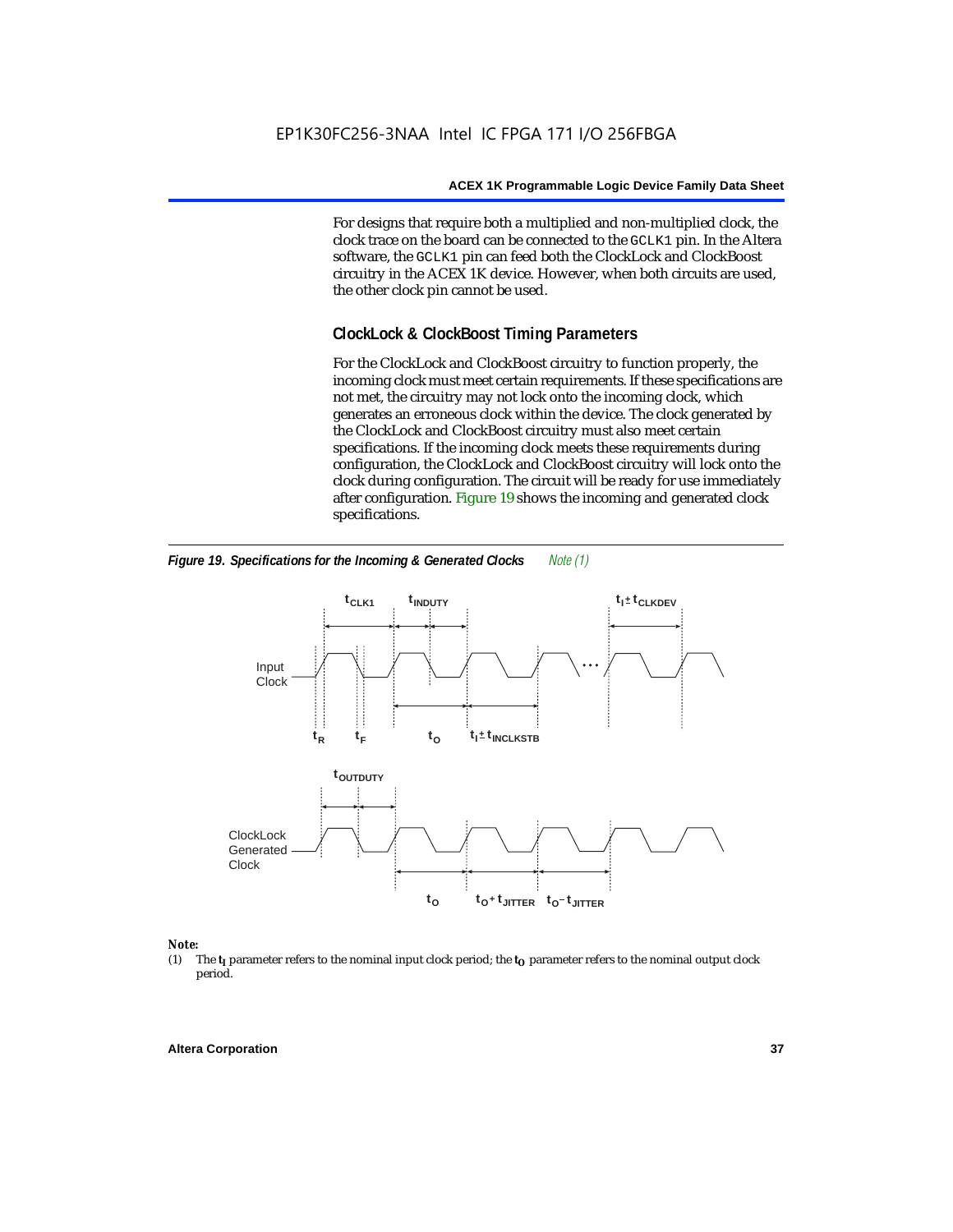For designs that require both a multiplied and non-multiplied clock, the clock trace on the board can be connected to the GCLK1 pin. In the Altera software, the GCLK1 pin can feed both the ClockLock and ClockBoost circuitry in the ACEX 1K device. However, when both circuits are used, the other clock pin cannot be used.

## ClockLock & ClockBoost Timing Parameters

For the ClockLock and ClockBoost circuitry to function properly, the incoming clock must meet certain requirements. If these specifications are not met, the circuitry may not lock onto the incoming clock, which generates an erroneous clock within the device. The clock generated by the ClockLock and ClockBoost circuitry must also meet certain specifications. If the incoming clock meets these requirements during configuration, the ClockLock and ClockBoost circuitry will lock onto the clock during configuration. The circuit will be ready for use immediately after configuration. Figure 19 shows the incoming and generated clock specifications.

***Figure 19. Specifications for the Incoming & Generated Clocks*** *Note (1)*

*Note:*

(1) The $t_I$ parameter refers to the nominal input clock period; the $t_O$ parameter refers to the nominal output clock period.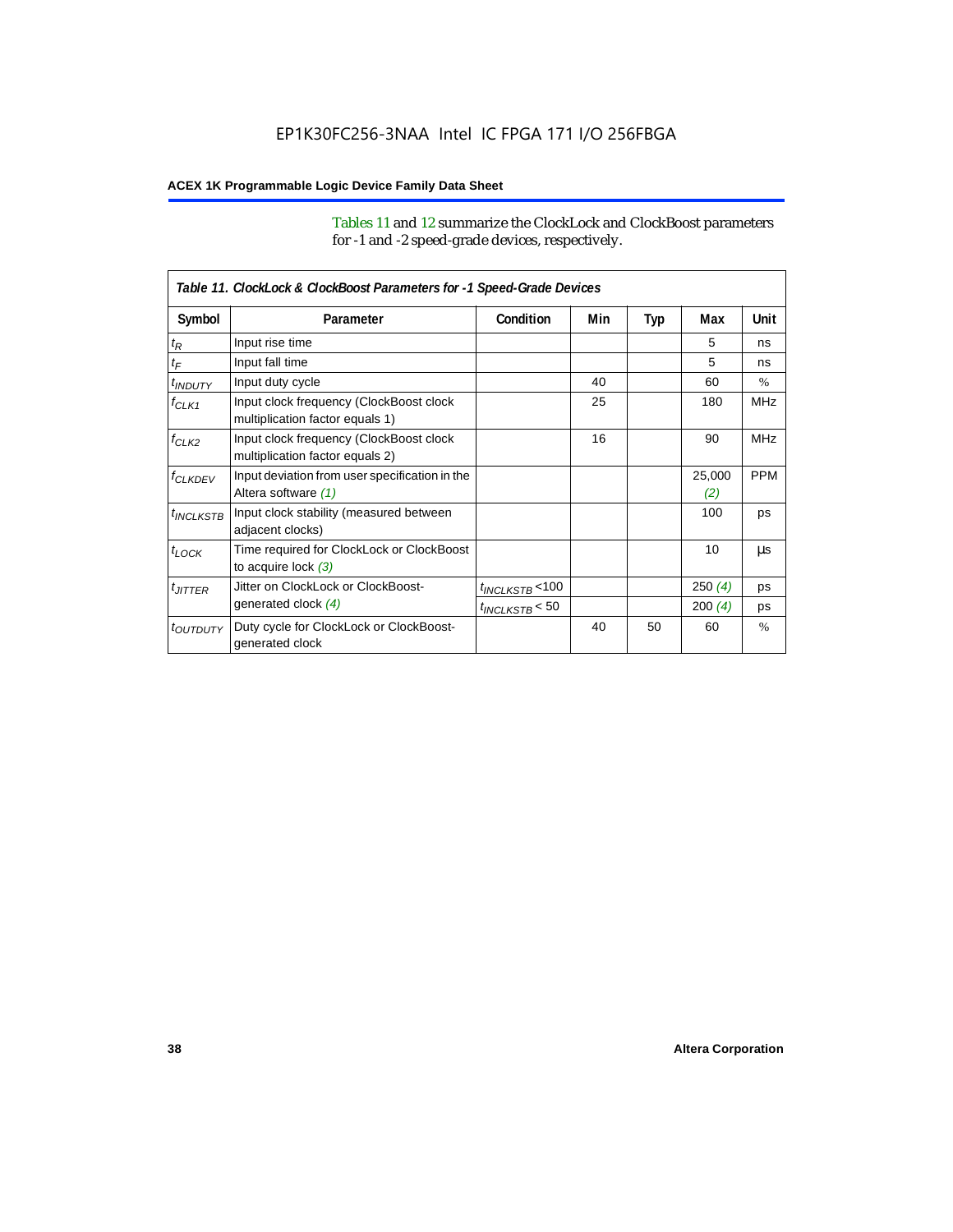Tables 11 and 12 summarize the ClockLock and ClockBoost parameters for -1 and -2 speed-grade devices, respectively.

| *Table 11. ClockLock & ClockBoost Parameters for -1 Speed-Grade Devices* | | | | | | |
|---|---|---|---|---|---|---|
| **Symbol** | **Parameter** | **Condition** | **Min** | **Typ** | **Max** | **Unit** |
| $t_R$ | Input rise time | | | | 5 | ns |
| $t_F$ | Input fall time | | | | 5 | ns |
| $t_{INDUTY}$ | Input duty cycle | | 40 | | 60 | % |
| $f_{CLK1}$ | Input clock frequency (ClockBoost clock multiplication factor equals 1) | | 25 | | 180 | MHz |
| $f_{CLK2}$ | Input clock frequency (ClockBoost clock multiplication factor equals 2) | | 16 | | 90 | MHz |
| $f_{CLKDEV}$ | Input deviation from user specification in the Altera software *(1)* | | | | 25,000 *(2)* | PPM |
| $t_{INCLKSTB}$ | Input clock stability (measured between adjacent clocks) | | | | 100 | ps |
| $t_{LOCK}$ | Time required for ClockLock or ClockBoost to acquire lock *(3)* | | | | 10 | µs |
| $t_{JITTER}$ | Jitter on ClockLock or ClockBoost-generated clock *(4)* | $t_{INCLKSTB}$ <100 | | | 250 *(4)* | ps |
| | | $t_{INCLKSTB}$ < 50 | | | 200 *(4)* | ps |
| $t_{OUTDUTY}$ | Duty cycle for ClockLock or ClockBoost-generated clock | | 40 | 50 | 60 | % |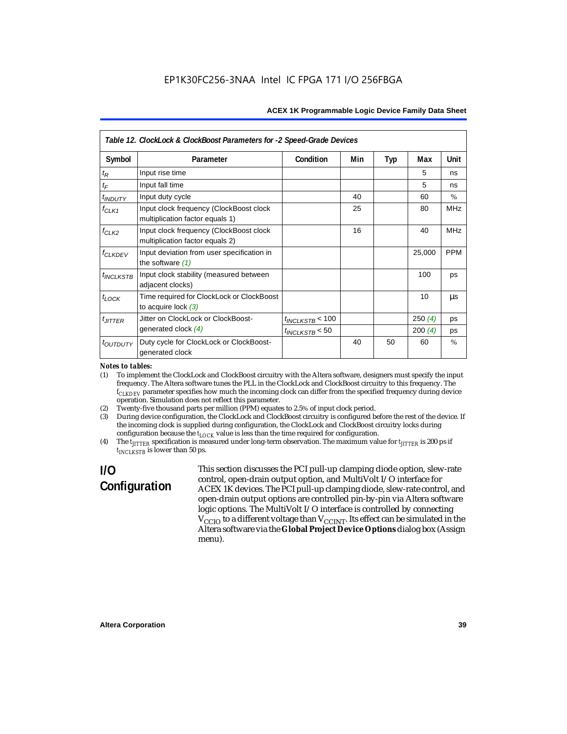**Table 12. ClockLock & ClockBoost Parameters for -2 Speed-Grade Devices**

| Symbol | Parameter | Condition | Min | Typ | Max | Unit |
|---|---|---|---|---|---|---|
| $t_R$ | Input rise time | | | | 5 | ns |
| $t_F$ | Input fall time | | | | 5 | ns |
| $t_{INDUTY}$ | Input duty cycle | | 40 | | 60 | % |
| $f_{CLK1}$ | Input clock frequency (ClockBoost clock multiplication factor equals 1) | | 25 | | 80 | MHz |
| $f_{CLK2}$ | Input clock frequency (ClockBoost clock multiplication factor equals 2) | | 16 | | 40 | MHz |
| $f_{CLKDEV}$ | Input deviation from user specification in the software *(1)* | | | | 25,000 | PPM |
| $t_{INCLKSTB}$ | Input clock stability (measured between adjacent clocks) | | | | 100 | ps |
| $t_{LOCK}$ | Time required for ClockLock or ClockBoost to acquire lock *(3)* | | | | 10 | µs |
| $t_{JITTER}$ | Jitter on ClockLock or ClockBoost-generated clock *(4)* | $t_{INCLKSTB} < 100$ | | | 250 *(4)* | ps |
| | | $t_{INCLKSTB} < 50$ | | | 200 *(4)* | ps |
| $t_{OUTDUTY}$ | Duty cycle for ClockLock or ClockBoost-generated clock | | 40 | 50 | 60 | % |

*Notes to tables:*

(1) To implement the ClockLock and ClockBoost circuitry with the Altera software, designers must specify the input frequency. The Altera software tunes the PLL in the ClockLock and ClockBoost circuitry to this frequency. The $f_{CLKDEV}$ parameter specifies how much the incoming clock can differ from the specified frequency during device operation. Simulation does not reflect this parameter.

(2) Twenty-five thousand parts per million (PPM) equates to 2.5% of input clock period.

(3) During device configuration, the ClockLock and ClockBoost circuitry is configured before the rest of the device. If the incoming clock is supplied during configuration, the ClockLock and ClockBoost circuitry locks during configuration because the $t_{LOCK}$ value is less than the time required for configuration.

(4) The $t_{JITTER}$ specification is measured under long-term observation. The maximum value for $t_{JITTER}$ is 200 ps if $t_{INCLKSTB}$ is lower than 50 ps.

## I/O Configuration

This section discusses the PCI pull-up clamping diode option, slew-rate control, open-drain output option, and MultiVolt I/O interface for ACEX 1K devices. The PCI pull-up clamping diode, slew-rate control, and open-drain output options are controlled pin-by-pin via Altera software logic options. The MultiVolt I/O interface is controlled by connecting $V_{CCIO}$ to a different voltage than $V_{CCINT}$. Its effect can be simulated in the Altera software via the **Global Project Device Options** dialog box (Assign menu).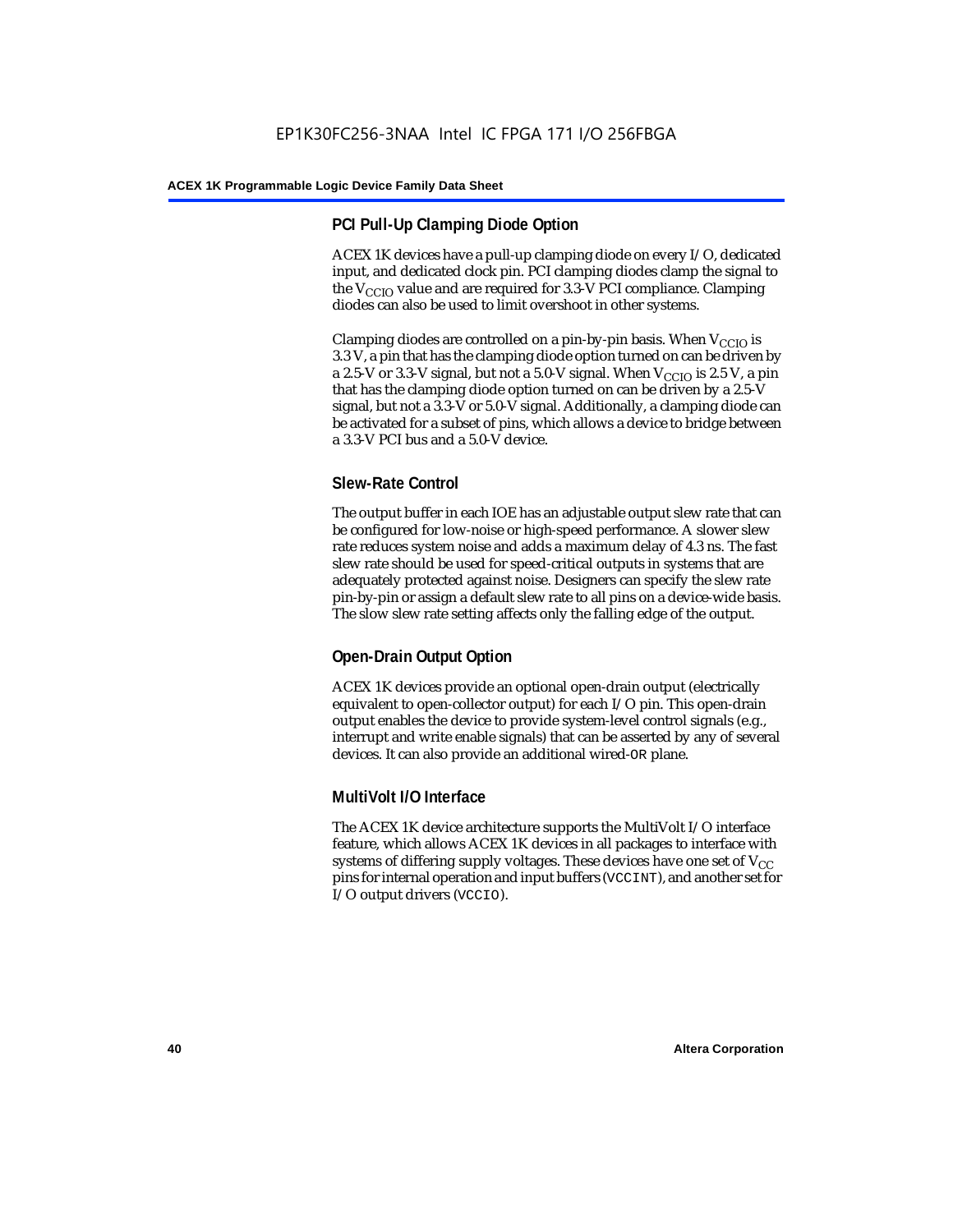### PCI Pull-Up Clamping Diode Option

ACEX 1K devices have a pull-up clamping diode on every I/O, dedicated input, and dedicated clock pin. PCI clamping diodes clamp the signal to the $V_{CCIO}$ value and are required for 3.3-V PCI compliance. Clamping diodes can also be used to limit overshoot in other systems.

Clamping diodes are controlled on a pin-by-pin basis. When $V_{CCIO}$ is 3.3 V, a pin that has the clamping diode option turned on can be driven by a 2.5-V or 3.3-V signal, but not a 5.0-V signal. When $V_{CCIO}$ is 2.5 V, a pin that has the clamping diode option turned on can be driven by a 2.5-V signal, but not a 3.3-V or 5.0-V signal. Additionally, a clamping diode can be activated for a subset of pins, which allows a device to bridge between a 3.3-V PCI bus and a 5.0-V device.

### Slew-Rate Control

The output buffer in each IOE has an adjustable output slew rate that can be configured for low-noise or high-speed performance. A slower slew rate reduces system noise and adds a maximum delay of 4.3 ns. The fast slew rate should be used for speed-critical outputs in systems that are adequately protected against noise. Designers can specify the slew rate pin-by-pin or assign a default slew rate to all pins on a device-wide basis. The slow slew rate setting affects only the falling edge of the output.

### Open-Drain Output Option

ACEX 1K devices provide an optional open-drain output (electrically equivalent to open-collector output) for each I/O pin. This open-drain output enables the device to provide system-level control signals (e.g., interrupt and write enable signals) that can be asserted by any of several devices. It can also provide an additional wired-OR plane.

### MultiVolt I/O Interface

The ACEX 1K device architecture supports the MultiVolt I/O interface feature, which allows ACEX 1K devices in all packages to interface with systems of differing supply voltages. These devices have one set of $V_{CC}$ pins for internal operation and input buffers (VCCINT), and another set for I/O output drivers (VCCIO).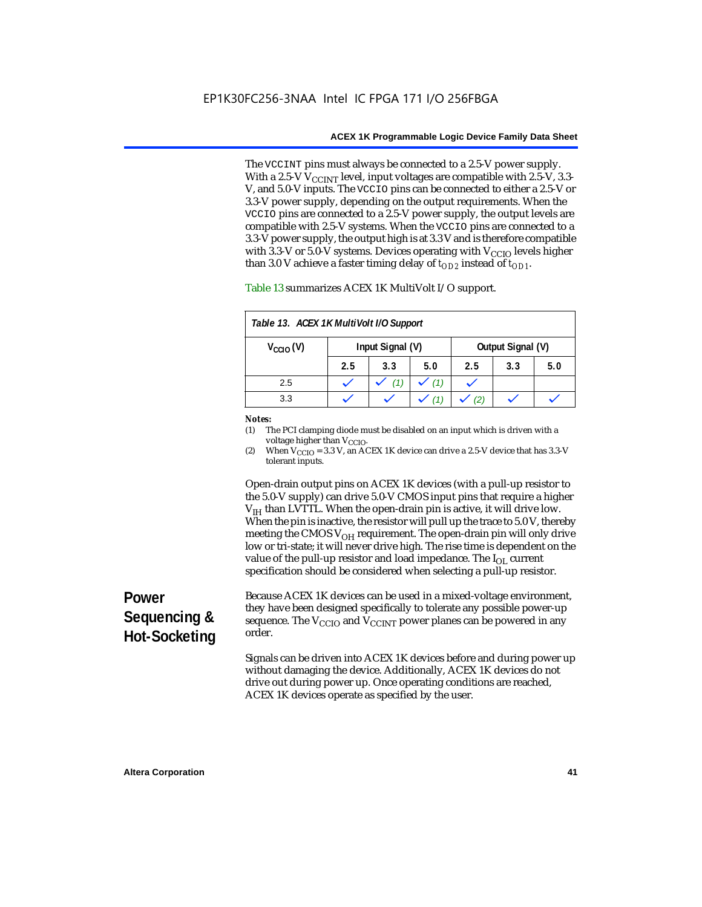The VCCINT pins must always be connected to a 2.5-V power supply. With a 2.5-V $V_{CCINT}$ level, input voltages are compatible with 2.5-V, 3.3-V, and 5.0-V inputs. The VCCIO pins can be connected to either a 2.5-V or 3.3-V power supply, depending on the output requirements. When the VCCIO pins are connected to a 2.5-V power supply, the output levels are compatible with 2.5-V systems. When the VCCIO pins are connected to a 3.3-V power supply, the output high is at 3.3 V and is therefore compatible with 3.3-V or 5.0-V systems. Devices operating with $V_{CCIO}$ levels higher than 3.0 V achieve a faster timing delay of $t_{OD2}$ instead of $t_{OD1}$.

Table 13 summarizes ACEX 1K MultiVolt I/O support.

*Table 13. ACEX 1K MultiVolt I/O Support*

| $V_{CCIO}$ (V) | Input Signal (V) | | | Output Signal (V) | | |
|---|---|---|---|---|---|---|
| | 2.5 | 3.3 | 5.0 | 2.5 | 3.3 | 5.0 |
| 2.5 | ✓ | ✓ (1) | ✓ (1) | ✓ | | |
| 3.3 | ✓ | ✓ | ✓ (1) | ✓ (2) | ✓ | ✓ |

*Notes:*

(1) The PCI clamping diode must be disabled on an input which is driven with a voltage higher than $V_{CCIO}$.

(2) When $V_{CCIO}$ = 3.3 V, an ACEX 1K device can drive a 2.5-V device that has 3.3-V tolerant inputs.

Open-drain output pins on ACEX 1K devices (with a pull-up resistor to the 5.0-V supply) can drive 5.0-V CMOS input pins that require a higher $V_{IH}$ than LVTTL. When the open-drain pin is active, it will drive low. When the pin is inactive, the resistor will pull up the trace to 5.0 V, thereby meeting the CMOS $V_{OH}$ requirement. The open-drain pin will only drive low or tri-state; it will never drive high. The rise time is dependent on the value of the pull-up resistor and load impedance. The $I_{OL}$ current specification should be considered when selecting a pull-up resistor.

## Power Sequencing & Hot-Socketing

Because ACEX 1K devices can be used in a mixed-voltage environment, they have been designed specifically to tolerate any possible power-up sequence. The $V_{CCIO}$ and $V_{CCINT}$ power planes can be powered in any order.

Signals can be driven into ACEX 1K devices before and during power up without damaging the device. Additionally, ACEX 1K devices do not drive out during power up. Once operating conditions are reached, ACEX 1K devices operate as specified by the user.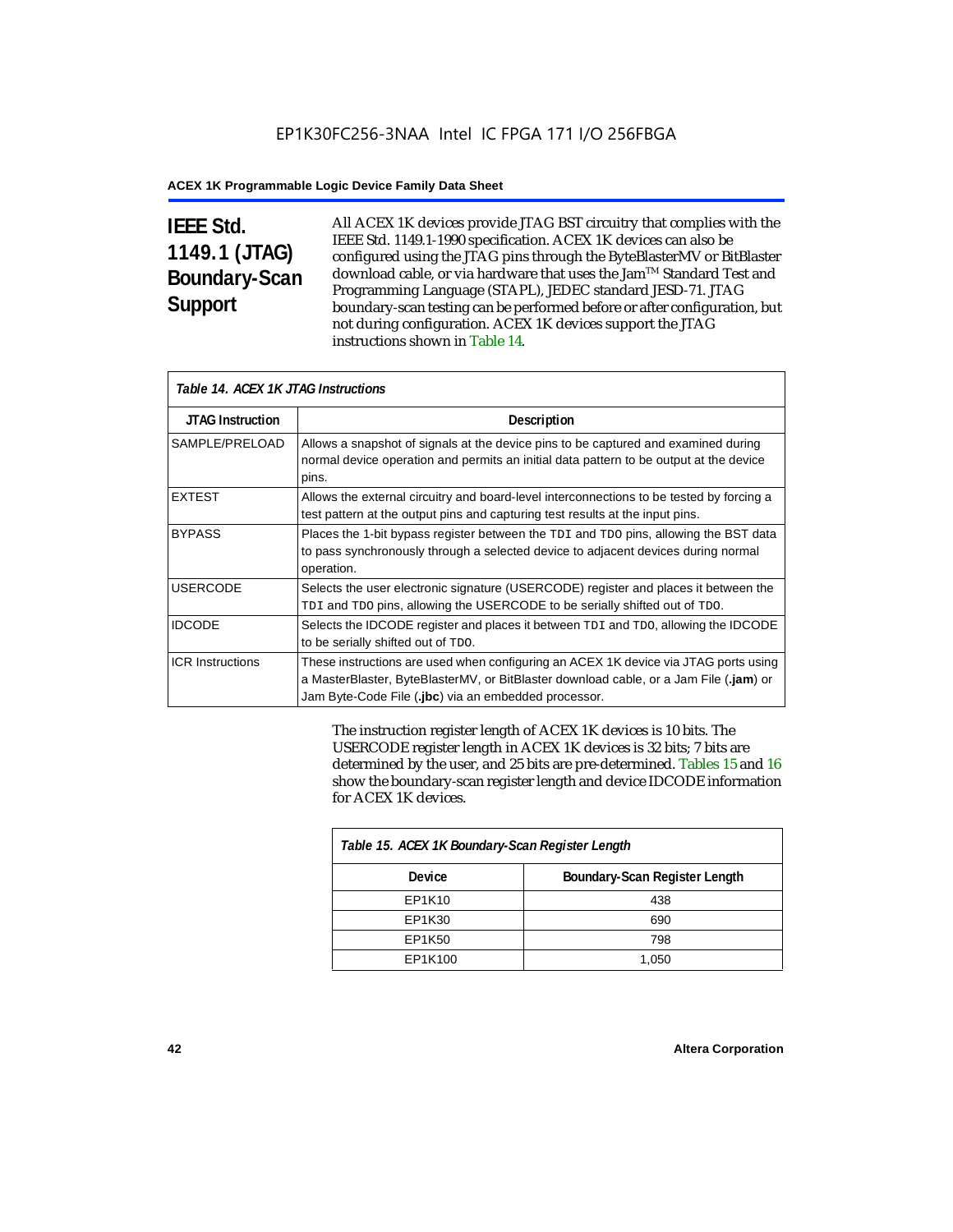## IEEE Std. 1149.1 (JTAG) Boundary-Scan Support

All ACEX 1K devices provide JTAG BST circuitry that complies with the IEEE Std. 1149.1-1990 specification. ACEX 1K devices can also be configured using the JTAG pins through the ByteBlasterMV or BitBlaster download cable, or via hardware that uses the Jam™ Standard Test and Programming Language (STAPL), JEDEC standard JESD-71. JTAG boundary-scan testing can be performed before or after configuration, but not during configuration. ACEX 1K devices support the JTAG instructions shown in Table 14.

*Table 14. ACEX 1K JTAG Instructions*

| JTAG Instruction | Description |
|---|---|
| SAMPLE/PRELOAD | Allows a snapshot of signals at the device pins to be captured and examined during normal device operation and permits an initial data pattern to be output at the device pins. |
| EXTEST | Allows the external circuitry and board-level interconnections to be tested by forcing a test pattern at the output pins and capturing test results at the input pins. |
| BYPASS | Places the 1-bit bypass register between the `TDI` and `TDO` pins, allowing the BST data to pass synchronously through a selected device to adjacent devices during normal operation. |
| USERCODE | Selects the user electronic signature (USERCODE) register and places it between the `TDI` and `TDO` pins, allowing the USERCODE to be serially shifted out of `TDO`. |
| IDCODE | Selects the IDCODE register and places it between `TDI` and `TDO`, allowing the IDCODE to be serially shifted out of `TDO`. |
| ICR Instructions | These instructions are used when configuring an ACEX 1K device via JTAG ports using a MasterBlaster, ByteBlasterMV, or BitBlaster download cable, or a Jam File (**.jam**) or Jam Byte-Code File (**.jbc**) via an embedded processor. |

The instruction register length of ACEX 1K devices is 10 bits. The USERCODE register length in ACEX 1K devices is 32 bits; 7 bits are determined by the user, and 25 bits are pre-determined. Tables 15 and 16 show the boundary-scan register length and device IDCODE information for ACEX 1K devices.

*Table 15. ACEX 1K Boundary-Scan Register Length*

| Device | Boundary-Scan Register Length |
|---|---|
| EP1K10 | 438 |
| EP1K30 | 690 |
| EP1K50 | 798 |
| EP1K100 | 1,050 |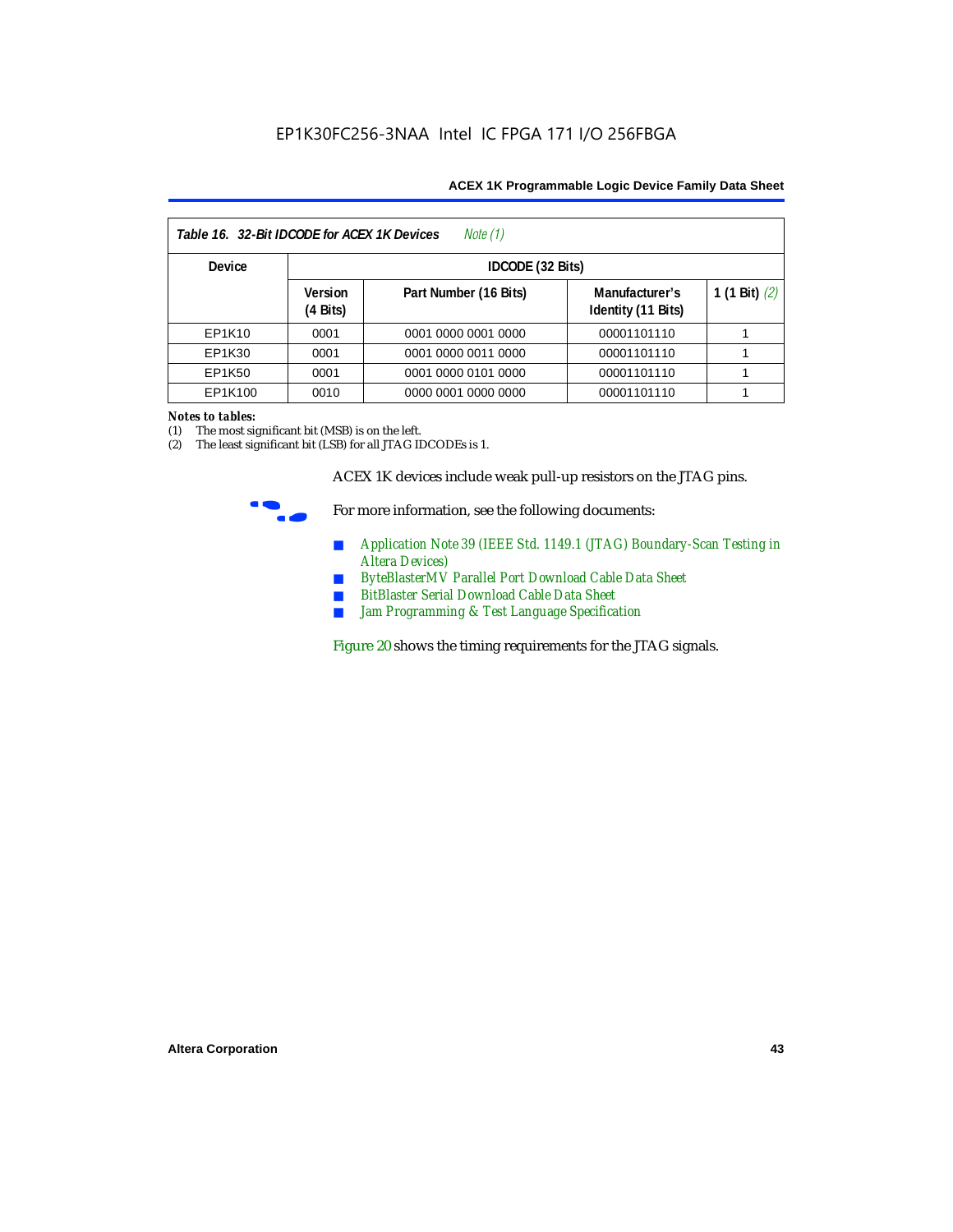Table 16. 32-Bit IDCODE for ACEX 1K Devices *Note (1)*

| Device | IDCODE (32 Bits) | | | |
|---|---|---|---|---|
| | Version (4 Bits) | Part Number (16 Bits) | Manufacturer's Identity (11 Bits) | 1 (1 Bit) *(2)* |
| EP1K10 | 0001 | 0001 0000 0001 0000 | 00001101110 | 1 |
| EP1K30 | 0001 | 0001 0000 0011 0000 | 00001101110 | 1 |
| EP1K50 | 0001 | 0001 0000 0101 0000 | 00001101110 | 1 |
| EP1K100 | 0010 | 0000 0001 0000 0000 | 00001101110 | 1 |

*Notes to tables:*

(1) The most significant bit (MSB) is on the left.

(2) The least significant bit (LSB) for all JTAG IDCODEs is 1.

ACEX 1K devices include weak pull-up resistors on the JTAG pins.

For more information, see the following documents:

- *Application Note 39 (IEEE Std. 1149.1 (JTAG) Boundary-Scan Testing in Altera Devices)*
- *ByteBlasterMV Parallel Port Download Cable Data Sheet*
- *BitBlaster Serial Download Cable Data Sheet*
- *Jam Programming & Test Language Specification*

Figure 20 shows the timing requirements for the JTAG signals.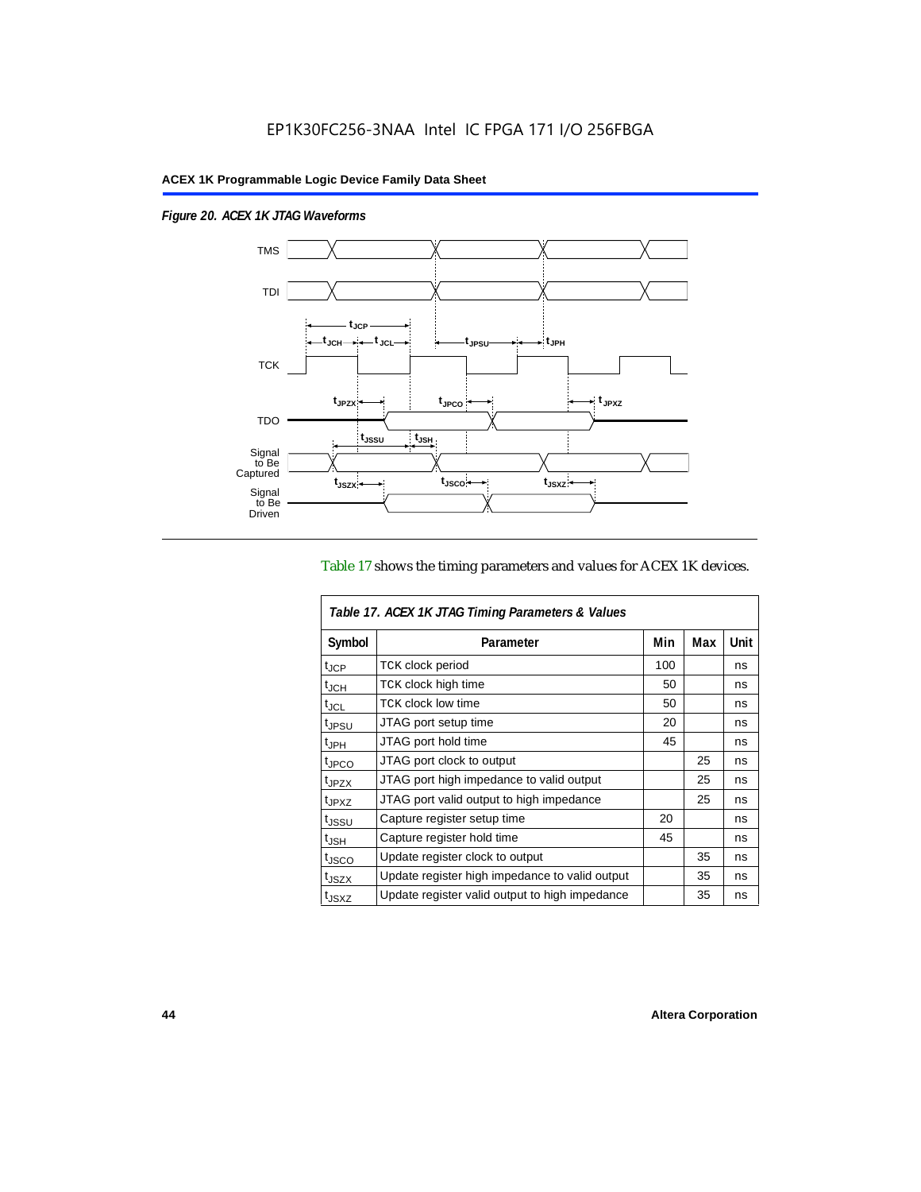*Figure 20. ACEX 1K JTAG Waveforms*

Table 17 shows the timing parameters and values for ACEX 1K devices.

*Table 17. ACEX 1K JTAG Timing Parameters & Values*

| Symbol | Parameter | Min | Max | Unit |
|---|---|---|---|---|
| $t_{JCP}$ | TCK clock period | 100 | | ns |
| $t_{JCH}$ | TCK clock high time | 50 | | ns |
| $t_{JCL}$ | TCK clock low time | 50 | | ns |
| $t_{JPSU}$ | JTAG port setup time | 20 | | ns |
| $t_{JPH}$ | JTAG port hold time | 45 | | ns |
| $t_{JPCO}$ | JTAG port clock to output | | 25 | ns |
| $t_{JPZX}$ | JTAG port high impedance to valid output | | 25 | ns |
| $t_{JPXZ}$ | JTAG port valid output to high impedance | | 25 | ns |
| $t_{JSSU}$ | Capture register setup time | 20 | | ns |
| $t_{JSH}$ | Capture register hold time | 45 | | ns |
| $t_{JSCO}$ | Update register clock to output | | 35 | ns |
| $t_{JSZX}$ | Update register high impedance to valid output | | 35 | ns |
| $t_{JSXZ}$ | Update register valid output to high impedance | | 35 | ns |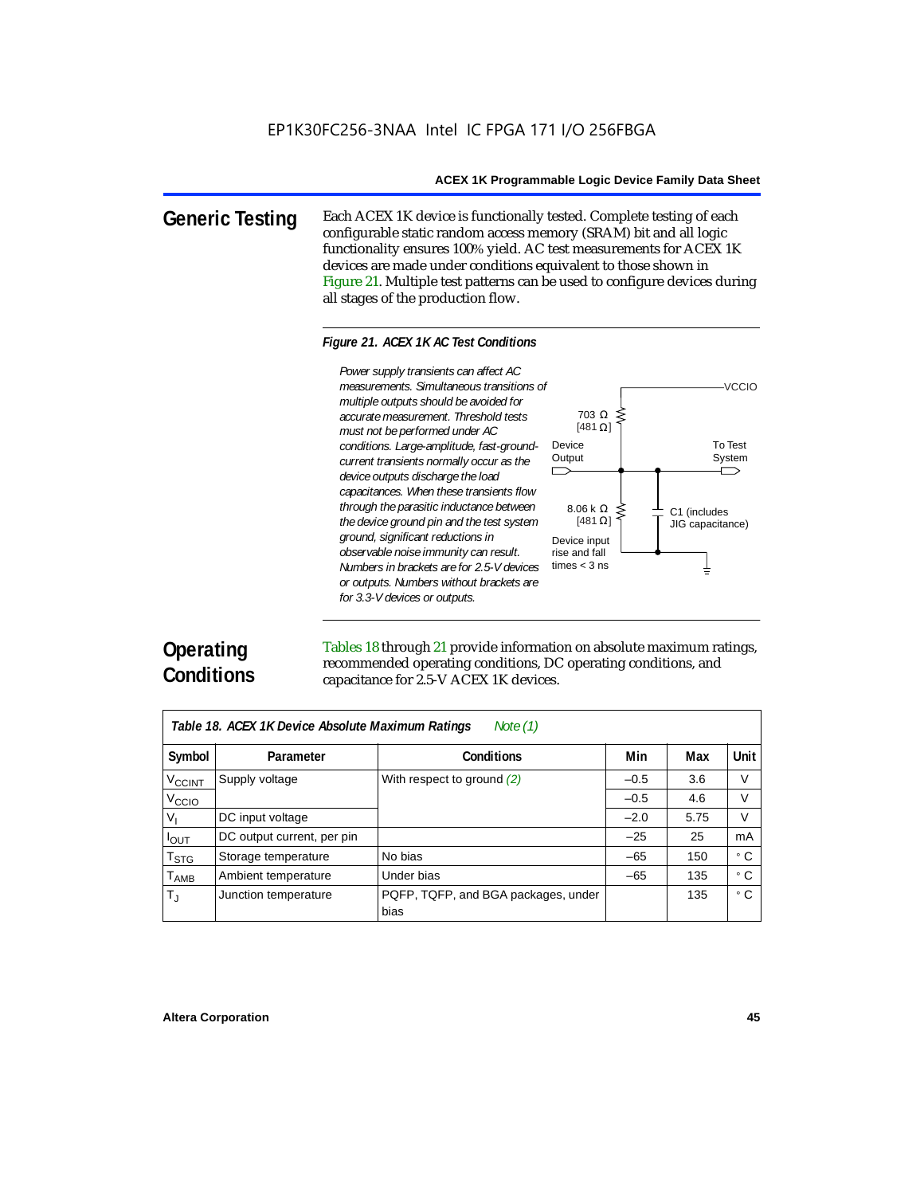## Generic Testing

Each ACEX 1K device is functionally tested. Complete testing of each configurable static random access memory (SRAM) bit and all logic functionality ensures 100% yield. AC test measurements for ACEX 1K devices are made under conditions equivalent to those shown in Figure 21. Multiple test patterns can be used to configure devices during all stages of the production flow.

**Figure 21. ACEX 1K AC Test Conditions**

*Power supply transients can affect AC measurements. Simultaneous transitions of multiple outputs should be avoided for accurate measurement. Threshold tests must not be performed under AC conditions. Large-amplitude, fast-ground-current transients normally occur as the device outputs discharge the load capacitances. When these transients flow through the parasitic inductance between the device ground pin and the test system ground, significant reductions in observable noise immunity can result. Numbers in brackets are for 2.5-V devices or outputs. Numbers without brackets are for 3.3-V devices or outputs.*

VCCIO

703 Ω [481 Ω]

Device Output

To Test System

8.06 k Ω [481 Ω]

C1 (includes JIG capacitance)

Device input rise and fall times < 3 ns

## Operating Conditions

Tables 18 through 21 provide information on absolute maximum ratings, recommended operating conditions, DC operating conditions, and capacitance for 2.5-V ACEX 1K devices.

**Table 18. ACEX 1K Device Absolute Maximum Ratings** *Note (1)*

| Symbol | Parameter | Conditions | Min | Max | Unit |
|---|---|---|---|---|---|
| $V_{CCINT}$ | Supply voltage | With respect to ground *(2)* | –0.5 | 3.6 | V |
| $V_{CCIO}$ | | | –0.5 | 4.6 | V |
| $V_I$ | DC input voltage | | –2.0 | 5.75 | V |
| $I_{OUT}$ | DC output current, per pin | | –25 | 25 | mA |
| $T_{STG}$ | Storage temperature | No bias | –65 | 150 | ° C |
| $T_{AMB}$ | Ambient temperature | Under bias | –65 | 135 | ° C |
| $T_J$ | Junction temperature | PQFP, TQFP, and BGA packages, under bias | | 135 | ° C |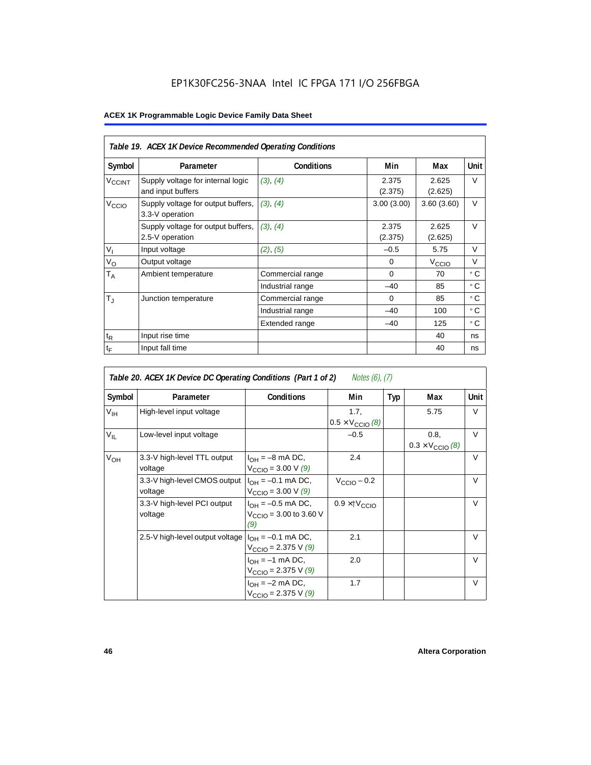EP1K30FC256-3NAA Intel IC FPGA 171 I/O 256FBGA

**ACEX 1K Programmable Logic Device Family Data Sheet**

| *Table 19. ACEX 1K Device Recommended Operating Conditions* | | | | | |
|---|---|---|---|---|---|
| **Symbol** | **Parameter** | **Conditions** | **Min** | **Max** | **Unit** |
| $V_{CCINT}$ | Supply voltage for internal logic and input buffers | *(3)*, *(4)* | 2.375 (2.375) | 2.625 (2.625) | V |
| $V_{CCIO}$ | Supply voltage for output buffers, 3.3-V operation | *(3)*, *(4)* | 3.00 (3.00) | 3.60 (3.60) | V |
| | Supply voltage for output buffers, 2.5-V operation | *(3)*, *(4)* | 2.375 (2.375) | 2.625 (2.625) | V |
| $V_I$ | Input voltage | *(2)*, *(5)* | –0.5 | 5.75 | V |
| $V_O$ | Output voltage | | 0 | $V_{CCIO}$ | V |
| $T_A$ | Ambient temperature | Commercial range | 0 | 70 | ° C |
| | | Industrial range | –40 | 85 | ° C |
| $T_J$ | Junction temperature | Commercial range | 0 | 85 | ° C |
| | | Industrial range | –40 | 100 | ° C |
| | | Extended range | –40 | 125 | ° C |
| $t_R$ | Input rise time | | | 40 | ns |
| $t_F$ | Input fall time | | | 40 | ns |

| *Table 20. ACEX 1K Device DC Operating Conditions (Part 1 of 2)* *Notes (6), (7)* | | | | | | |
|---|---|---|---|---|---|---|
| **Symbol** | **Parameter** | **Conditions** | **Min** | **Typ** | **Max** | **Unit** |
| $V_{IH}$ | High-level input voltage | | 1.7, 0.5 × $V_{CCIO}$ *(8)* | | 5.75 | V |
| $V_{IL}$ | Low-level input voltage | | –0.5 | | 0.8, 0.3 × $V_{CCIO}$ *(8)* | V |
| $V_{OH}$ | 3.3-V high-level TTL output voltage | $I_{OH}$ = –8 mA DC, $V_{CCIO}$ = 3.00 V *(9)* | 2.4 | | | V |
| | 3.3-V high-level CMOS output voltage | $I_{OH}$ = –0.1 mA DC, $V_{CCIO}$ = 3.00 V *(9)* | $V_{CCIO}$ – 0.2 | | | V |
| | 3.3-V high-level PCI output voltage | $I_{OH}$ = –0.5 mA DC, $V_{CCIO}$ = 3.00 to 3.60 V *(9)* | 0.9 × $V_{CCIO}$ | | | V |
| | 2.5-V high-level output voltage | $I_{OH}$ = –0.1 mA DC, $V_{CCIO}$ = 2.375 V *(9)* | 2.1 | | | V |
| | | $I_{OH}$ = –1 mA DC, $V_{CCIO}$ = 2.375 V *(9)* | 2.0 | | | V |
| | | $I_{OH}$ = –2 mA DC, $V_{CCIO}$ = 2.375 V *(9)* | 1.7 | | | V |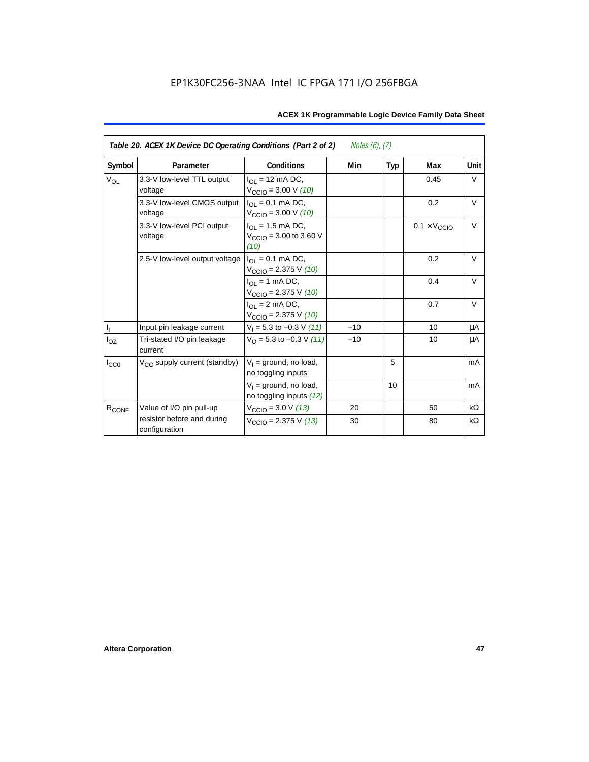| Table 20. ACEX 1K Device DC Operating Conditions (Part 2 of 2) *Notes (6), (7)* | | | | | | |
|---|---|---|---|---|---|---|
| Symbol | Parameter | Conditions | Min | Typ | Max | Unit |
| $V_{OL}$ | 3.3-V low-level TTL output voltage | $I_{OL}$ = 12 mA DC, $V_{CCIO}$ = 3.00 V *(10)* | | | 0.45 | V |
| | 3.3-V low-level CMOS output voltage | $I_{OL}$ = 0.1 mA DC, $V_{CCIO}$ = 3.00 V *(10)* | | | 0.2 | V |
| | 3.3-V low-level PCI output voltage | $I_{OL}$ = 1.5 mA DC, $V_{CCIO}$ = 3.00 to 3.60 V *(10)* | | | $0.1 \times V_{CCIO}$ | V |
| | 2.5-V low-level output voltage | $I_{OL}$ = 0.1 mA DC, $V_{CCIO}$ = 2.375 V *(10)* | | | 0.2 | V |
| | | $I_{OL}$ = 1 mA DC, $V_{CCIO}$ = 2.375 V *(10)* | | | 0.4 | V |
| | | $I_{OL}$ = 2 mA DC, $V_{CCIO}$ = 2.375 V *(10)* | | | 0.7 | V |
| $I_I$ | Input pin leakage current | $V_I$ = 5.3 to –0.3 V *(11)* | –10 | | 10 | μA |
| $I_{OZ}$ | Tri-stated I/O pin leakage current | $V_O$ = 5.3 to –0.3 V *(11)* | –10 | | 10 | μA |
| $I_{CC0}$ | $V_{CC}$ supply current (standby) | $V_I$ = ground, no load, no toggling inputs | | 5 | | mA |
| | | $V_I$ = ground, no load, no toggling inputs *(12)* | | 10 | | mA |
| $R_{CONF}$ | Value of I/O pin pull-up resistor before and during configuration | $V_{CCIO}$ = 3.0 V *(13)* | 20 | | 50 | kΩ |
| | | $V_{CCIO}$ = 2.375 V *(13)* | 30 | | 80 | kΩ |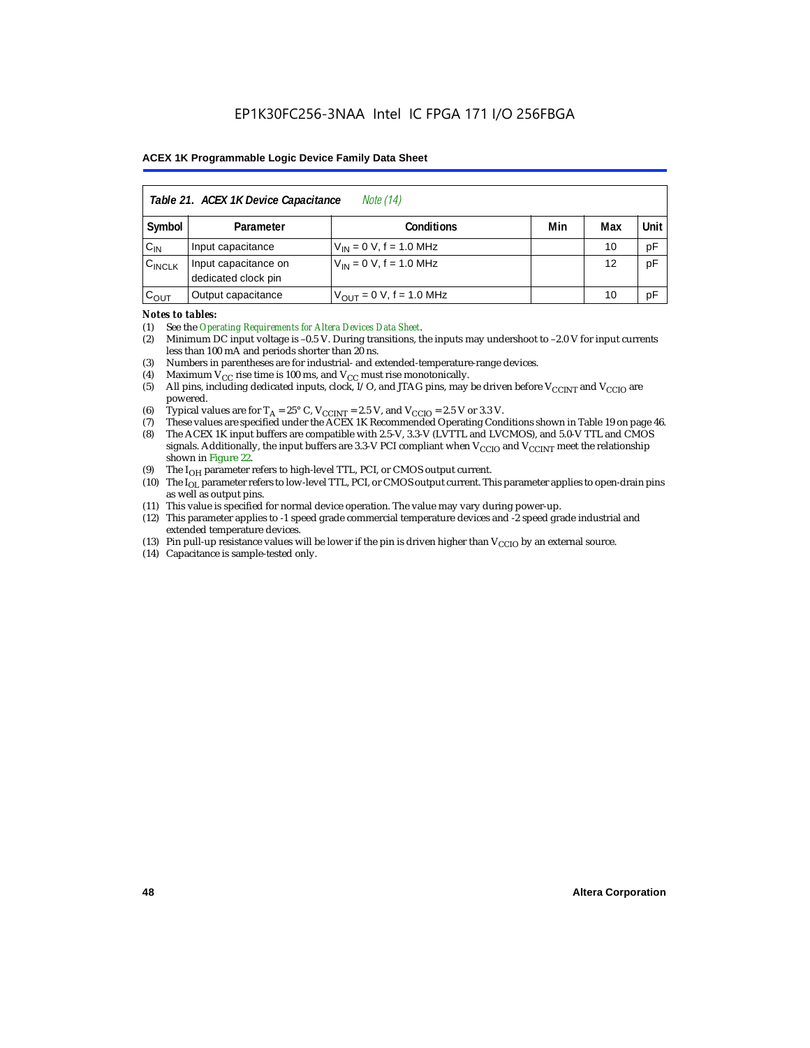| Table 21. ACEX 1K Device Capacitance *Note (14)* | | | | | |
|---|---|---|---|---|---|
| Symbol | Parameter | Conditions | Min | Max | Unit |
| $C_{IN}$ | Input capacitance | $V_{IN}$ = 0 V, f = 1.0 MHz | | 10 | pF |
| $C_{INCLK}$ | Input capacitance on dedicated clock pin | $V_{IN}$ = 0 V, f = 1.0 MHz | | 12 | pF |
| $C_{OUT}$ | Output capacitance | $V_{OUT}$ = 0 V, f = 1.0 MHz | | 10 | pF |

*Notes to tables:*

(1) See the *Operating Requirements for Altera Devices Data Sheet*.
(2) Minimum DC input voltage is –0.5 V. During transitions, the inputs may undershoot to –2.0 V for input currents less than 100 mA and periods shorter than 20 ns.
(3) Numbers in parentheses are for industrial- and extended-temperature-range devices.
(4) Maximum $V_{CC}$ rise time is 100 ms, and $V_{CC}$ must rise monotonically.
(5) All pins, including dedicated inputs, clock, I/O, and JTAG pins, may be driven before $V_{CCINT}$ and $V_{CCIO}$ are powered.
(6) Typical values are for $T_A$ = 25° C, $V_{CCINT}$ = 2.5 V, and $V_{CCIO}$ = 2.5 V or 3.3 V.
(7) These values are specified under the ACEX 1K Recommended Operating Conditions shown in Table 19 on page 46.
(8) The ACEX 1K input buffers are compatible with 2.5-V, 3.3-V (LVTTL and LVCMOS), and 5.0-V TTL and CMOS signals. Additionally, the input buffers are 3.3-V PCI compliant when $V_{CCIO}$ and $V_{CCINT}$ meet the relationship shown in Figure 22.
(9) The $I_{OH}$ parameter refers to high-level TTL, PCI, or CMOS output current.
(10) The $I_{OL}$ parameter refers to low-level TTL, PCI, or CMOS output current. This parameter applies to open-drain pins as well as output pins.
(11) This value is specified for normal device operation. The value may vary during power-up.
(12) This parameter applies to -1 speed grade commercial temperature devices and -2 speed grade industrial and extended temperature devices.
(13) Pin pull-up resistance values will be lower if the pin is driven higher than $V_{CCIO}$ by an external source.
(14) Capacitance is sample-tested only.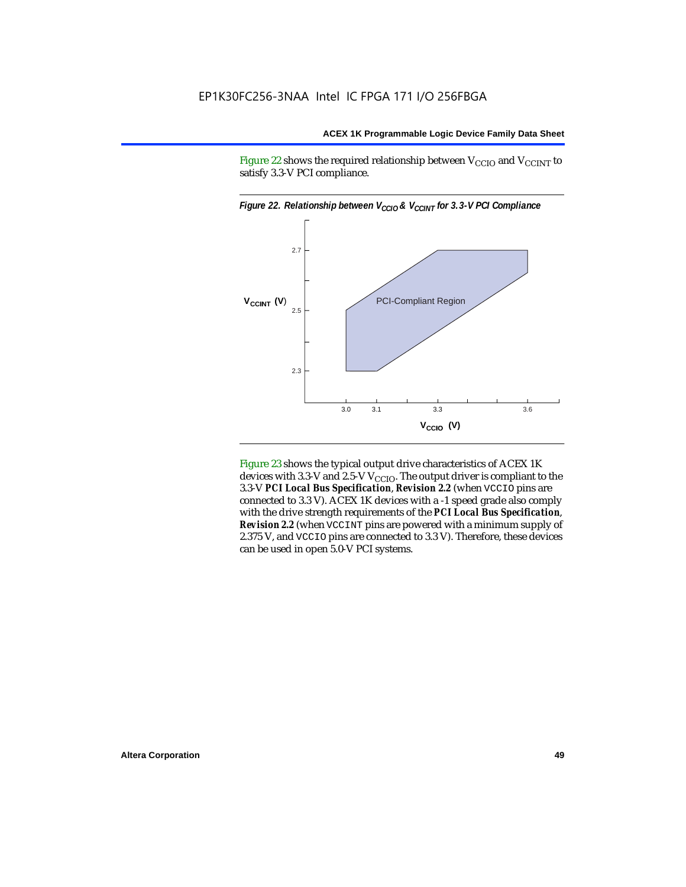Figure 22 shows the required relationship between $V_{CCIO}$ and $V_{CCINT}$ to satisfy 3.3-V PCI compliance.

*Figure 22. Relationship between $V_{CCIO}$ & $V_{CCINT}$ for 3.3-V PCI Compliance*

Figure 23 shows the typical output drive characteristics of ACEX 1K devices with 3.3-V and 2.5-V $V_{CCIO}$. The output driver is compliant to the 3.3-V ***PCI Local Bus Specification***, ***Revision 2.2*** (when VCCIO pins are connected to 3.3 V). ACEX 1K devices with a -1 speed grade also comply with the drive strength requirements of the ***PCI Local Bus Specification***, ***Revision 2.2*** (when VCCINT pins are powered with a minimum supply of 2.375 V, and VCCIO pins are connected to 3.3 V). Therefore, these devices can be used in open 5.0-V PCI systems.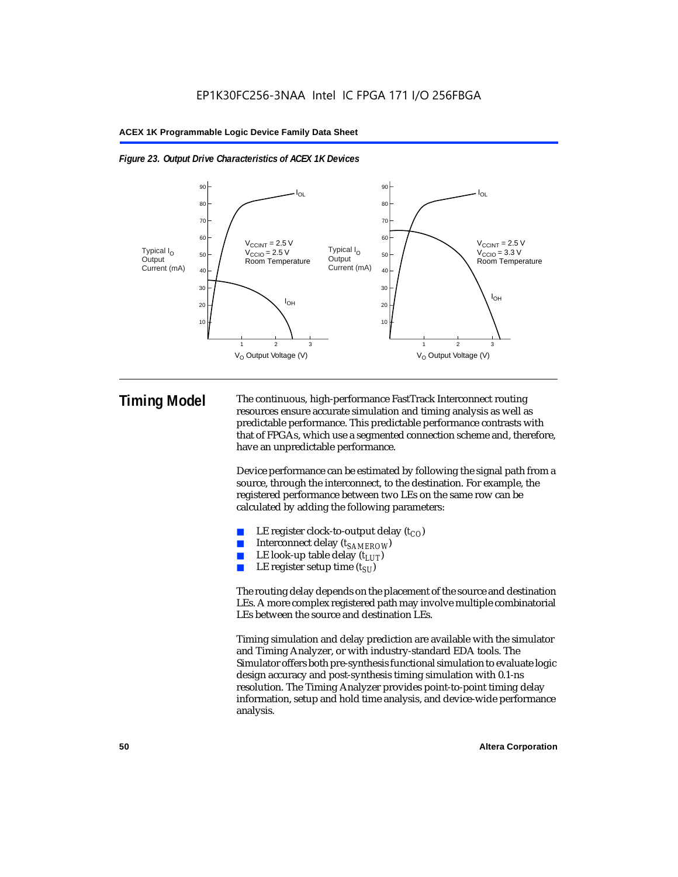*Figure 23. Output Drive Characteristics of ACEX 1K Devices*

## Timing Model

The continuous, high-performance FastTrack Interconnect routing resources ensure accurate simulation and timing analysis as well as predictable performance. This predictable performance contrasts with that of FPGAs, which use a segmented connection scheme and, therefore, have an unpredictable performance.

Device performance can be estimated by following the signal path from a source, through the interconnect, to the destination. For example, the registered performance between two LEs on the same row can be calculated by adding the following parameters:

- LE register clock-to-output delay ($t_{CO}$)
- Interconnect delay ($t_{SAMEROW}$)
- LE look-up table delay ($t_{LUT}$)
- LE register setup time ($t_{SU}$)

The routing delay depends on the placement of the source and destination LEs. A more complex registered path may involve multiple combinatorial LEs between the source and destination LEs.

Timing simulation and delay prediction are available with the simulator and Timing Analyzer, or with industry-standard EDA tools. The Simulator offers both pre-synthesis functional simulation to evaluate logic design accuracy and post-synthesis timing simulation with 0.1-ns resolution. The Timing Analyzer provides point-to-point timing delay information, setup and hold time analysis, and device-wide performance analysis.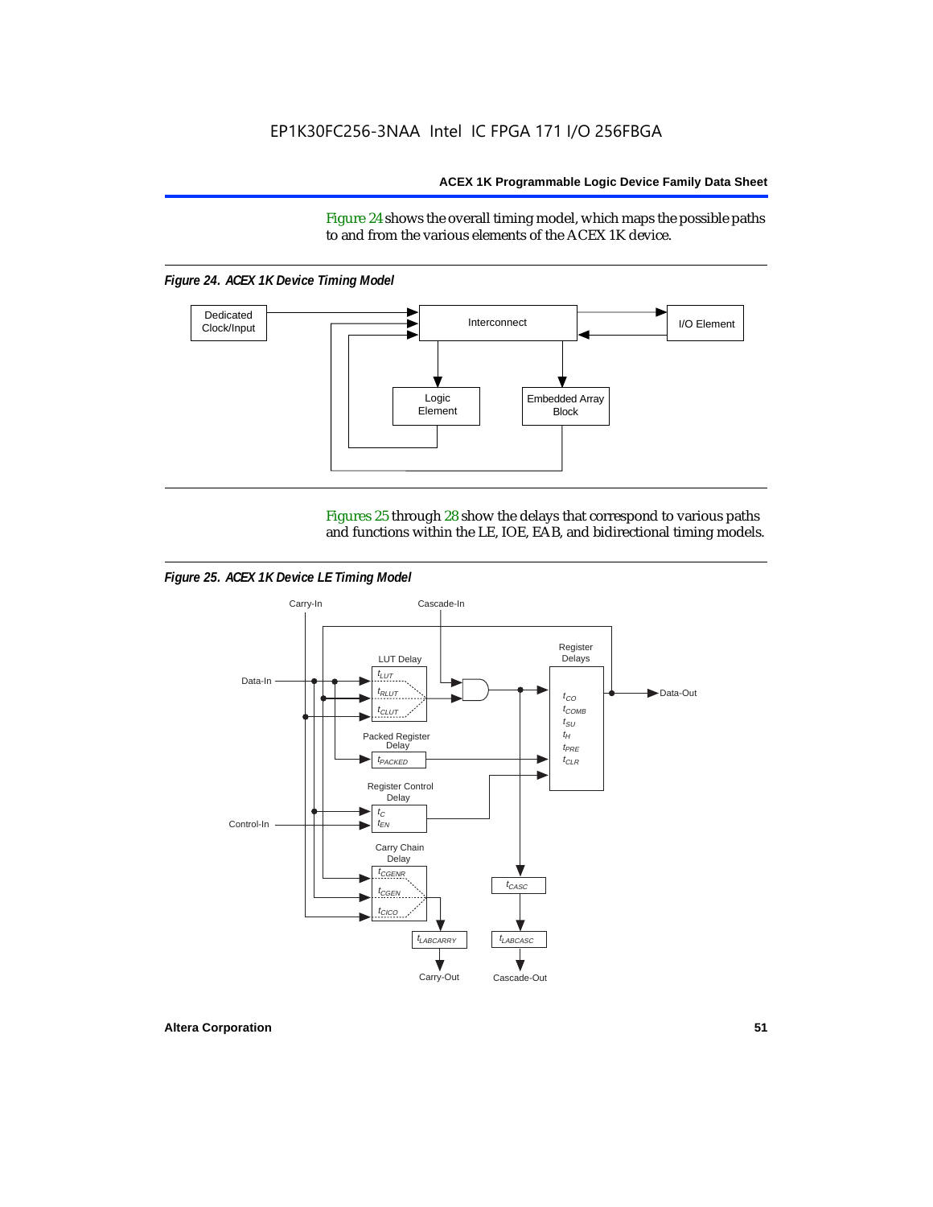Figure 24 shows the overall timing model, which maps the possible paths to and from the various elements of the ACEX 1K device.

*Figure 24. ACEX 1K Device Timing Model*

Figures 25 through 28 show the delays that correspond to various paths and functions within the LE, IOE, EAB, and bidirectional timing models.

*Figure 25. ACEX 1K Device LE Timing Model*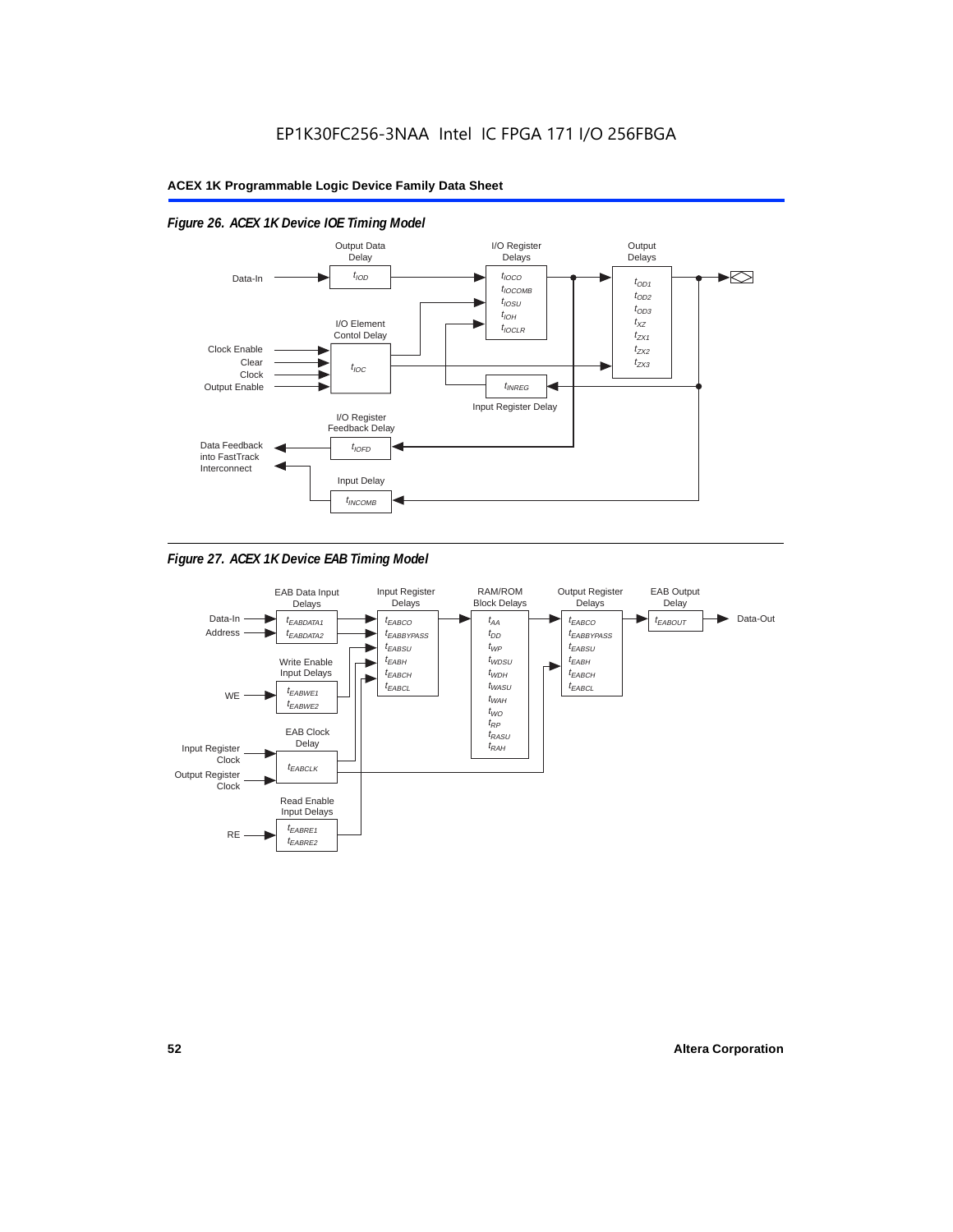*Figure 26. ACEX 1K Device IOE Timing Model*

*Figure 27. ACEX 1K Device EAB Timing Model*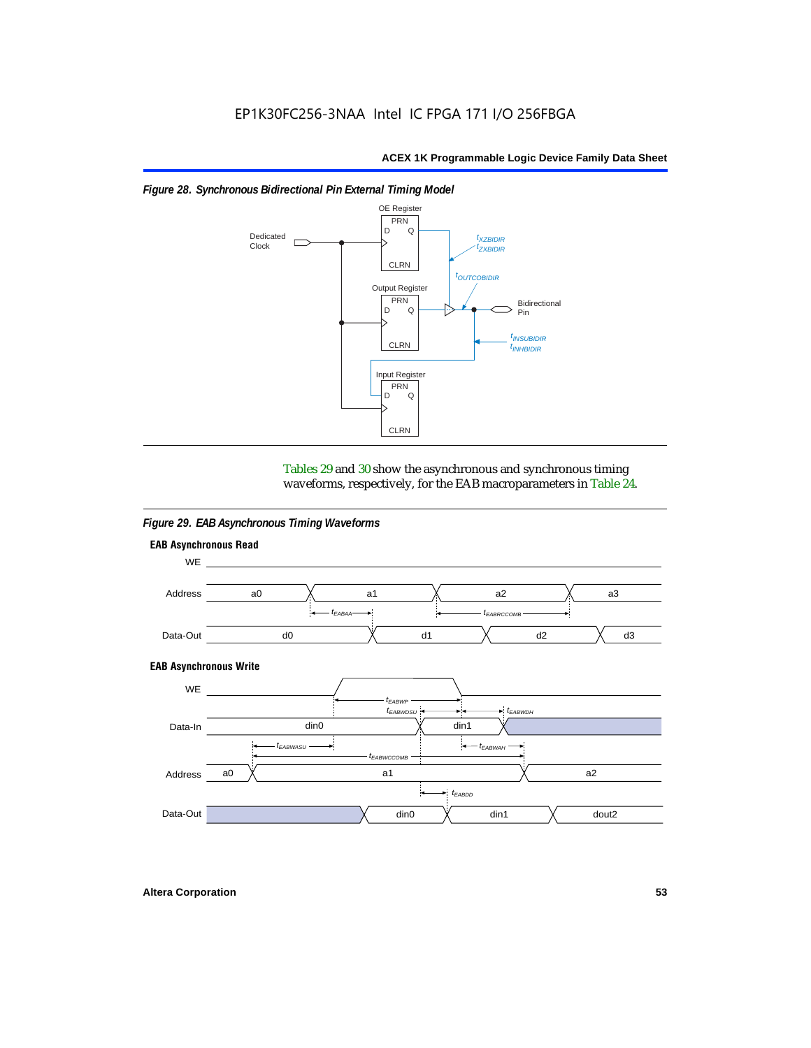*Figure 28. Synchronous Bidirectional Pin External Timing Model*

Tables 29 and 30 show the asynchronous and synchronous timing waveforms, respectively, for the EAB macroparameters in Table 24.

*Figure 29. EAB Asynchronous Timing Waveforms*

**EAB Asynchronous Read**

**EAB Asynchronous Write**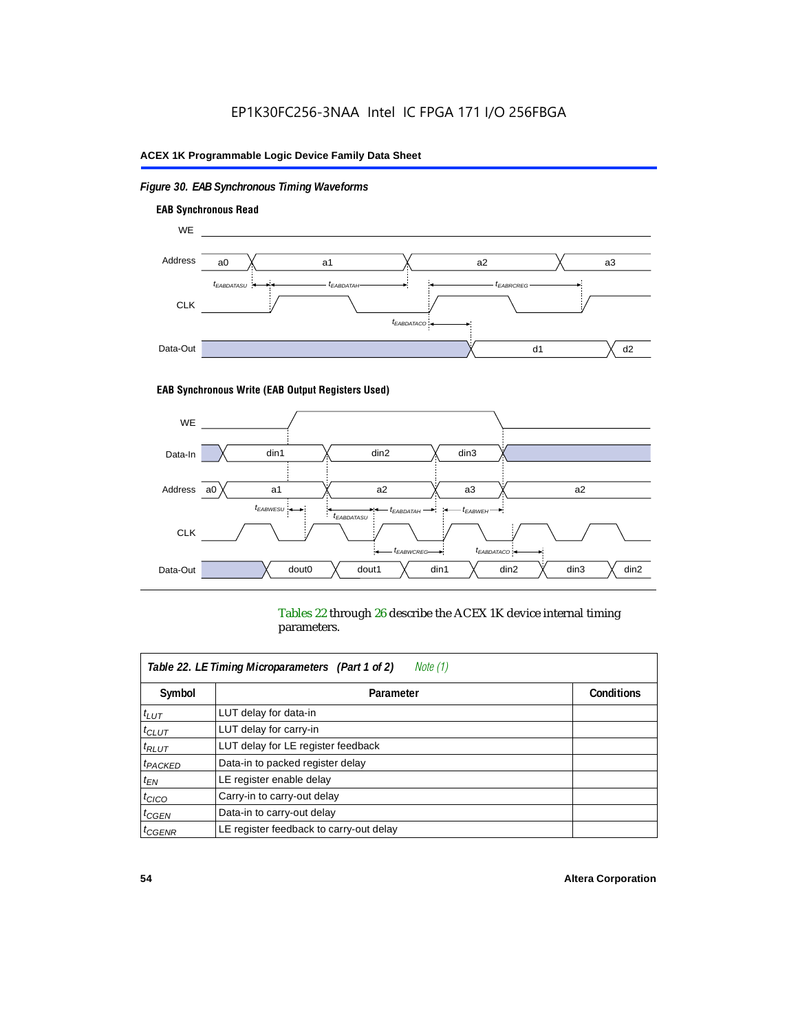*Figure 30. EAB Synchronous Timing Waveforms*

**EAB Synchronous Read**

**EAB Synchronous Write (EAB Output Registers Used)**

Tables 22 through 26 describe the ACEX 1K device internal timing parameters.

| *Table 22. LE Timing Microparameters (Part 1 of 2) Note (1)* | | |
|---|---|---|
| **Symbol** | **Parameter** | **Conditions** |
| $t_{LUT}$ | LUT delay for data-in | |
| $t_{CLUT}$ | LUT delay for carry-in | |
| $t_{RLUT}$ | LUT delay for LE register feedback | |
| $t_{PACKED}$ | Data-in to packed register delay | |
| $t_{EN}$ | LE register enable delay | |
| $t_{CICO}$ | Carry-in to carry-out delay | |
| $t_{CGEN}$ | Data-in to carry-out delay | |
| $t_{CGENR}$ | LE register feedback to carry-out delay | |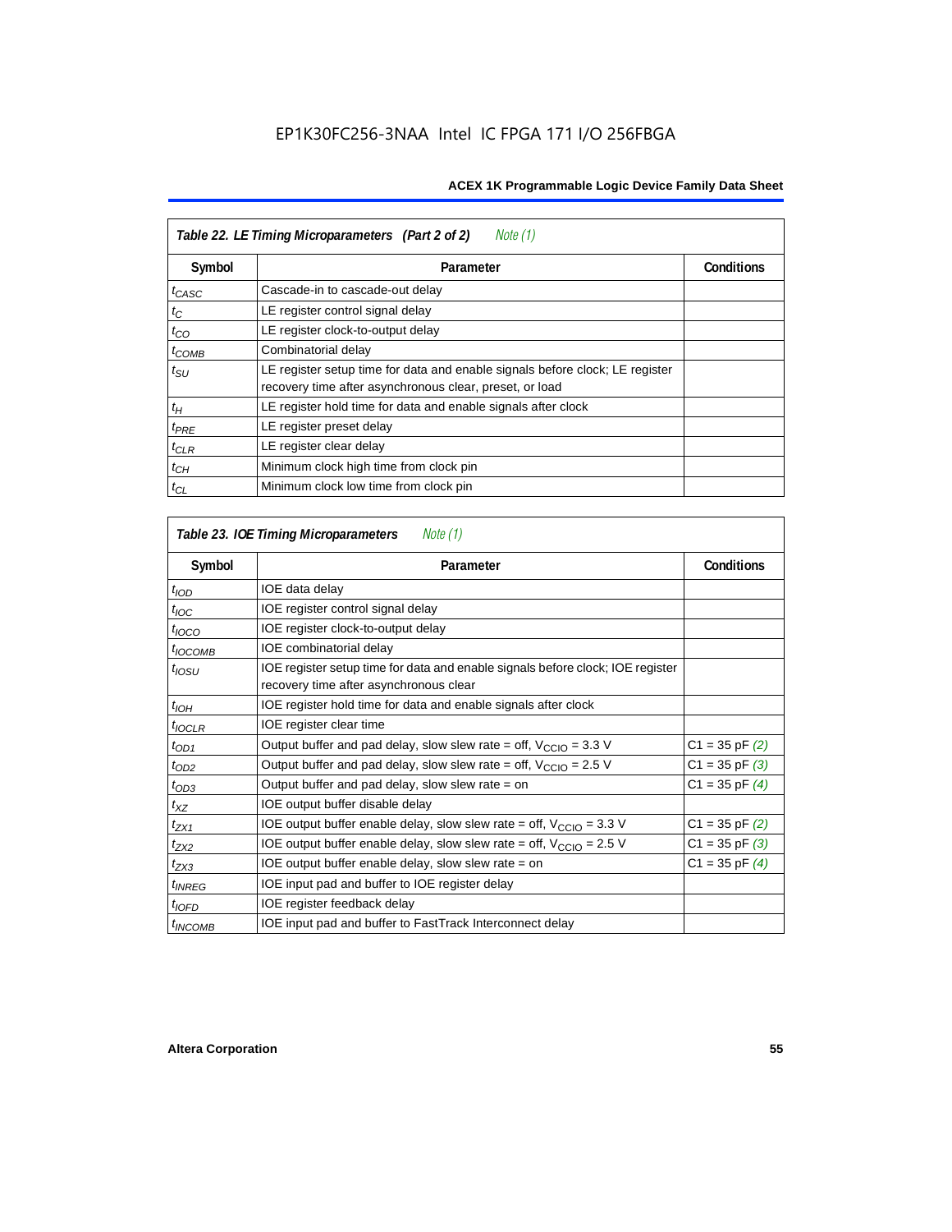**Table 22. LE Timing Microparameters (Part 2 of 2)** *Note (1)*

| Symbol | Parameter | Conditions |
|---|---|---|
| $t_{CASC}$ | Cascade-in to cascade-out delay | |
| $t_C$ | LE register control signal delay | |
| $t_{CO}$ | LE register clock-to-output delay | |
| $t_{COMB}$ | Combinatorial delay | |
| $t_{SU}$ | LE register setup time for data and enable signals before clock; LE register recovery time after asynchronous clear, preset, or load | |
| $t_H$ | LE register hold time for data and enable signals after clock | |
| $t_{PRE}$ | LE register preset delay | |
| $t_{CLR}$ | LE register clear delay | |
| $t_{CH}$ | Minimum clock high time from clock pin | |
| $t_{CL}$ | Minimum clock low time from clock pin | |

**Table 23. IOE Timing Microparameters** *Note (1)*

| Symbol | Parameter | Conditions |
|---|---|---|
| $t_{IOD}$ | IOE data delay | |
| $t_{IOC}$ | IOE register control signal delay | |
| $t_{IOCO}$ | IOE register clock-to-output delay | |
| $t_{IOCOMB}$ | IOE combinatorial delay | |
| $t_{IOSU}$ | IOE register setup time for data and enable signals before clock; IOE register recovery time after asynchronous clear | |
| $t_{IOH}$ | IOE register hold time for data and enable signals after clock | |
| $t_{IOCLR}$ | IOE register clear time | |
| $t_{OD1}$ | Output buffer and pad delay, slow slew rate = off, $V_{CCIO}$ = 3.3 V | C1 = 35 pF *(2)* |
| $t_{OD2}$ | Output buffer and pad delay, slow slew rate = off, $V_{CCIO}$ = 2.5 V | C1 = 35 pF *(3)* |
| $t_{OD3}$ | Output buffer and pad delay, slow slew rate = on | C1 = 35 pF *(4)* |
| $t_{XZ}$ | IOE output buffer disable delay | |
| $t_{ZX1}$ | IOE output buffer enable delay, slow slew rate = off, $V_{CCIO}$ = 3.3 V | C1 = 35 pF *(2)* |
| $t_{ZX2}$ | IOE output buffer enable delay, slow slew rate = off, $V_{CCIO}$ = 2.5 V | C1 = 35 pF *(3)* |
| $t_{ZX3}$ | IOE output buffer enable delay, slow slew rate = on | C1 = 35 pF *(4)* |
| $t_{INREG}$ | IOE input pad and buffer to IOE register delay | |
| $t_{IOFD}$ | IOE register feedback delay | |
| $t_{INCOMB}$ | IOE input pad and buffer to FastTrack Interconnect delay | |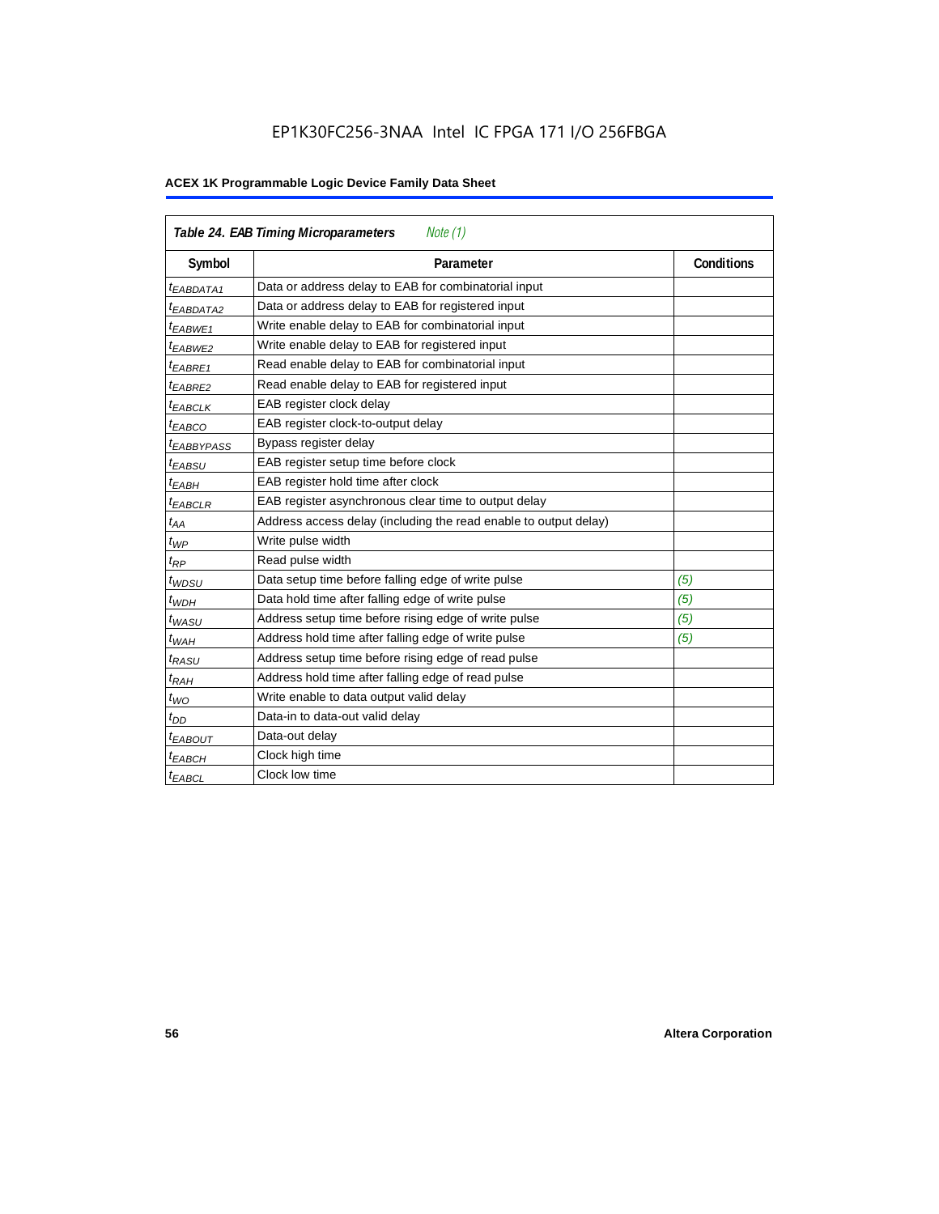**Table 24. EAB Timing Microparameters** *Note (1)*

| Symbol | Parameter | Conditions |
|---|---|---|
| $t_{EABDATA1}$ | Data or address delay to EAB for combinatorial input | |
| $t_{EABDATA2}$ | Data or address delay to EAB for registered input | |
| $t_{EABWE1}$ | Write enable delay to EAB for combinatorial input | |
| $t_{EABWE2}$ | Write enable delay to EAB for registered input | |
| $t_{EABRE1}$ | Read enable delay to EAB for combinatorial input | |
| $t_{EABRE2}$ | Read enable delay to EAB for registered input | |
| $t_{EABCLK}$ | EAB register clock delay | |
| $t_{EABCO}$ | EAB register clock-to-output delay | |
| $t_{EABBYPASS}$ | Bypass register delay | |
| $t_{EABSU}$ | EAB register setup time before clock | |
| $t_{EABH}$ | EAB register hold time after clock | |
| $t_{EABCLR}$ | EAB register asynchronous clear time to output delay | |
| $t_{AA}$ | Address access delay (including the read enable to output delay) | |
| $t_{WP}$ | Write pulse width | |
| $t_{RP}$ | Read pulse width | |
| $t_{WDSU}$ | Data setup time before falling edge of write pulse | *(5)* |
| $t_{WDH}$ | Data hold time after falling edge of write pulse | *(5)* |
| $t_{WASU}$ | Address setup time before rising edge of write pulse | *(5)* |
| $t_{WAH}$ | Address hold time after falling edge of write pulse | *(5)* |
| $t_{RASU}$ | Address setup time before rising edge of read pulse | |
| $t_{RAH}$ | Address hold time after falling edge of read pulse | |
| $t_{WO}$ | Write enable to data output valid delay | |
| $t_{DD}$ | Data-in to data-out valid delay | |
| $t_{EABOUT}$ | Data-out delay | |
| $t_{EABCH}$ | Clock high time | |
| $t_{EABCL}$ | Clock low time | |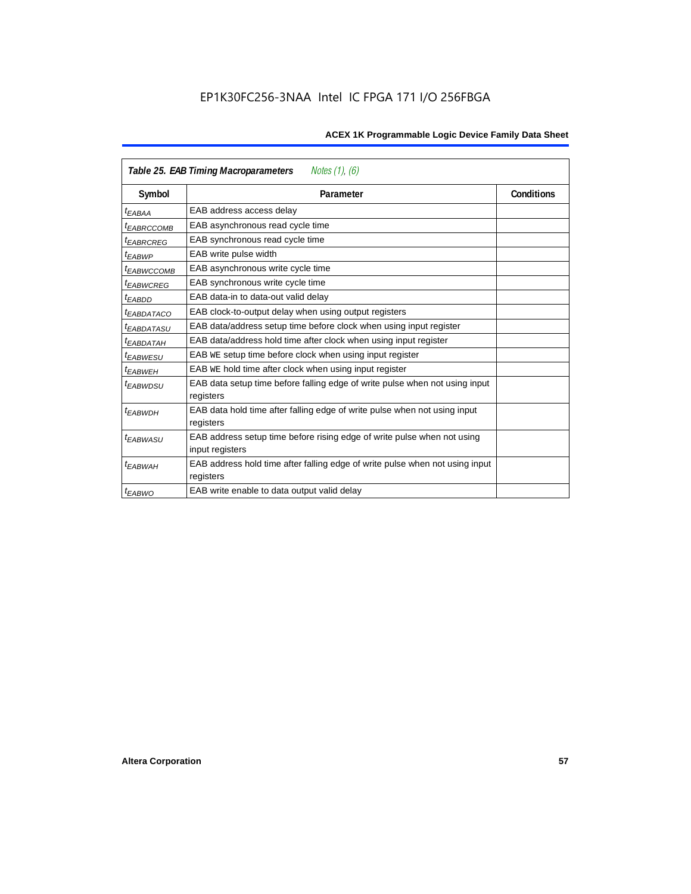EP1K30FC256-3NAA Intel IC FPGA 171 I/O 256FBGA

**Table 25. EAB Timing Macroparameters** *Notes (1), (6)*

| Symbol | Parameter | Conditions |
|---|---|---|
| $t_{EABAA}$ | EAB address access delay | |
| $t_{EABRCCOMB}$ | EAB asynchronous read cycle time | |
| $t_{EABRCREG}$ | EAB synchronous read cycle time | |
| $t_{EABWP}$ | EAB write pulse width | |
| $t_{EABWCCOMB}$ | EAB asynchronous write cycle time | |
| $t_{EABWCREG}$ | EAB synchronous write cycle time | |
| $t_{EABDD}$ | EAB data-in to data-out valid delay | |
| $t_{EABDATACO}$ | EAB clock-to-output delay when using output registers | |
| $t_{EABDATASU}$ | EAB data/address setup time before clock when using input register | |
| $t_{EABDATAH}$ | EAB data/address hold time after clock when using input register | |
| $t_{EABWESU}$ | EAB WE setup time before clock when using input register | |
| $t_{EABWEH}$ | EAB WE hold time after clock when using input register | |
| $t_{EABWDSU}$ | EAB data setup time before falling edge of write pulse when not using input registers | |
| $t_{EABWDH}$ | EAB data hold time after falling edge of write pulse when not using input registers | |
| $t_{EABWASU}$ | EAB address setup time before rising edge of write pulse when not using input registers | |
| $t_{EABWAH}$ | EAB address hold time after falling edge of write pulse when not using input registers | |
| $t_{EABWO}$ | EAB write enable to data output valid delay | |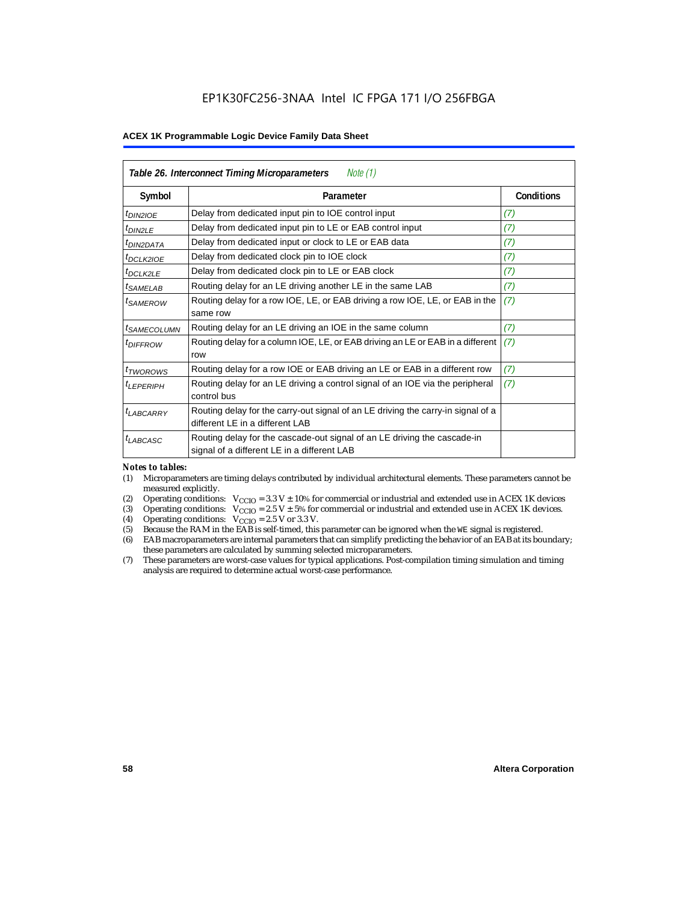| *Table 26. Interconnect Timing Microparameters* *Note (1)* | | |
|---|---|---|
| **Symbol** | **Parameter** | **Conditions** |
| $t_{DIN2IOE}$ | Delay from dedicated input pin to IOE control input | *(7)* |
| $t_{DIN2LE}$ | Delay from dedicated input pin to LE or EAB control input | *(7)* |
| $t_{DIN2DATA}$ | Delay from dedicated input or clock to LE or EAB data | *(7)* |
| $t_{DCLK2IOE}$ | Delay from dedicated clock pin to IOE clock | *(7)* |
| $t_{DCLK2LE}$ | Delay from dedicated clock pin to LE or EAB clock | *(7)* |
| $t_{SAMELAB}$ | Routing delay for an LE driving another LE in the same LAB | *(7)* |
| $t_{SAMEROW}$ | Routing delay for a row IOE, LE, or EAB driving a row IOE, LE, or EAB in the same row | *(7)* |
| $t_{SAMECOLUMN}$ | Routing delay for an LE driving an IOE in the same column | *(7)* |
| $t_{DIFFROW}$ | Routing delay for a column IOE, LE, or EAB driving an LE or EAB in a different row | *(7)* |
| $t_{TWOROWS}$ | Routing delay for a row IOE or EAB driving an LE or EAB in a different row | *(7)* |
| $t_{LEPERIPH}$ | Routing delay for an LE driving a control signal of an IOE via the peripheral control bus | *(7)* |
| $t_{LABCARRY}$ | Routing delay for the carry-out signal of an LE driving the carry-in signal of a different LE in a different LAB | |
| $t_{LABCASC}$ | Routing delay for the cascade-out signal of an LE driving the cascade-in signal of a different LE in a different LAB | |

*Notes to tables:*

(1) Microparameters are timing delays contributed by individual architectural elements. These parameters cannot be measured explicitly.
(2) Operating conditions: $V_{CCIO}$ = 3.3 V ± 10% for commercial or industrial and extended use in ACEX 1K devices
(3) Operating conditions: $V_{CCIO}$ = 2.5 V ± 5% for commercial or industrial and extended use in ACEX 1K devices.
(4) Operating conditions: $V_{CCIO}$ = 2.5 V or 3.3 V.
(5) Because the RAM in the EAB is self-timed, this parameter can be ignored when the WE signal is registered.
(6) EAB macroparameters are internal parameters that can simplify predicting the behavior of an EAB at its boundary; these parameters are calculated by summing selected microparameters.
(7) These parameters are worst-case values for typical applications. Post-compilation timing simulation and timing analysis are required to determine actual worst-case performance.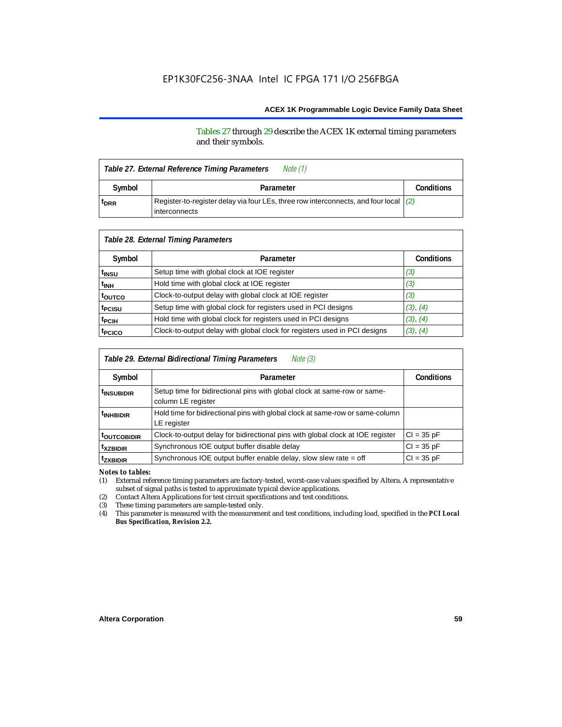Tables 27 through 29 describe the ACEX 1K external timing parameters and their symbols.

| *Table 27. External Reference Timing Parameters* *Note (1)* | | |
|---|---|---|
| **Symbol** | **Parameter** | **Conditions** |
| $t_{DRR}$ | Register-to-register delay via four LEs, three row interconnects, and four local interconnects | *(2)* |

| *Table 28. External Timing Parameters* | | |
|---|---|---|
| **Symbol** | **Parameter** | **Conditions** |
| $t_{INSU}$ | Setup time with global clock at IOE register | *(3)* |
| $t_{INH}$ | Hold time with global clock at IOE register | *(3)* |
| $t_{OUTCO}$ | Clock-to-output delay with global clock at IOE register | *(3)* |
| $t_{PCISU}$ | Setup time with global clock for registers used in PCI designs | *(3)*, *(4)* |
| $t_{PCIH}$ | Hold time with global clock for registers used in PCI designs | *(3)*, *(4)* |
| $t_{PCICO}$ | Clock-to-output delay with global clock for registers used in PCI designs | *(3)*, *(4)* |

| *Table 29. External Bidirectional Timing Parameters* *Note (3)* | | |
|---|---|---|
| **Symbol** | **Parameter** | **Conditions** |
| $t_{INSUBIDIR}$ | Setup time for bidirectional pins with global clock at same-row or same-column LE register | |
| $t_{INHBIDIR}$ | Hold time for bidirectional pins with global clock at same-row or same-column LE register | |
| $t_{OUTCOBIDIR}$ | Clock-to-output delay for bidirectional pins with global clock at IOE register | CI = 35 pF |
| $t_{XZBIDIR}$ | Synchronous IOE output buffer disable delay | CI = 35 pF |
| $t_{ZXBIDIR}$ | Synchronous IOE output buffer enable delay, slow slew rate = off | CI = 35 pF |

*Notes to tables:*

(1) External reference timing parameters are factory-tested, worst-case values specified by Altera. A representative subset of signal paths is tested to approximate typical device applications.

(2) Contact Altera Applications for test circuit specifications and test conditions.

(3) These timing parameters are sample-tested only.

(4) This parameter is measured with the measurement and test conditions, including load, specified in the ***PCI Local Bus Specification, Revision 2.2.***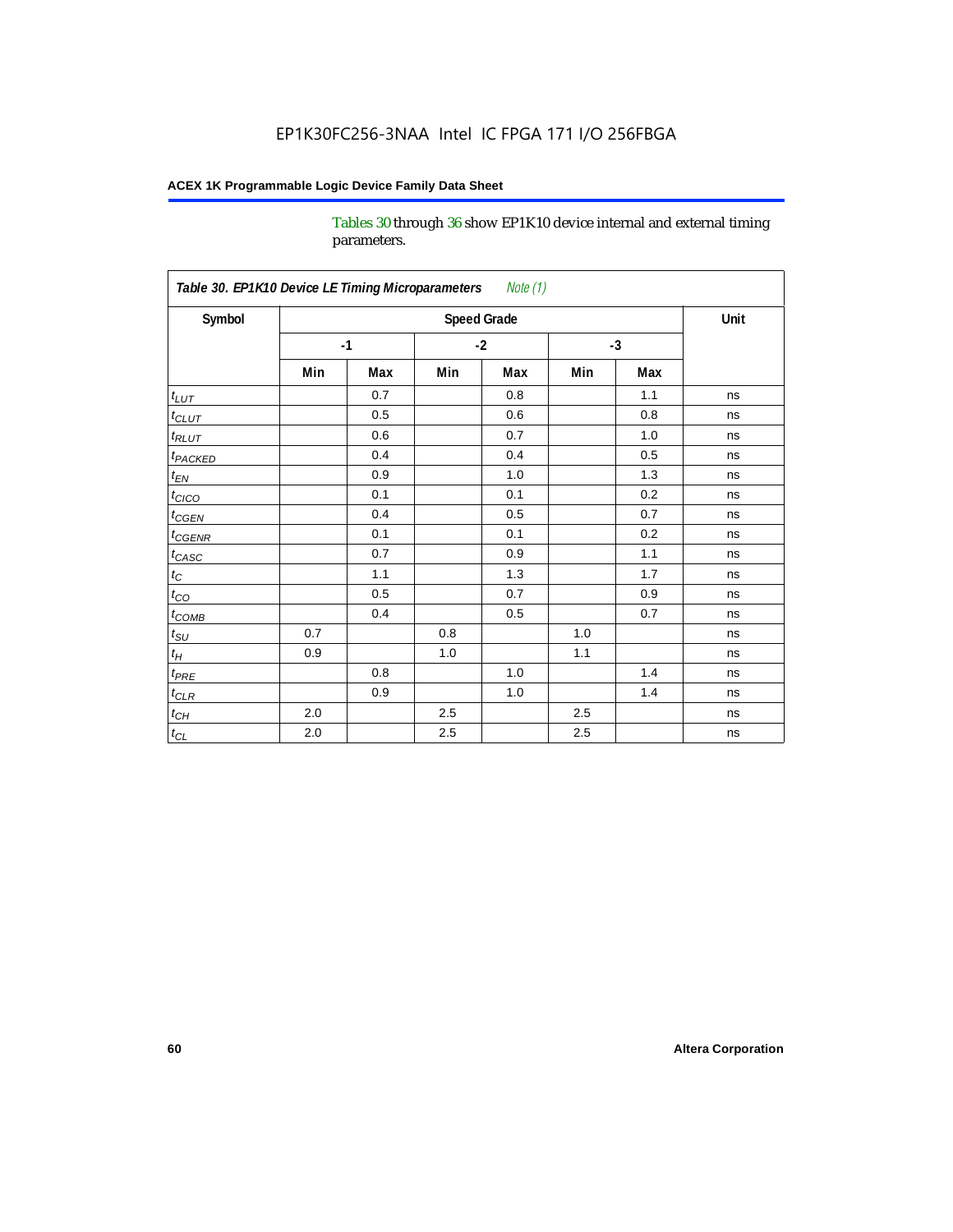Tables 30 through 36 show EP1K10 device internal and external timing parameters.

| *Table 30. EP1K10 Device LE Timing Microparameters* *Note (1)* | | | | | | | |
|---|---|---|---|---|---|---|---|
| **Symbol** | **Speed Grade** | | | | | | **Unit** |
| | **-1** | | **-2** | | **-3** | | |
| | **Min** | **Max** | **Min** | **Max** | **Min** | **Max** | |
| $t_{LUT}$ | | 0.7 | | 0.8 | | 1.1 | ns |
| $t_{CLUT}$ | | 0.5 | | 0.6 | | 0.8 | ns |
| $t_{RLUT}$ | | 0.6 | | 0.7 | | 1.0 | ns |
| $t_{PACKED}$ | | 0.4 | | 0.4 | | 0.5 | ns |
| $t_{EN}$ | | 0.9 | | 1.0 | | 1.3 | ns |
| $t_{CICO}$ | | 0.1 | | 0.1 | | 0.2 | ns |
| $t_{CGEN}$ | | 0.4 | | 0.5 | | 0.7 | ns |
| $t_{CGENR}$ | | 0.1 | | 0.1 | | 0.2 | ns |
| $t_{CASC}$ | | 0.7 | | 0.9 | | 1.1 | ns |
| $t_C$ | | 1.1 | | 1.3 | | 1.7 | ns |
| $t_{CO}$ | | 0.5 | | 0.7 | | 0.9 | ns |
| $t_{COMB}$ | | 0.4 | | 0.5 | | 0.7 | ns |
| $t_{SU}$ | 0.7 | | 0.8 | | 1.0 | | ns |
| $t_H$ | 0.9 | | 1.0 | | 1.1 | | ns |
| $t_{PRE}$ | | 0.8 | | 1.0 | | 1.4 | ns |
| $t_{CLR}$ | | 0.9 | | 1.0 | | 1.4 | ns |
| $t_{CH}$ | 2.0 | | 2.5 | | 2.5 | | ns |
| $t_{CL}$ | 2.0 | | 2.5 | | 2.5 | | ns |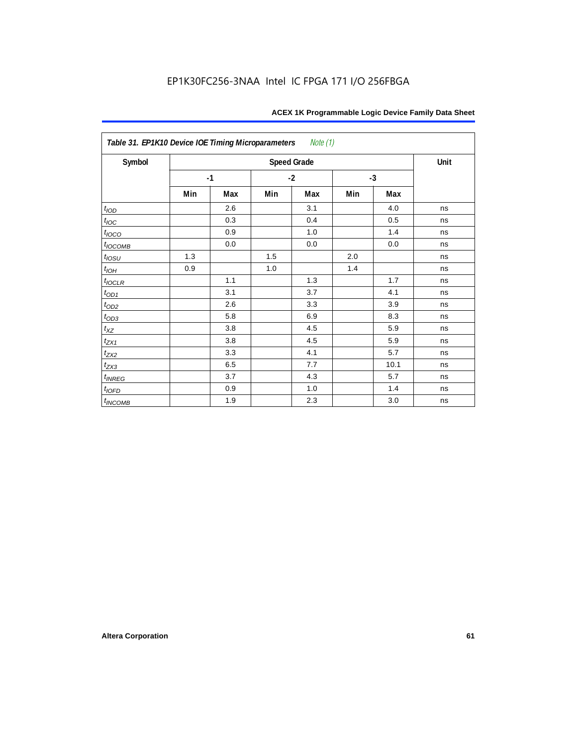EP1K30FC256-3NAA Intel IC FPGA 171 I/O 256FBGA

| *Table 31. EP1K10 Device IOE Timing Microparameters* *Note (1)* | | | | | | | |
|---|---|---|---|---|---|---|---|
| Symbol | Speed Grade | | | | | | Unit |
| | -1 | | -2 | | -3 | | |
| | Min | Max | Min | Max | Min | Max | |
| $t_{IOD}$ | | 2.6 | | 3.1 | | 4.0 | ns |
| $t_{IOC}$ | | 0.3 | | 0.4 | | 0.5 | ns |
| $t_{IOCO}$ | | 0.9 | | 1.0 | | 1.4 | ns |
| $t_{IOCOMB}$ | | 0.0 | | 0.0 | | 0.0 | ns |
| $t_{IOSU}$ | 1.3 | | 1.5 | | 2.0 | | ns |
| $t_{IOH}$ | 0.9 | | 1.0 | | 1.4 | | ns |
| $t_{IOCLR}$ | | 1.1 | | 1.3 | | 1.7 | ns |
| $t_{OD1}$ | | 3.1 | | 3.7 | | 4.1 | ns |
| $t_{OD2}$ | | 2.6 | | 3.3 | | 3.9 | ns |
| $t_{OD3}$ | | 5.8 | | 6.9 | | 8.3 | ns |
| $t_{XZ}$ | | 3.8 | | 4.5 | | 5.9 | ns |
| $t_{ZX1}$ | | 3.8 | | 4.5 | | 5.9 | ns |
| $t_{ZX2}$ | | 3.3 | | 4.1 | | 5.7 | ns |
| $t_{ZX3}$ | | 6.5 | | 7.7 | | 10.1 | ns |
| $t_{INREG}$ | | 3.7 | | 4.3 | | 5.7 | ns |
| $t_{IOFD}$ | | 0.9 | | 1.0 | | 1.4 | ns |
| $t_{INCOMB}$ | | 1.9 | | 2.3 | | 3.0 | ns |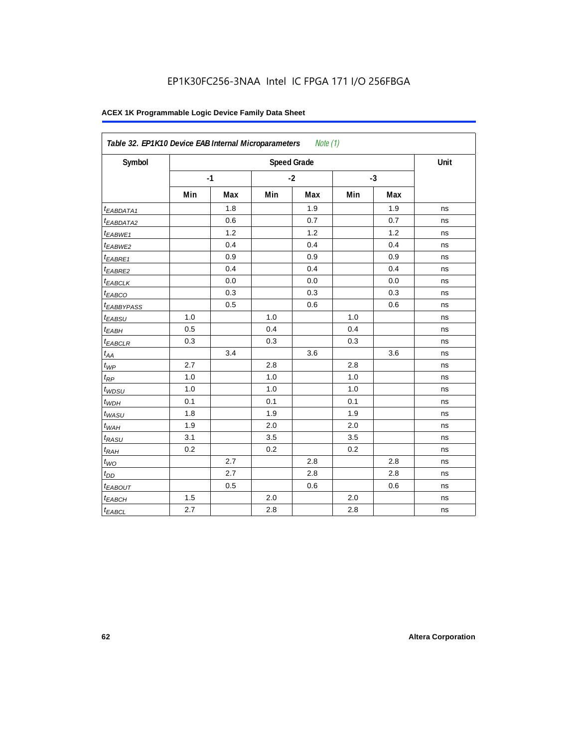EP1K30FC256-3NAA Intel IC FPGA 171 I/O 256FBGA

**ACEX 1K Programmable Logic Device Family Data Sheet**

| *Table 32. EP1K10 Device EAB Internal Microparameters* *Note (1)* | | | | | | | |
|---|---|---|---|---|---|---|---|
| Symbol | Speed Grade | | | | | | Unit |
| | -1 | | -2 | | -3 | | |
| | Min | Max | Min | Max | Min | Max | |
| $t_{EABDATA1}$ | | 1.8 | | 1.9 | | 1.9 | ns |
| $t_{EABDATA2}$ | | 0.6 | | 0.7 | | 0.7 | ns |
| $t_{EABWE1}$ | | 1.2 | | 1.2 | | 1.2 | ns |
| $t_{EABWE2}$ | | 0.4 | | 0.4 | | 0.4 | ns |
| $t_{EABRE1}$ | | 0.9 | | 0.9 | | 0.9 | ns |
| $t_{EABRE2}$ | | 0.4 | | 0.4 | | 0.4 | ns |
| $t_{EABCLK}$ | | 0.0 | | 0.0 | | 0.0 | ns |
| $t_{EABCO}$ | | 0.3 | | 0.3 | | 0.3 | ns |
| $t_{EABBYPASS}$ | | 0.5 | | 0.6 | | 0.6 | ns |
| $t_{EABSU}$ | 1.0 | | 1.0 | | 1.0 | | ns |
| $t_{EABH}$ | 0.5 | | 0.4 | | 0.4 | | ns |
| $t_{EABCLR}$ | 0.3 | | 0.3 | | 0.3 | | ns |
| $t_{AA}$ | | 3.4 | | 3.6 | | 3.6 | ns |
| $t_{WP}$ | 2.7 | | 2.8 | | 2.8 | | ns |
| $t_{RP}$ | 1.0 | | 1.0 | | 1.0 | | ns |
| $t_{WDSU}$ | 1.0 | | 1.0 | | 1.0 | | ns |
| $t_{WDH}$ | 0.1 | | 0.1 | | 0.1 | | ns |
| $t_{WASU}$ | 1.8 | | 1.9 | | 1.9 | | ns |
| $t_{WAH}$ | 1.9 | | 2.0 | | 2.0 | | ns |
| $t_{RASU}$ | 3.1 | | 3.5 | | 3.5 | | ns |
| $t_{RAH}$ | 0.2 | | 0.2 | | 0.2 | | ns |
| $t_{WO}$ | | 2.7 | | 2.8 | | 2.8 | ns |
| $t_{DD}$ | | 2.7 | | 2.8 | | 2.8 | ns |
| $t_{EABOUT}$ | | 0.5 | | 0.6 | | 0.6 | ns |
| $t_{EABCH}$ | 1.5 | | 2.0 | | 2.0 | | ns |
| $t_{EABCL}$ | 2.7 | | 2.8 | | 2.8 | | ns |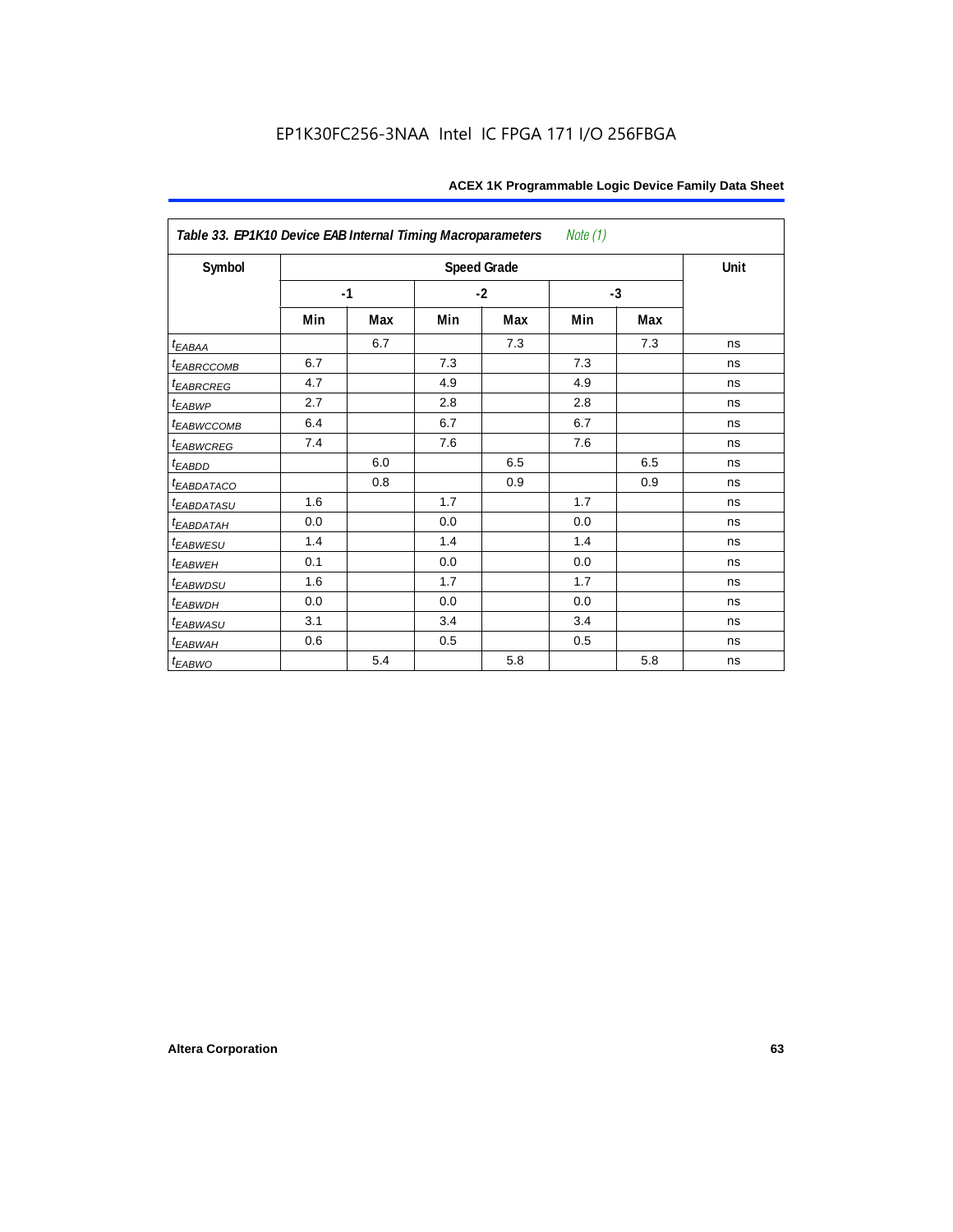**Table 33. EP1K10 Device EAB Internal Timing Macroparameters** *Note (1)*

| Symbol | Speed Grade | | | | | | Unit |
|---|---|---|---|---|---|---|---|
| | -1 | | -2 | | -3 | | |
| | Min | Max | Min | Max | Min | Max | |
| $t_{EABAA}$ | | 6.7 | | 7.3 | | 7.3 | ns |
| $t_{EABRCCOMB}$ | 6.7 | | 7.3 | | 7.3 | | ns |
| $t_{EABRCREG}$ | 4.7 | | 4.9 | | 4.9 | | ns |
| $t_{EABWP}$ | 2.7 | | 2.8 | | 2.8 | | ns |
| $t_{EABWCCOMB}$ | 6.4 | | 6.7 | | 6.7 | | ns |
| $t_{EABWCREG}$ | 7.4 | | 7.6 | | 7.6 | | ns |
| $t_{EABDD}$ | | 6.0 | | 6.5 | | 6.5 | ns |
| $t_{EABDATACO}$ | | 0.8 | | 0.9 | | 0.9 | ns |
| $t_{EABDATASU}$ | 1.6 | | 1.7 | | 1.7 | | ns |
| $t_{EABDATAH}$ | 0.0 | | 0.0 | | 0.0 | | ns |
| $t_{EABWESU}$ | 1.4 | | 1.4 | | 1.4 | | ns |
| $t_{EABWEH}$ | 0.1 | | 0.0 | | 0.0 | | ns |
| $t_{EABWDSU}$ | 1.6 | | 1.7 | | 1.7 | | ns |
| $t_{EABWDH}$ | 0.0 | | 0.0 | | 0.0 | | ns |
| $t_{EABWASU}$ | 3.1 | | 3.4 | | 3.4 | | ns |
| $t_{EABWAH}$ | 0.6 | | 0.5 | | 0.5 | | ns |
| $t_{EABWO}$ | | 5.4 | | 5.8 | | 5.8 | ns |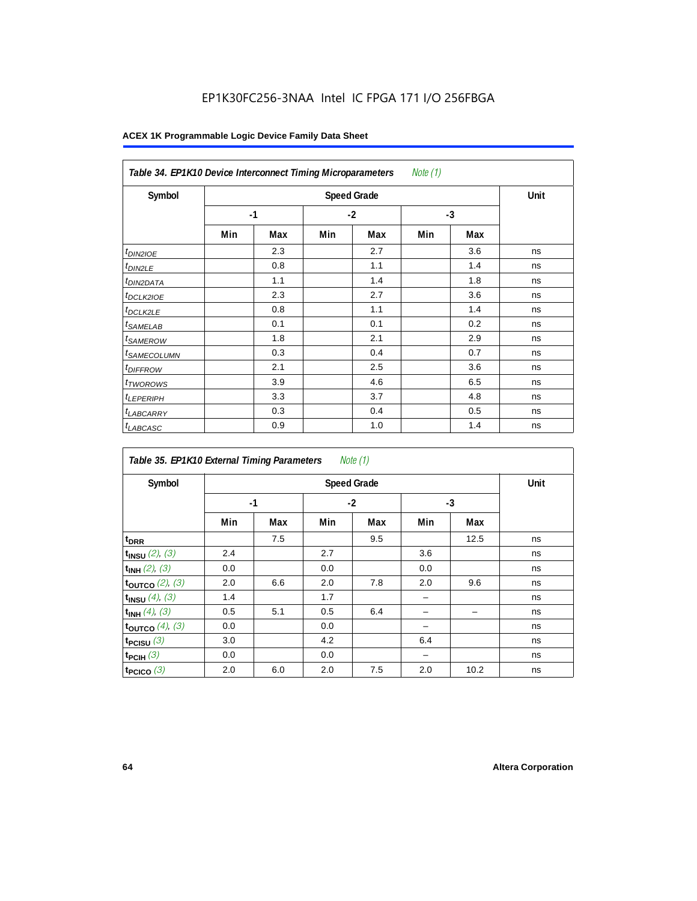#### Table 34. EP1K10 Device Interconnect Timing Microparameters *Note (1)*

| Symbol | Speed Grade | | | | | | Unit |
|---|---|---|---|---|---|---|---|
| | -1 | | -2 | | -3 | | |
| | Min | Max | Min | Max | Min | Max | |
| $t_{DIN2IOE}$ | | 2.3 | | 2.7 | | 3.6 | ns |
| $t_{DIN2LE}$ | | 0.8 | | 1.1 | | 1.4 | ns |
| $t_{DIN2DATA}$ | | 1.1 | | 1.4 | | 1.8 | ns |
| $t_{DCLK2IOE}$ | | 2.3 | | 2.7 | | 3.6 | ns |
| $t_{DCLK2LE}$ | | 0.8 | | 1.1 | | 1.4 | ns |
| $t_{SAMELAB}$ | | 0.1 | | 0.1 | | 0.2 | ns |
| $t_{SAMEROW}$ | | 1.8 | | 2.1 | | 2.9 | ns |
| $t_{SAMECOLUMN}$ | | 0.3 | | 0.4 | | 0.7 | ns |
| $t_{DIFFROW}$ | | 2.1 | | 2.5 | | 3.6 | ns |
| $t_{TWOROWS}$ | | 3.9 | | 4.6 | | 6.5 | ns |
| $t_{LEPERIPH}$ | | 3.3 | | 3.7 | | 4.8 | ns |
| $t_{LABCARRY}$ | | 0.3 | | 0.4 | | 0.5 | ns |
| $t_{LABCASC}$ | | 0.9 | | 1.0 | | 1.4 | ns |

#### Table 35. EP1K10 External Timing Parameters *Note (1)*

| Symbol | Speed Grade | | | | | | Unit |
|---|---|---|---|---|---|---|---|
| | -1 | | -2 | | -3 | | |
| | Min | Max | Min | Max | Min | Max | |
| $t_{DRR}$ | | 7.5 | | 9.5 | | 12.5 | ns |
| $t_{INSU}$ *(2), (3)* | 2.4 | | 2.7 | | 3.6 | | ns |
| $t_{INH}$ *(2), (3)* | 0.0 | | 0.0 | | 0.0 | | ns |
| $t_{OUTCO}$ *(2), (3)* | 2.0 | 6.6 | 2.0 | 7.8 | 2.0 | 9.6 | ns |
| $t_{INSU}$ *(4), (3)* | 1.4 | | 1.7 | | – | | ns |
| $t_{INH}$ *(4), (3)* | 0.5 | 5.1 | 0.5 | 6.4 | – | – | ns |
| $t_{OUTCO}$ *(4), (3)* | 0.0 | | 0.0 | | – | | ns |
| $t_{PCISU}$ *(3)* | 3.0 | | 4.2 | | 6.4 | | ns |
| $t_{PCIH}$ *(3)* | 0.0 | | 0.0 | | – | | ns |
| $t_{PCICO}$ *(3)* | 2.0 | 6.0 | 2.0 | 7.5 | 2.0 | 10.2 | ns |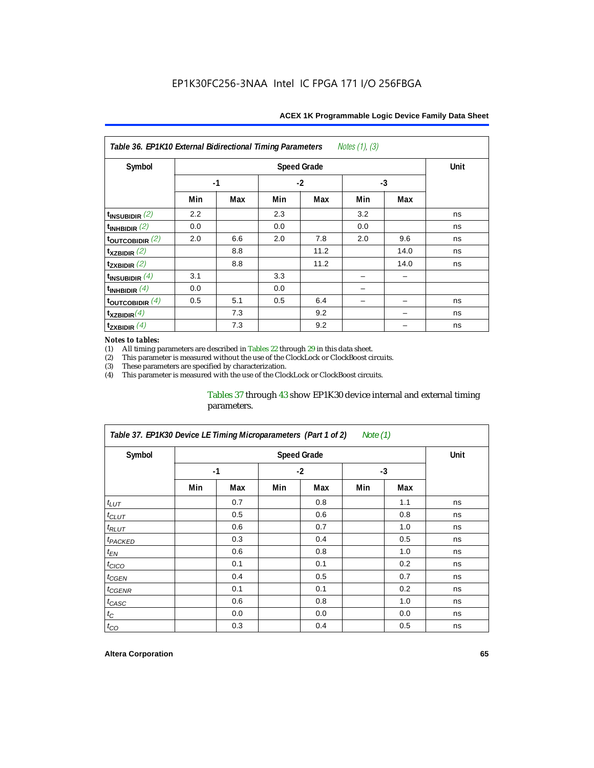**Table 36. EP1K10 External Bidirectional Timing Parameters** *Notes (1), (3)*

| Symbol | Speed Grade | | | | | | Unit |
|---|---|---|---|---|---|---|---|
| | -1 | | -2 | | -3 | | |
| | Min | Max | Min | Max | Min | Max | |
| $t_{INSUBIDIR}$ *(2)* | 2.2 | | 2.3 | | 3.2 | | ns |
| $t_{INHBIDIR}$ *(2)* | 0.0 | | 0.0 | | 0.0 | | ns |
| $t_{OUTCOBIDIR}$ *(2)* | 2.0 | 6.6 | 2.0 | 7.8 | 2.0 | 9.6 | ns |
| $t_{XZBIDIR}$ *(2)* | | 8.8 | | 11.2 | | 14.0 | ns |
| $t_{ZXBIDIR}$ *(2)* | | 8.8 | | 11.2 | | 14.0 | ns |
| $t_{INSUBIDIR}$ *(4)* | 3.1 | | 3.3 | | – | – | |
| $t_{INHBIDIR}$ *(4)* | 0.0 | | 0.0 | | – | | |
| $t_{OUTCOBIDIR}$ *(4)* | 0.5 | 5.1 | 0.5 | 6.4 | – | – | ns |
| $t_{XZBIDIR}$ *(4)* | | 7.3 | | 9.2 | | – | ns |
| $t_{ZXBIDIR}$ *(4)* | | 7.3 | | 9.2 | | – | ns |

*Notes to tables:*

(1) All timing parameters are described in Tables 22 through 29 in this data sheet.
(2) This parameter is measured without the use of the ClockLock or ClockBoost circuits.
(3) These parameters are specified by characterization.
(4) This parameter is measured with the use of the ClockLock or ClockBoost circuits.

Tables 37 through 43 show EP1K30 device internal and external timing parameters.

**Table 37. EP1K30 Device LE Timing Microparameters (Part 1 of 2)** *Note (1)*

| Symbol | Speed Grade | | | | | | Unit |
|---|---|---|---|---|---|---|---|
| | -1 | | -2 | | -3 | | |
| | Min | Max | Min | Max | Min | Max | |
| $t_{LUT}$ | | 0.7 | | 0.8 | | 1.1 | ns |
| $t_{CLUT}$ | | 0.5 | | 0.6 | | 0.8 | ns |
| $t_{RLUT}$ | | 0.6 | | 0.7 | | 1.0 | ns |
| $t_{PACKED}$ | | 0.3 | | 0.4 | | 0.5 | ns |
| $t_{EN}$ | | 0.6 | | 0.8 | | 1.0 | ns |
| $t_{CICO}$ | | 0.1 | | 0.1 | | 0.2 | ns |
| $t_{CGEN}$ | | 0.4 | | 0.5 | | 0.7 | ns |
| $t_{CGENR}$ | | 0.1 | | 0.1 | | 0.2 | ns |
| $t_{CASC}$ | | 0.6 | | 0.8 | | 1.0 | ns |
| $t_{C}$ | | 0.0 | | 0.0 | | 0.0 | ns |
| $t_{CO}$ | | 0.3 | | 0.4 | | 0.5 | ns |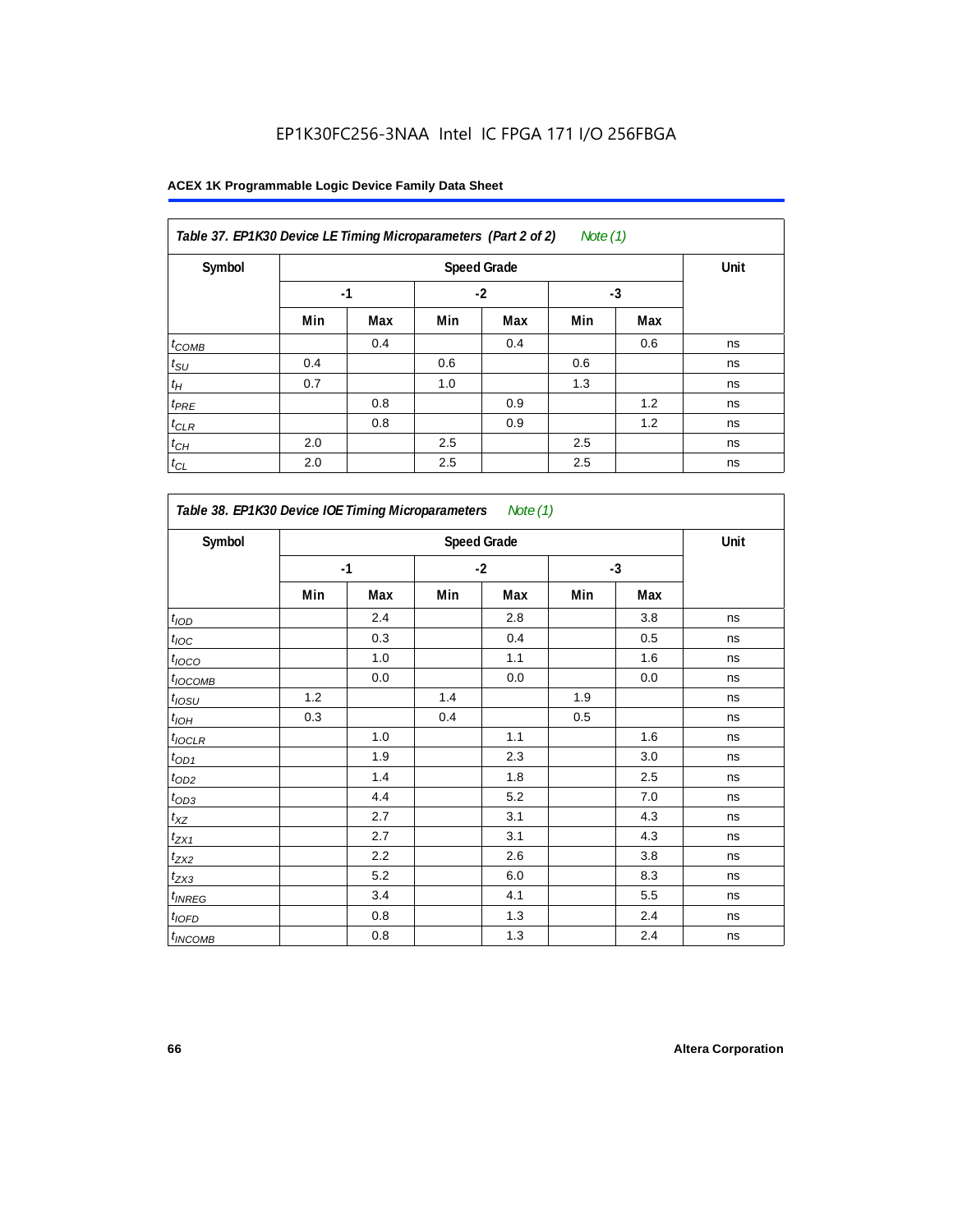EP1K30FC256-3NAA Intel IC FPGA 171 I/O 256FBGA

**Table 37. EP1K30 Device LE Timing Microparameters (Part 2 of 2)** *Note (1)*

| Symbol | Speed Grade | | | | | | Unit |
|---|---|---|---|---|---|---|---|
| | -1 | | -2 | | -3 | | |
| | Min | Max | Min | Max | Min | Max | |
| $t_{COMB}$ | | 0.4 | | 0.4 | | 0.6 | ns |
| $t_{SU}$ | 0.4 | | 0.6 | | 0.6 | | ns |
| $t_H$ | 0.7 | | 1.0 | | 1.3 | | ns |
| $t_{PRE}$ | | 0.8 | | 0.9 | | 1.2 | ns |
| $t_{CLR}$ | | 0.8 | | 0.9 | | 1.2 | ns |
| $t_{CH}$ | 2.0 | | 2.5 | | 2.5 | | ns |
| $t_{CL}$ | 2.0 | | 2.5 | | 2.5 | | ns |

**Table 38. EP1K30 Device IOE Timing Microparameters** *Note (1)*

| Symbol | Speed Grade | | | | | | Unit |
|---|---|---|---|---|---|---|---|
| | -1 | | -2 | | -3 | | |
| | Min | Max | Min | Max | Min | Max | |
| $t_{IOD}$ | | 2.4 | | 2.8 | | 3.8 | ns |
| $t_{IOC}$ | | 0.3 | | 0.4 | | 0.5 | ns |
| $t_{IOCO}$ | | 1.0 | | 1.1 | | 1.6 | ns |
| $t_{IOCOMB}$ | | 0.0 | | 0.0 | | 0.0 | ns |
| $t_{IOSU}$ | 1.2 | | 1.4 | | 1.9 | | ns |
| $t_{IOH}$ | 0.3 | | 0.4 | | 0.5 | | ns |
| $t_{IOCLR}$ | | 1.0 | | 1.1 | | 1.6 | ns |
| $t_{OD1}$ | | 1.9 | | 2.3 | | 3.0 | ns |
| $t_{OD2}$ | | 1.4 | | 1.8 | | 2.5 | ns |
| $t_{OD3}$ | | 4.4 | | 5.2 | | 7.0 | ns |
| $t_{XZ}$ | | 2.7 | | 3.1 | | 4.3 | ns |
| $t_{ZX1}$ | | 2.7 | | 3.1 | | 4.3 | ns |
| $t_{ZX2}$ | | 2.2 | | 2.6 | | 3.8 | ns |
| $t_{ZX3}$ | | 5.2 | | 6.0 | | 8.3 | ns |
| $t_{INREG}$ | | 3.4 | | 4.1 | | 5.5 | ns |
| $t_{IOFD}$ | | 0.8 | | 1.3 | | 2.4 | ns |
| $t_{INCOMB}$ | | 0.8 | | 1.3 | | 2.4 | ns |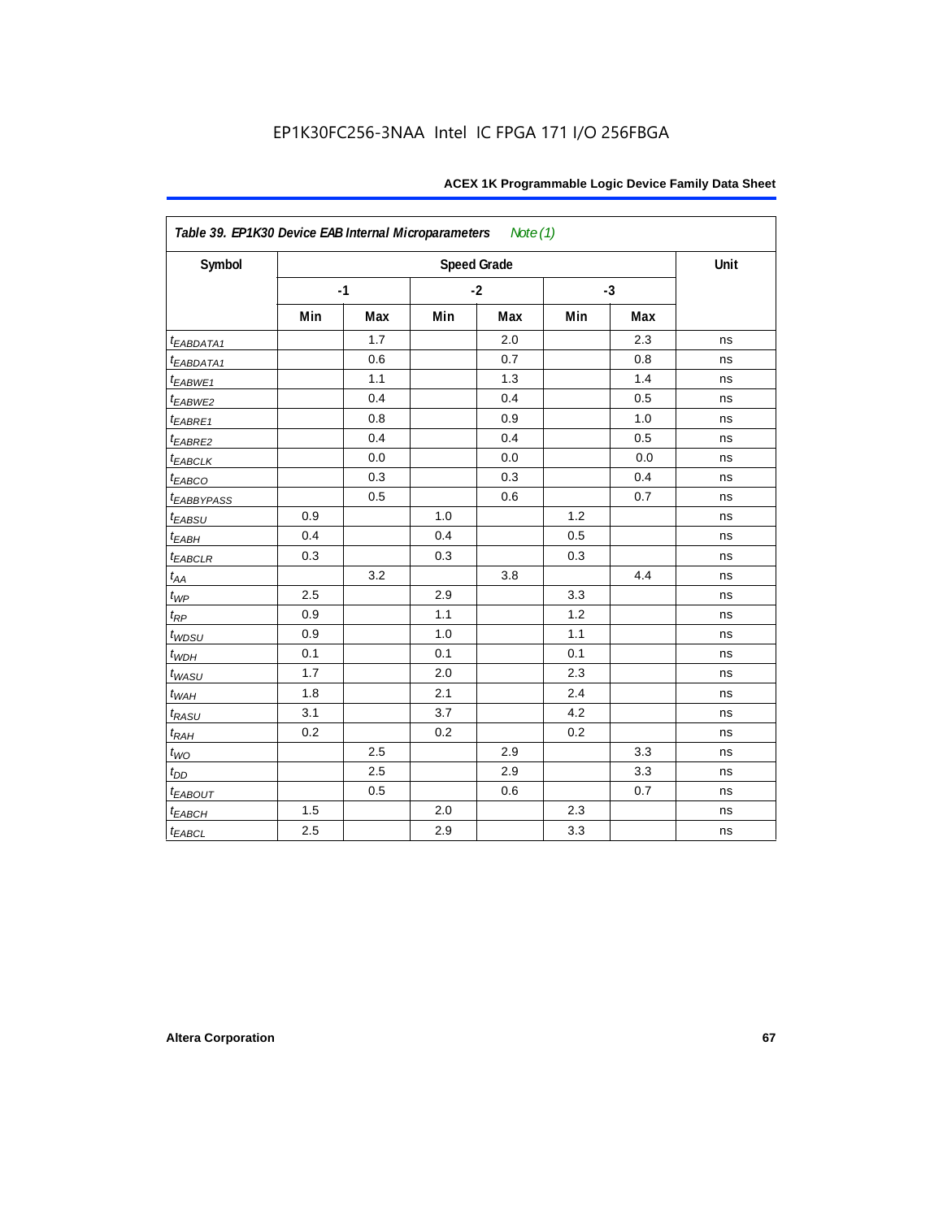EP1K30FC256-3NAA Intel IC FPGA 171 I/O 256FBGA

| Table 39. EP1K30 Device EAB Internal Microparameters *Note (1)* | | | | | | | |
|---|---|---|---|---|---|---|---|
| Symbol | Speed Grade | | | | | | Unit |
| | -1 | | -2 | | -3 | | |
| | Min | Max | Min | Max | Min | Max | |
| $t_{EABDATA1}$ | | 1.7 | | 2.0 | | 2.3 | ns |
| $t_{EABDATA1}$ | | 0.6 | | 0.7 | | 0.8 | ns |
| $t_{EABWE1}$ | | 1.1 | | 1.3 | | 1.4 | ns |
| $t_{EABWE2}$ | | 0.4 | | 0.4 | | 0.5 | ns |
| $t_{EABRE1}$ | | 0.8 | | 0.9 | | 1.0 | ns |
| $t_{EABRE2}$ | | 0.4 | | 0.4 | | 0.5 | ns |
| $t_{EABCLK}$ | | 0.0 | | 0.0 | | 0.0 | ns |
| $t_{EABCO}$ | | 0.3 | | 0.3 | | 0.4 | ns |
| $t_{EABBYPASS}$ | | 0.5 | | 0.6 | | 0.7 | ns |
| $t_{EABSU}$ | 0.9 | | 1.0 | | 1.2 | | ns |
| $t_{EABH}$ | 0.4 | | 0.4 | | 0.5 | | ns |
| $t_{EABCLR}$ | 0.3 | | 0.3 | | 0.3 | | ns |
| $t_{AA}$ | | 3.2 | | 3.8 | | 4.4 | ns |
| $t_{WP}$ | 2.5 | | 2.9 | | 3.3 | | ns |
| $t_{RP}$ | 0.9 | | 1.1 | | 1.2 | | ns |
| $t_{WDSU}$ | 0.9 | | 1.0 | | 1.1 | | ns |
| $t_{WDH}$ | 0.1 | | 0.1 | | 0.1 | | ns |
| $t_{WASU}$ | 1.7 | | 2.0 | | 2.3 | | ns |
| $t_{WAH}$ | 1.8 | | 2.1 | | 2.4 | | ns |
| $t_{RASU}$ | 3.1 | | 3.7 | | 4.2 | | ns |
| $t_{RAH}$ | 0.2 | | 0.2 | | 0.2 | | ns |
| $t_{WO}$ | | 2.5 | | 2.9 | | 3.3 | ns |
| $t_{DD}$ | | 2.5 | | 2.9 | | 3.3 | ns |
| $t_{EABOUT}$ | | 0.5 | | 0.6 | | 0.7 | ns |
| $t_{EABCH}$ | 1.5 | | 2.0 | | 2.3 | | ns |
| $t_{EABCL}$ | 2.5 | | 2.9 | | 3.3 | | ns |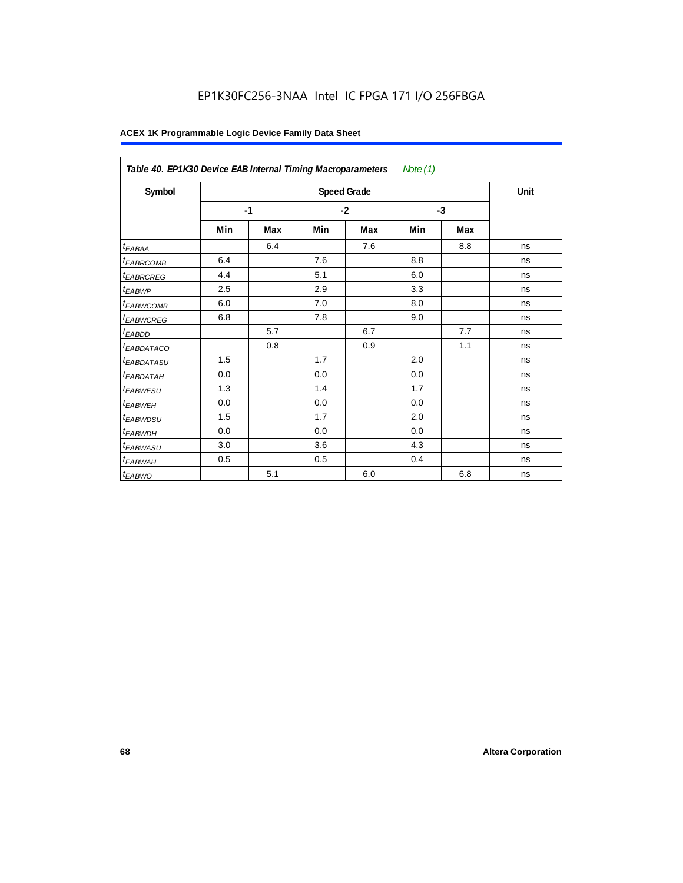EP1K30FC256-3NAA Intel IC FPGA 171 I/O 256FBGA

**Table 40. EP1K30 Device EAB Internal Timing Macroparameters** *Note (1)*

| Symbol | Speed Grade | | | | | | Unit |
|---|---|---|---|---|---|---|---|
| | -1 | | -2 | | -3 | | |
| | Min | Max | Min | Max | Min | Max | |
| $t_{EABAA}$ | | 6.4 | | 7.6 | | 8.8 | ns |
| $t_{EABRCOMB}$ | 6.4 | | 7.6 | | 8.8 | | ns |
| $t_{EABRCREG}$ | 4.4 | | 5.1 | | 6.0 | | ns |
| $t_{EABWP}$ | 2.5 | | 2.9 | | 3.3 | | ns |
| $t_{EABWCOMB}$ | 6.0 | | 7.0 | | 8.0 | | ns |
| $t_{EABWCREG}$ | 6.8 | | 7.8 | | 9.0 | | ns |
| $t_{EABDD}$ | | 5.7 | | 6.7 | | 7.7 | ns |
| $t_{EABDATACO}$ | | 0.8 | | 0.9 | | 1.1 | ns |
| $t_{EABDATASU}$ | 1.5 | | 1.7 | | 2.0 | | ns |
| $t_{EABDATAH}$ | 0.0 | | 0.0 | | 0.0 | | ns |
| $t_{EABWESU}$ | 1.3 | | 1.4 | | 1.7 | | ns |
| $t_{EABWEH}$ | 0.0 | | 0.0 | | 0.0 | | ns |
| $t_{EABWDSU}$ | 1.5 | | 1.7 | | 2.0 | | ns |
| $t_{EABWDH}$ | 0.0 | | 0.0 | | 0.0 | | ns |
| $t_{EABWASU}$ | 3.0 | | 3.6 | | 4.3 | | ns |
| $t_{EABWAH}$ | 0.5 | | 0.5 | | 0.4 | | ns |
| $t_{EABWO}$ | | 5.1 | | 6.0 | | 6.8 | ns |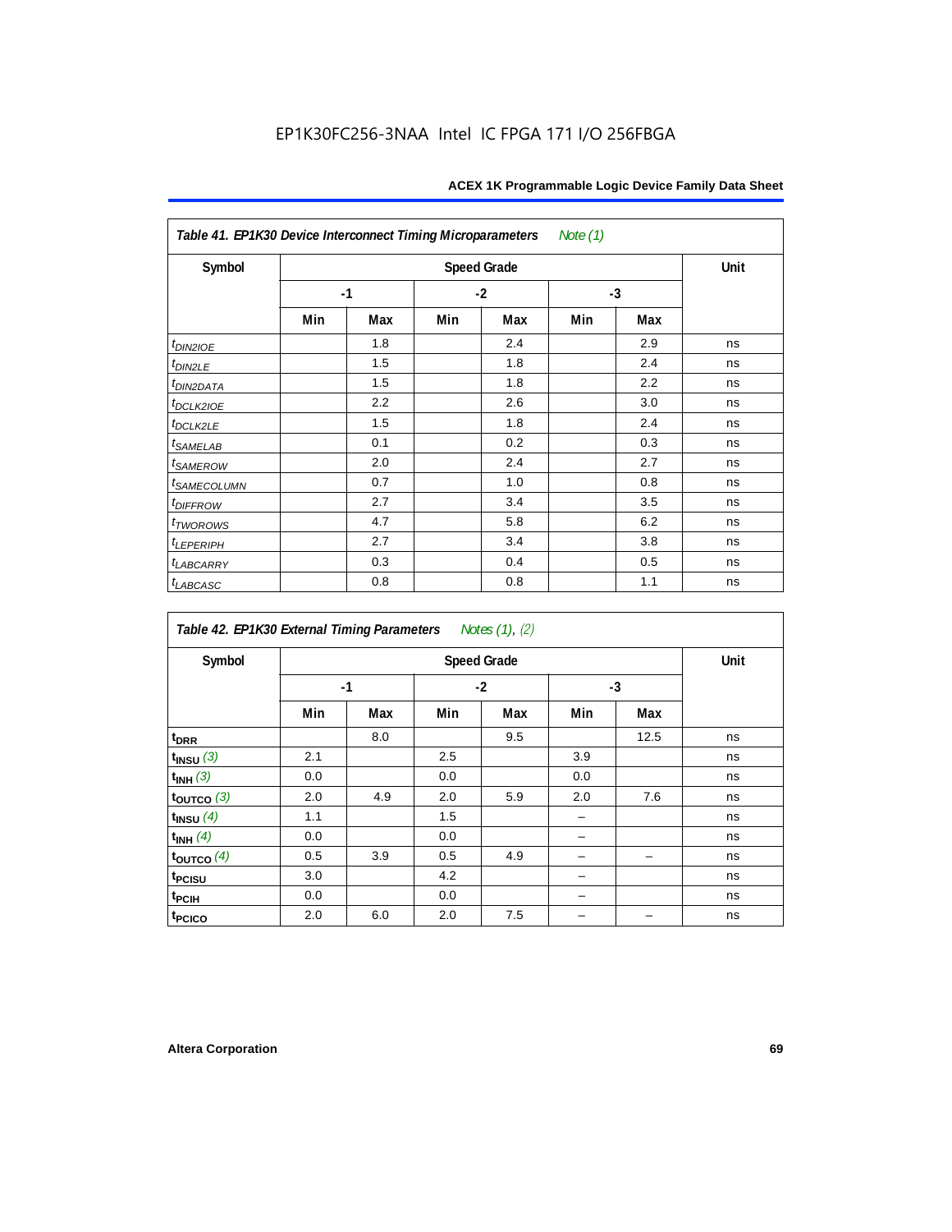**Table 41. EP1K30 Device Interconnect Timing Microparameters** *Note (1)*

| Symbol | Speed Grade | | | | | | Unit |
|---|---|---|---|---|---|---|---|
| | -1 | | -2 | | -3 | | |
| | Min | Max | Min | Max | Min | Max | |
| $t_{DIN2IOE}$ | | 1.8 | | 2.4 | | 2.9 | ns |
| $t_{DIN2LE}$ | | 1.5 | | 1.8 | | 2.4 | ns |
| $t_{DIN2DATA}$ | | 1.5 | | 1.8 | | 2.2 | ns |
| $t_{DCLK2IOE}$ | | 2.2 | | 2.6 | | 3.0 | ns |
| $t_{DCLK2LE}$ | | 1.5 | | 1.8 | | 2.4 | ns |
| $t_{SAMELAB}$ | | 0.1 | | 0.2 | | 0.3 | ns |
| $t_{SAMEROW}$ | | 2.0 | | 2.4 | | 2.7 | ns |
| $t_{SAMECOLUMN}$ | | 0.7 | | 1.0 | | 0.8 | ns |
| $t_{DIFFROW}$ | | 2.7 | | 3.4 | | 3.5 | ns |
| $t_{TWOROWS}$ | | 4.7 | | 5.8 | | 6.2 | ns |
| $t_{LEPERIPH}$ | | 2.7 | | 3.4 | | 3.8 | ns |
| $t_{LABCARRY}$ | | 0.3 | | 0.4 | | 0.5 | ns |
| $t_{LABCASC}$ | | 0.8 | | 0.8 | | 1.1 | ns |

**Table 42. EP1K30 External Timing Parameters** *Notes (1), (2)*

| Symbol | Speed Grade | | | | | | Unit |
|---|---|---|---|---|---|---|---|
| | -1 | | -2 | | -3 | | |
| | Min | Max | Min | Max | Min | Max | |
| $t_{DRR}$ | | 8.0 | | 9.5 | | 12.5 | ns |
| $t_{INSU}$ *(3)* | 2.1 | | 2.5 | | 3.9 | | ns |
| $t_{INH}$ *(3)* | 0.0 | | 0.0 | | 0.0 | | ns |
| $t_{OUTCO}$ *(3)* | 2.0 | 4.9 | 2.0 | 5.9 | 2.0 | 7.6 | ns |
| $t_{INSU}$ *(4)* | 1.1 | | 1.5 | | – | | ns |
| $t_{INH}$ *(4)* | 0.0 | | 0.0 | | – | | ns |
| $t_{OUTCO}$ *(4)* | 0.5 | 3.9 | 0.5 | 4.9 | – | – | ns |
| $t_{PCISU}$ | 3.0 | | 4.2 | | – | | ns |
| $t_{PCIH}$ | 0.0 | | 0.0 | | – | | ns |
| $t_{PCICO}$ | 2.0 | 6.0 | 2.0 | 7.5 | – | – | ns |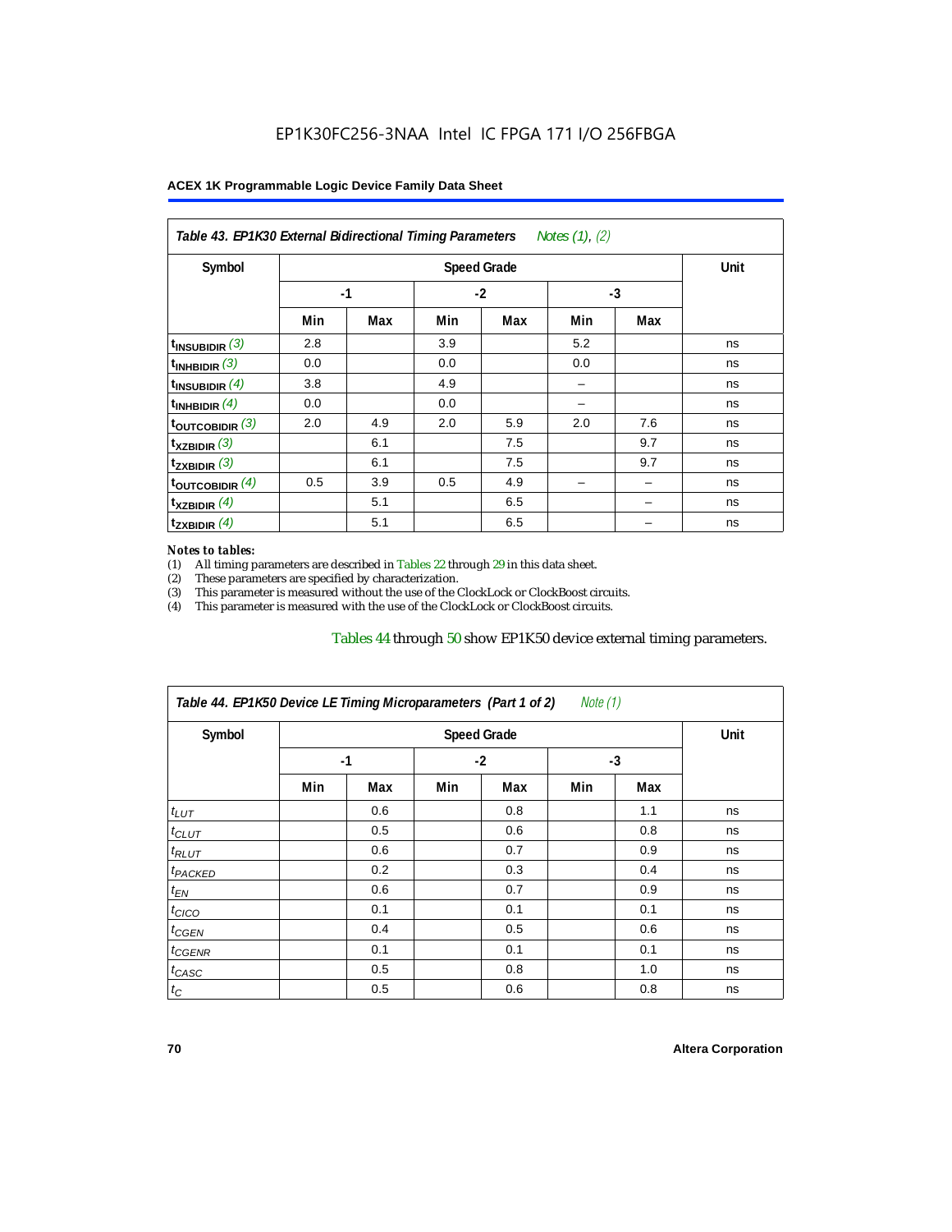**Table 43. EP1K30 External Bidirectional Timing Parameters** *Notes (1), (2)*

| Symbol | Speed Grade | | | | | | Unit |
|---|---|---|---|---|---|---|---|
| | -1 | | -2 | | -3 | | |
| | Min | Max | Min | Max | Min | Max | |
| $t_{INSUBIDIR}$ *(3)* | 2.8 | | 3.9 | | 5.2 | | ns |
| $t_{INHBIDIR}$ *(3)* | 0.0 | | 0.0 | | 0.0 | | ns |
| $t_{INSUBIDIR}$ *(4)* | 3.8 | | 4.9 | | – | | ns |
| $t_{INHBIDIR}$ *(4)* | 0.0 | | 0.0 | | – | | ns |
| $t_{OUTCOBIDIR}$ *(3)* | 2.0 | 4.9 | 2.0 | 5.9 | 2.0 | 7.6 | ns |
| $t_{XZBIDIR}$ *(3)* | | 6.1 | | 7.5 | | 9.7 | ns |
| $t_{ZXBIDIR}$ *(3)* | | 6.1 | | 7.5 | | 9.7 | ns |
| $t_{OUTCOBIDIR}$ *(4)* | 0.5 | 3.9 | 0.5 | 4.9 | – | – | ns |
| $t_{XZBIDIR}$ *(4)* | | 5.1 | | 6.5 | | – | ns |
| $t_{ZXBIDIR}$ *(4)* | | 5.1 | | 6.5 | | – | ns |

*Notes to tables:*

(1) All timing parameters are described in Tables 22 through 29 in this data sheet.
(2) These parameters are specified by characterization.
(3) This parameter is measured without the use of the ClockLock or ClockBoost circuits.
(4) This parameter is measured with the use of the ClockLock or ClockBoost circuits.

Tables 44 through 50 show EP1K50 device external timing parameters.

**Table 44. EP1K50 Device LE Timing Microparameters (Part 1 of 2)** *Note (1)*

| Symbol | Speed Grade | | | | | | Unit |
|---|---|---|---|---|---|---|---|
| | -1 | | -2 | | -3 | | |
| | Min | Max | Min | Max | Min | Max | |
| $t_{LUT}$ | | 0.6 | | 0.8 | | 1.1 | ns |
| $t_{CLUT}$ | | 0.5 | | 0.6 | | 0.8 | ns |
| $t_{RLUT}$ | | 0.6 | | 0.7 | | 0.9 | ns |
| $t_{PACKED}$ | | 0.2 | | 0.3 | | 0.4 | ns |
| $t_{EN}$ | | 0.6 | | 0.7 | | 0.9 | ns |
| $t_{CICO}$ | | 0.1 | | 0.1 | | 0.1 | ns |
| $t_{CGEN}$ | | 0.4 | | 0.5 | | 0.6 | ns |
| $t_{CGENR}$ | | 0.1 | | 0.1 | | 0.1 | ns |
| $t_{CASC}$ | | 0.5 | | 0.8 | | 1.0 | ns |
| $t_{C}$ | | 0.5 | | 0.6 | | 0.8 | ns |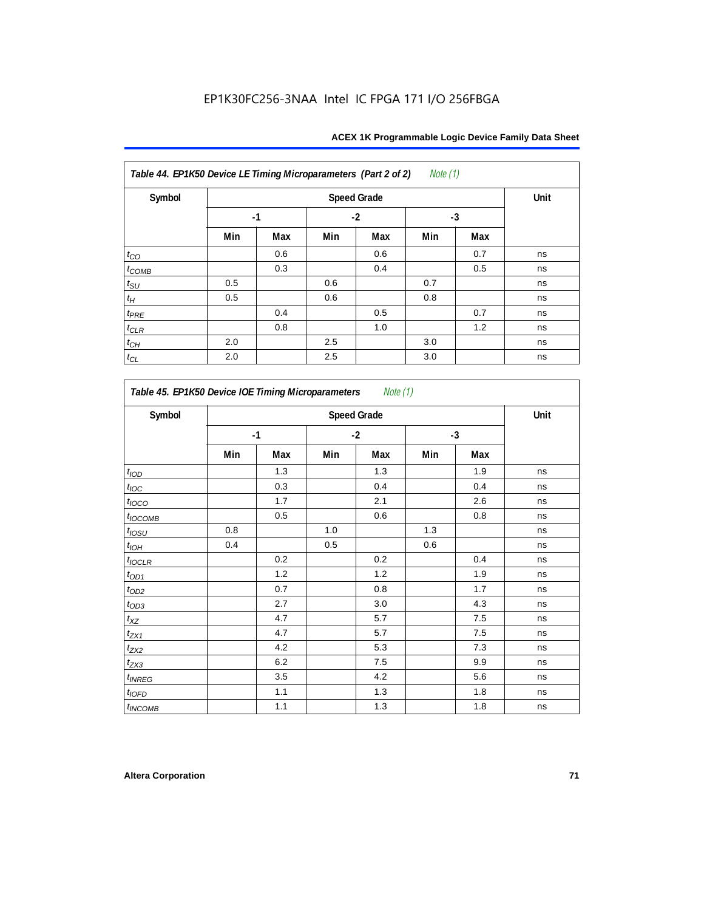**Table 44. EP1K50 Device LE Timing Microparameters (Part 2 of 2)** *Note (1)*

| Symbol | Speed Grade | | | | | | Unit |
|---|---|---|---|---|---|---|---|
| | -1 | | -2 | | -3 | | |
| | Min | Max | Min | Max | Min | Max | |
| $t_{CO}$ | | 0.6 | | 0.6 | | 0.7 | ns |
| $t_{COMB}$ | | 0.3 | | 0.4 | | 0.5 | ns |
| $t_{SU}$ | 0.5 | | 0.6 | | 0.7 | | ns |
| $t_{H}$ | 0.5 | | 0.6 | | 0.8 | | ns |
| $t_{PRE}$ | | 0.4 | | 0.5 | | 0.7 | ns |
| $t_{CLR}$ | | 0.8 | | 1.0 | | 1.2 | ns |
| $t_{CH}$ | 2.0 | | 2.5 | | 3.0 | | ns |
| $t_{CL}$ | 2.0 | | 2.5 | | 3.0 | | ns |

**Table 45. EP1K50 Device IOE Timing Microparameters** *Note (1)*

| Symbol | Speed Grade | | | | | | Unit |
|---|---|---|---|---|---|---|---|
| | -1 | | -2 | | -3 | | |
| | Min | Max | Min | Max | Min | Max | |
| $t_{IOD}$ | | 1.3 | | 1.3 | | 1.9 | ns |
| $t_{IOC}$ | | 0.3 | | 0.4 | | 0.4 | ns |
| $t_{IOCO}$ | | 1.7 | | 2.1 | | 2.6 | ns |
| $t_{IOCOMB}$ | | 0.5 | | 0.6 | | 0.8 | ns |
| $t_{IOSU}$ | 0.8 | | 1.0 | | 1.3 | | ns |
| $t_{IOH}$ | 0.4 | | 0.5 | | 0.6 | | ns |
| $t_{IOCLR}$ | | 0.2 | | 0.2 | | 0.4 | ns |
| $t_{OD1}$ | | 1.2 | | 1.2 | | 1.9 | ns |
| $t_{OD2}$ | | 0.7 | | 0.8 | | 1.7 | ns |
| $t_{OD3}$ | | 2.7 | | 3.0 | | 4.3 | ns |
| $t_{XZ}$ | | 4.7 | | 5.7 | | 7.5 | ns |
| $t_{ZX1}$ | | 4.7 | | 5.7 | | 7.5 | ns |
| $t_{ZX2}$ | | 4.2 | | 5.3 | | 7.3 | ns |
| $t_{ZX3}$ | | 6.2 | | 7.5 | | 9.9 | ns |
| $t_{INREG}$ | | 3.5 | | 4.2 | | 5.6 | ns |
| $t_{IOFD}$ | | 1.1 | | 1.3 | | 1.8 | ns |
| $t_{INCOMB}$ | | 1.1 | | 1.3 | | 1.8 | ns |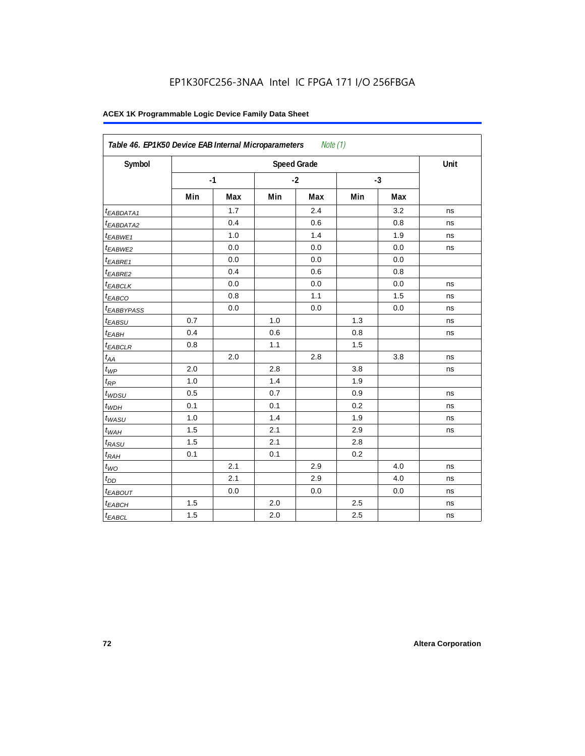EP1K30FC256-3NAA Intel IC FPGA 171 I/O 256FBGA

**ACEX 1K Programmable Logic Device Family Data Sheet**

| *Table 46. EP1K50 Device EAB Internal Microparameters* *Note (1)* | | | | | | | |
|---|---|---|---|---|---|---|---|
| **Symbol** | **Speed Grade** | | | | | | **Unit** |
| | **-1** | | **-2** | | **-3** | | |
| | **Min** | **Max** | **Min** | **Max** | **Min** | **Max** | |
| $t_{EABDATA1}$ | | 1.7 | | 2.4 | | 3.2 | ns |
| $t_{EABDATA2}$ | | 0.4 | | 0.6 | | 0.8 | ns |
| $t_{EABWE1}$ | | 1.0 | | 1.4 | | 1.9 | ns |
| $t_{EABWE2}$ | | 0.0 | | 0.0 | | 0.0 | ns |
| $t_{EABRE1}$ | | 0.0 | | 0.0 | | 0.0 | |
| $t_{EABRE2}$ | | 0.4 | | 0.6 | | 0.8 | |
| $t_{EABCLK}$ | | 0.0 | | 0.0 | | 0.0 | ns |
| $t_{EABCO}$ | | 0.8 | | 1.1 | | 1.5 | ns |
| $t_{EABBYPASS}$ | | 0.0 | | 0.0 | | 0.0 | ns |
| $t_{EABSU}$ | 0.7 | | 1.0 | | 1.3 | | ns |
| $t_{EABH}$ | 0.4 | | 0.6 | | 0.8 | | ns |
| $t_{EABCLR}$ | 0.8 | | 1.1 | | 1.5 | | |
| $t_{AA}$ | | 2.0 | | 2.8 | | 3.8 | ns |
| $t_{WP}$ | 2.0 | | 2.8 | | 3.8 | | ns |
| $t_{RP}$ | 1.0 | | 1.4 | | 1.9 | | |
| $t_{WDSU}$ | 0.5 | | 0.7 | | 0.9 | | ns |
| $t_{WDH}$ | 0.1 | | 0.1 | | 0.2 | | ns |
| $t_{WASU}$ | 1.0 | | 1.4 | | 1.9 | | ns |
| $t_{WAH}$ | 1.5 | | 2.1 | | 2.9 | | ns |
| $t_{RASU}$ | 1.5 | | 2.1 | | 2.8 | | |
| $t_{RAH}$ | 0.1 | | 0.1 | | 0.2 | | |
| $t_{WO}$ | | 2.1 | | 2.9 | | 4.0 | ns |
| $t_{DD}$ | | 2.1 | | 2.9 | | 4.0 | ns |
| $t_{EABOUT}$ | | 0.0 | | 0.0 | | 0.0 | ns |
| $t_{EABCH}$ | 1.5 | | 2.0 | | 2.5 | | ns |
| $t_{EABCL}$ | 1.5 | | 2.0 | | 2.5 | | ns |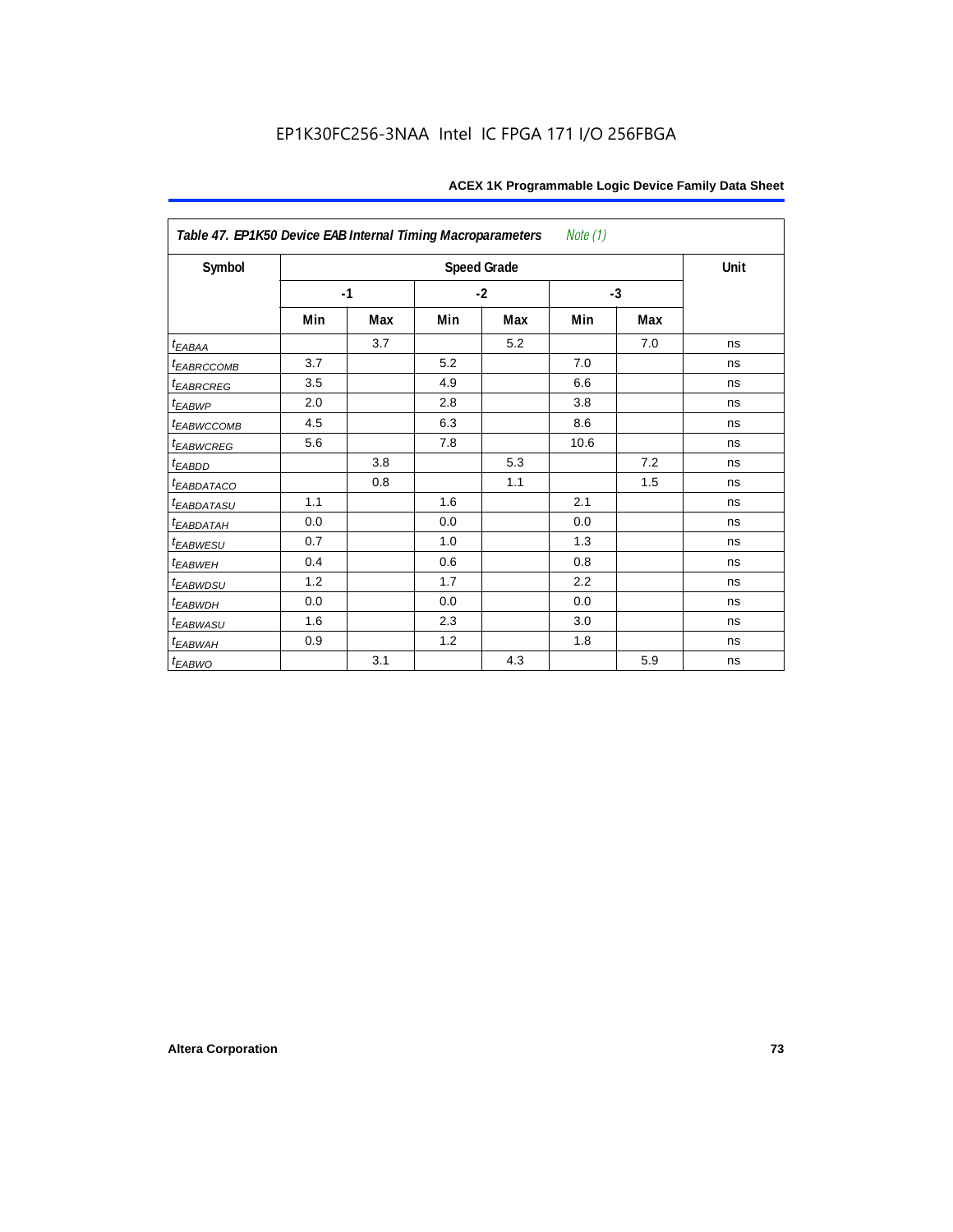**Table 47. EP1K50 Device EAB Internal Timing Macroparameters** *Note (1)*

| Symbol | Speed Grade | | | | | | Unit |
|---|---|---|---|---|---|---|---|
| | -1 | | -2 | | -3 | | |
| | Min | Max | Min | Max | Min | Max | |
| $t_{EABAA}$ | | 3.7 | | 5.2 | | 7.0 | ns |
| $t_{EABRCCOMB}$ | 3.7 | | 5.2 | | 7.0 | | ns |
| $t_{EABRCREG}$ | 3.5 | | 4.9 | | 6.6 | | ns |
| $t_{EABWP}$ | 2.0 | | 2.8 | | 3.8 | | ns |
| $t_{EABWCCOMB}$ | 4.5 | | 6.3 | | 8.6 | | ns |
| $t_{EABWCREG}$ | 5.6 | | 7.8 | | 10.6 | | ns |
| $t_{EABDD}$ | | 3.8 | | 5.3 | | 7.2 | ns |
| $t_{EABDATACO}$ | | 0.8 | | 1.1 | | 1.5 | ns |
| $t_{EABDATASU}$ | 1.1 | | 1.6 | | 2.1 | | ns |
| $t_{EABDATAH}$ | 0.0 | | 0.0 | | 0.0 | | ns |
| $t_{EABWESU}$ | 0.7 | | 1.0 | | 1.3 | | ns |
| $t_{EABWEH}$ | 0.4 | | 0.6 | | 0.8 | | ns |
| $t_{EABWDSU}$ | 1.2 | | 1.7 | | 2.2 | | ns |
| $t_{EABWDH}$ | 0.0 | | 0.0 | | 0.0 | | ns |
| $t_{EABWASU}$ | 1.6 | | 2.3 | | 3.0 | | ns |
| $t_{EABWAH}$ | 0.9 | | 1.2 | | 1.8 | | ns |
| $t_{EABWO}$ | | 3.1 | | 4.3 | | 5.9 | ns |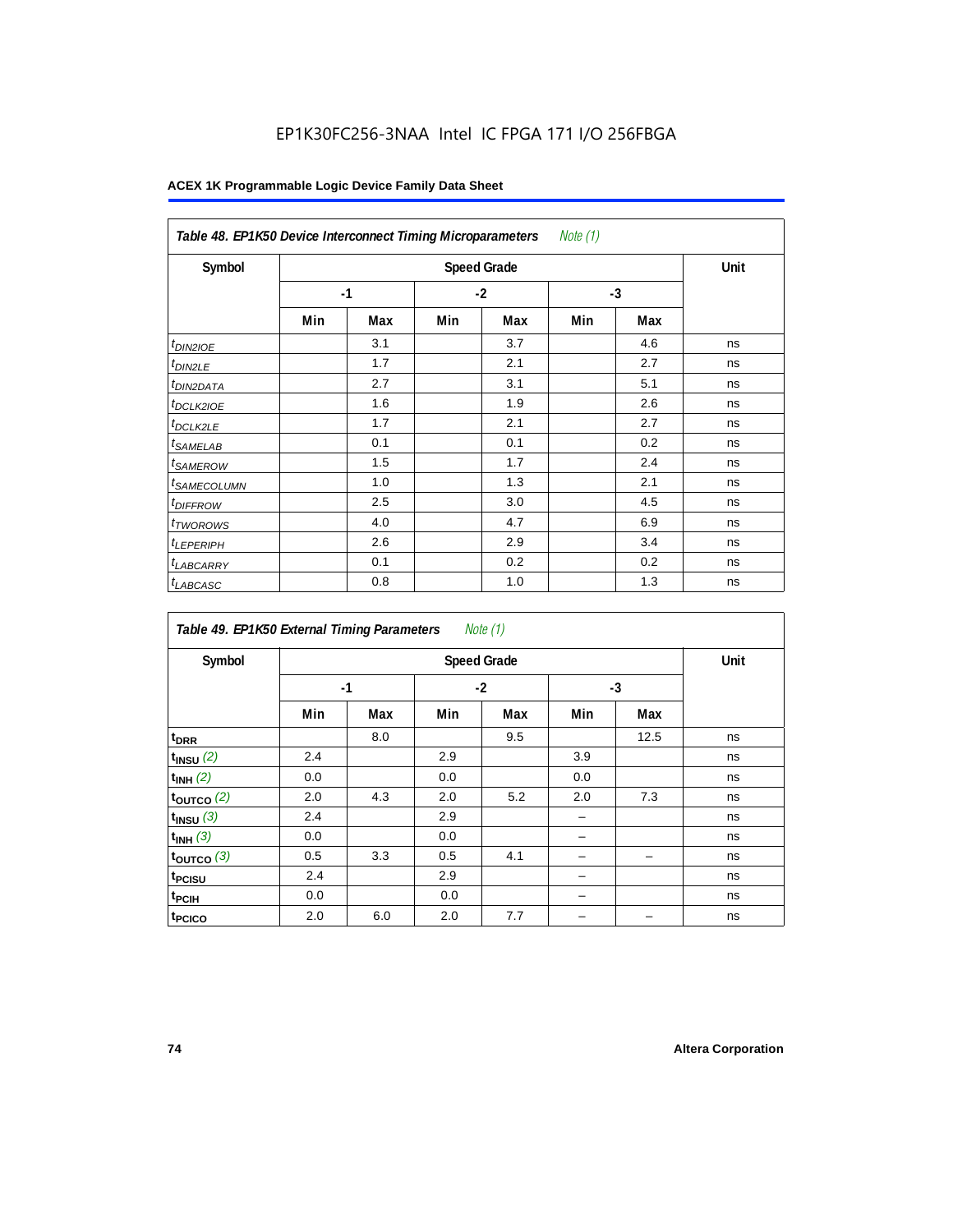EP1K30FC256-3NAA Intel IC FPGA 171 I/O 256FBGA

**ACEX 1K Programmable Logic Device Family Data Sheet**

| *Table 48. EP1K50 Device Interconnect Timing Microparameters* *Note (1)* | | | | | | | |
|---|---|---|---|---|---|---|---|
| **Symbol** | **Speed Grade** | | | | | | **Unit** |
| | **-1** | | **-2** | | **-3** | | |
| | **Min** | **Max** | **Min** | **Max** | **Min** | **Max** | |
| $t_{DIN2IOE}$ | | 3.1 | | 3.7 | | 4.6 | ns |
| $t_{DIN2LE}$ | | 1.7 | | 2.1 | | 2.7 | ns |
| $t_{DIN2DATA}$ | | 2.7 | | 3.1 | | 5.1 | ns |
| $t_{DCLK2IOE}$ | | 1.6 | | 1.9 | | 2.6 | ns |
| $t_{DCLK2LE}$ | | 1.7 | | 2.1 | | 2.7 | ns |
| $t_{SAMELAB}$ | | 0.1 | | 0.1 | | 0.2 | ns |
| $t_{SAMEROW}$ | | 1.5 | | 1.7 | | 2.4 | ns |
| $t_{SAMECOLUMN}$ | | 1.0 | | 1.3 | | 2.1 | ns |
| $t_{DIFFROW}$ | | 2.5 | | 3.0 | | 4.5 | ns |
| $t_{TWOROWS}$ | | 4.0 | | 4.7 | | 6.9 | ns |
| $t_{LEPERIPH}$ | | 2.6 | | 2.9 | | 3.4 | ns |
| $t_{LABCARRY}$ | | 0.1 | | 0.2 | | 0.2 | ns |
| $t_{LABCASC}$ | | 0.8 | | 1.0 | | 1.3 | ns |

| *Table 49. EP1K50 External Timing Parameters* *Note (1)* | | | | | | | |
|---|---|---|---|---|---|---|---|
| **Symbol** | **Speed Grade** | | | | | | **Unit** |
| | **-1** | | **-2** | | **-3** | | |
| | **Min** | **Max** | **Min** | **Max** | **Min** | **Max** | |
| $t_{DRR}$ | | 8.0 | | 9.5 | | 12.5 | ns |
| $t_{INSU}$ *(2)* | 2.4 | | 2.9 | | 3.9 | | ns |
| $t_{INH}$ *(2)* | 0.0 | | 0.0 | | 0.0 | | ns |
| $t_{OUTCO}$ *(2)* | 2.0 | 4.3 | 2.0 | 5.2 | 2.0 | 7.3 | ns |
| $t_{INSU}$ *(3)* | 2.4 | | 2.9 | | – | | ns |
| $t_{INH}$ *(3)* | 0.0 | | 0.0 | | – | | ns |
| $t_{OUTCO}$ *(3)* | 0.5 | 3.3 | 0.5 | 4.1 | – | – | ns |
| $t_{PCISU}$ | 2.4 | | 2.9 | | – | | ns |
| $t_{PCIH}$ | 0.0 | | 0.0 | | – | | ns |
| $t_{PCICO}$ | 2.0 | 6.0 | 2.0 | 7.7 | – | – | ns |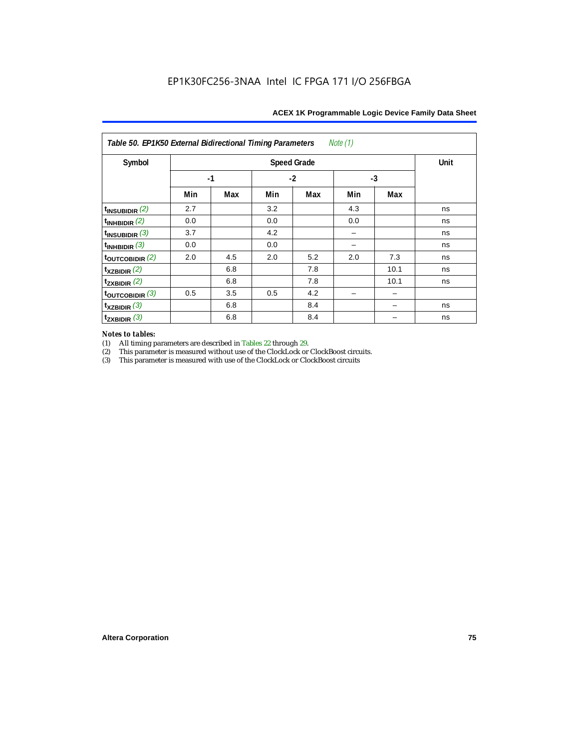**Table 50. EP1K50 External Bidirectional Timing Parameters** *Note (1)*

| Symbol | Speed Grade | | | | | | Unit |
|---|---|---|---|---|---|---|---|
| | -1 | | -2 | | -3 | | |
| | Min | Max | Min | Max | Min | Max | |
| $t_{INSUBIDIR}$ *(2)* | 2.7 | | 3.2 | | 4.3 | | ns |
| $t_{INHBIDIR}$ *(2)* | 0.0 | | 0.0 | | 0.0 | | ns |
| $t_{INSUBIDIR}$ *(3)* | 3.7 | | 4.2 | | – | | ns |
| $t_{INHBIDIR}$ *(3)* | 0.0 | | 0.0 | | – | | ns |
| $t_{OUTCOBIDIR}$ *(2)* | 2.0 | 4.5 | 2.0 | 5.2 | 2.0 | 7.3 | ns |
| $t_{XZBIDIR}$ *(2)* | | 6.8 | | 7.8 | | 10.1 | ns |
| $t_{ZXBIDIR}$ *(2)* | | 6.8 | | 7.8 | | 10.1 | ns |
| $t_{OUTCOBIDIR}$ *(3)* | 0.5 | 3.5 | 0.5 | 4.2 | – | – | |
| $t_{XZBIDIR}$ *(3)* | | 6.8 | | 8.4 | | – | ns |
| $t_{ZXBIDIR}$ *(3)* | | 6.8 | | 8.4 | | – | ns |

*Notes to tables:*

(1) All timing parameters are described in Tables 22 through 29.

(2) This parameter is measured without use of the ClockLock or ClockBoost circuits.

(3) This parameter is measured with use of the ClockLock or ClockBoost circuits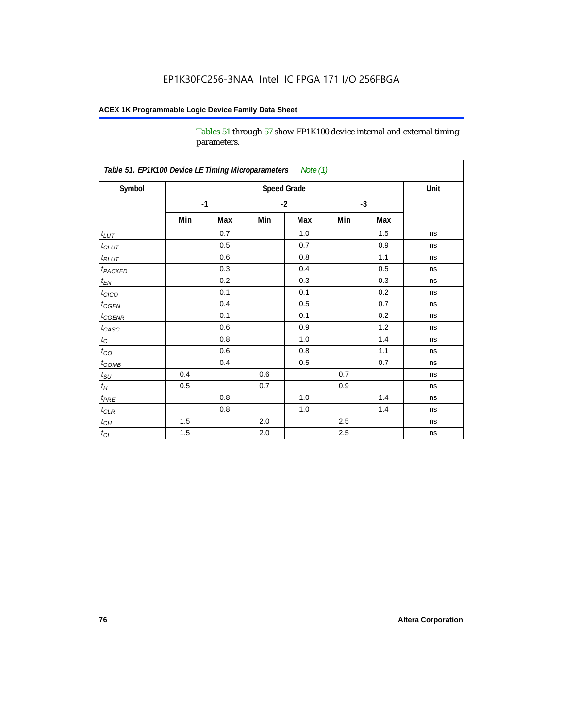Tables 51 through 57 show EP1K100 device internal and external timing parameters.

| Table 51. EP1K100 Device LE Timing Microparameters *Note (1)* | | | | | | | |
|---|---|---|---|---|---|---|---|
| Symbol | Speed Grade | | | | | | Unit |
| | -1 | | -2 | | -3 | | |
| | Min | Max | Min | Max | Min | Max | |
| $t_{LUT}$ | | 0.7 | | 1.0 | | 1.5 | ns |
| $t_{CLUT}$ | | 0.5 | | 0.7 | | 0.9 | ns |
| $t_{RLUT}$ | | 0.6 | | 0.8 | | 1.1 | ns |
| $t_{PACKED}$ | | 0.3 | | 0.4 | | 0.5 | ns |
| $t_{EN}$ | | 0.2 | | 0.3 | | 0.3 | ns |
| $t_{CICO}$ | | 0.1 | | 0.1 | | 0.2 | ns |
| $t_{CGEN}$ | | 0.4 | | 0.5 | | 0.7 | ns |
| $t_{CGENR}$ | | 0.1 | | 0.1 | | 0.2 | ns |
| $t_{CASC}$ | | 0.6 | | 0.9 | | 1.2 | ns |
| $t_{C}$ | | 0.8 | | 1.0 | | 1.4 | ns |
| $t_{CO}$ | | 0.6 | | 0.8 | | 1.1 | ns |
| $t_{COMB}$ | | 0.4 | | 0.5 | | 0.7 | ns |
| $t_{SU}$ | 0.4 | | 0.6 | | 0.7 | | ns |
| $t_{H}$ | 0.5 | | 0.7 | | 0.9 | | ns |
| $t_{PRE}$ | | 0.8 | | 1.0 | | 1.4 | ns |
| $t_{CLR}$ | | 0.8 | | 1.0 | | 1.4 | ns |
| $t_{CH}$ | 1.5 | | 2.0 | | 2.5 | | ns |
| $t_{CL}$ | 1.5 | | 2.0 | | 2.5 | | ns |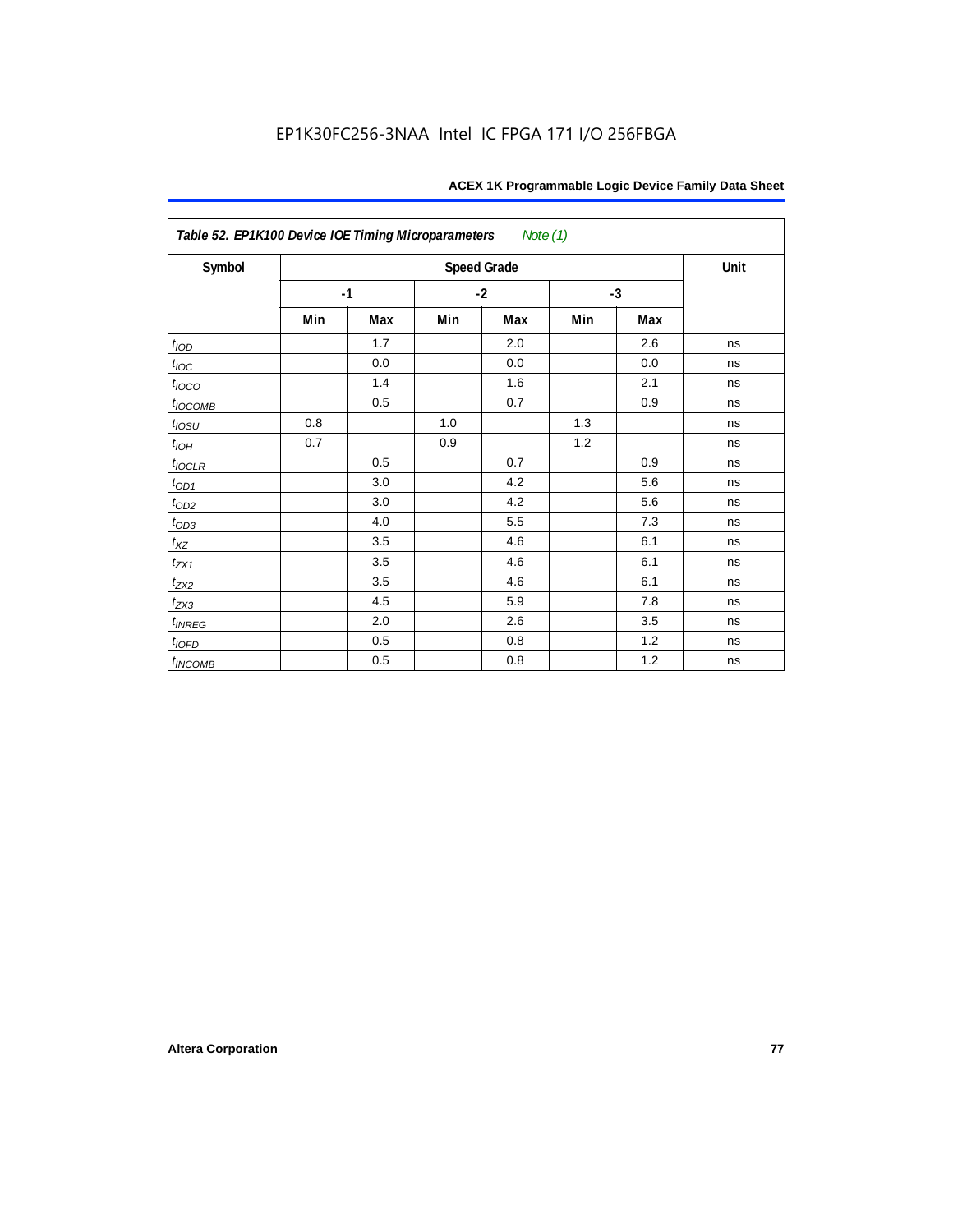| Table 52. EP1K100 Device IOE Timing Microparameters *Note (1)* | | | | | | | |
|---|---|---|---|---|---|---|---|
| Symbol | Speed Grade | | | | | | Unit |
| | -1 | | -2 | | -3 | | |
| | Min | Max | Min | Max | Min | Max | |
| $t_{IOD}$ | | 1.7 | | 2.0 | | 2.6 | ns |
| $t_{IOC}$ | | 0.0 | | 0.0 | | 0.0 | ns |
| $t_{IOCO}$ | | 1.4 | | 1.6 | | 2.1 | ns |
| $t_{IOCOMB}$ | | 0.5 | | 0.7 | | 0.9 | ns |
| $t_{IOSU}$ | 0.8 | | 1.0 | | 1.3 | | ns |
| $t_{IOH}$ | 0.7 | | 0.9 | | 1.2 | | ns |
| $t_{IOCLR}$ | | 0.5 | | 0.7 | | 0.9 | ns |
| $t_{OD1}$ | | 3.0 | | 4.2 | | 5.6 | ns |
| $t_{OD2}$ | | 3.0 | | 4.2 | | 5.6 | ns |
| $t_{OD3}$ | | 4.0 | | 5.5 | | 7.3 | ns |
| $t_{XZ}$ | | 3.5 | | 4.6 | | 6.1 | ns |
| $t_{ZX1}$ | | 3.5 | | 4.6 | | 6.1 | ns |
| $t_{ZX2}$ | | 3.5 | | 4.6 | | 6.1 | ns |
| $t_{ZX3}$ | | 4.5 | | 5.9 | | 7.8 | ns |
| $t_{INREG}$ | | 2.0 | | 2.6 | | 3.5 | ns |
| $t_{IOFD}$ | | 0.5 | | 0.8 | | 1.2 | ns |
| $t_{INCOMB}$ | | 0.5 | | 0.8 | | 1.2 | ns |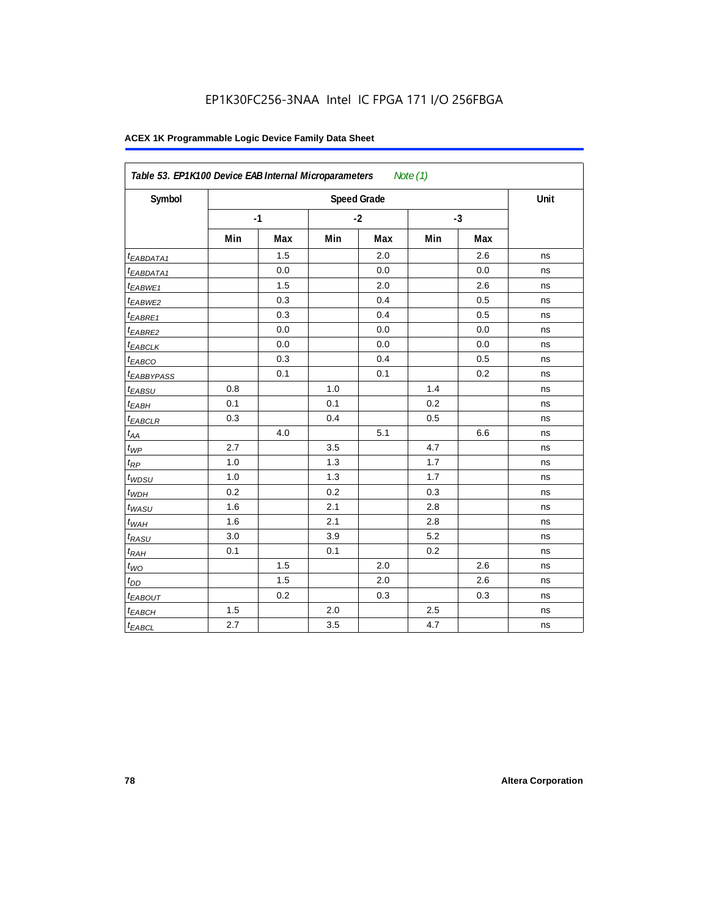Table 53. EP1K100 Device EAB Internal Microparameters *Note (1)*

| Symbol | Speed Grade | | | | | | Unit |
|---|---|---|---|---|---|---|---|
| | -1 | | -2 | | -3 | | |
| | Min | Max | Min | Max | Min | Max | |
| $t_{EABDATA1}$ | | 1.5 | | 2.0 | | 2.6 | ns |
| $t_{EABDATA1}$ | | 0.0 | | 0.0 | | 0.0 | ns |
| $t_{EABWE1}$ | | 1.5 | | 2.0 | | 2.6 | ns |
| $t_{EABWE2}$ | | 0.3 | | 0.4 | | 0.5 | ns |
| $t_{EABRE1}$ | | 0.3 | | 0.4 | | 0.5 | ns |
| $t_{EABRE2}$ | | 0.0 | | 0.0 | | 0.0 | ns |
| $t_{EABCLK}$ | | 0.0 | | 0.0 | | 0.0 | ns |
| $t_{EABCO}$ | | 0.3 | | 0.4 | | 0.5 | ns |
| $t_{EABBYPASS}$ | | 0.1 | | 0.1 | | 0.2 | ns |
| $t_{EABSU}$ | 0.8 | | 1.0 | | 1.4 | | ns |
| $t_{EABH}$ | 0.1 | | 0.1 | | 0.2 | | ns |
| $t_{EABCLR}$ | 0.3 | | 0.4 | | 0.5 | | ns |
| $t_{AA}$ | | 4.0 | | 5.1 | | 6.6 | ns |
| $t_{WP}$ | 2.7 | | 3.5 | | 4.7 | | ns |
| $t_{RP}$ | 1.0 | | 1.3 | | 1.7 | | ns |
| $t_{WDSU}$ | 1.0 | | 1.3 | | 1.7 | | ns |
| $t_{WDH}$ | 0.2 | | 0.2 | | 0.3 | | ns |
| $t_{WASU}$ | 1.6 | | 2.1 | | 2.8 | | ns |
| $t_{WAH}$ | 1.6 | | 2.1 | | 2.8 | | ns |
| $t_{RASU}$ | 3.0 | | 3.9 | | 5.2 | | ns |
| $t_{RAH}$ | 0.1 | | 0.1 | | 0.2 | | ns |
| $t_{WO}$ | | 1.5 | | 2.0 | | 2.6 | ns |
| $t_{DD}$ | | 1.5 | | 2.0 | | 2.6 | ns |
| $t_{EABOUT}$ | | 0.2 | | 0.3 | | 0.3 | ns |
| $t_{EABCH}$ | 1.5 | | 2.0 | | 2.5 | | ns |
| $t_{EABCL}$ | 2.7 | | 3.5 | | 4.7 | | ns |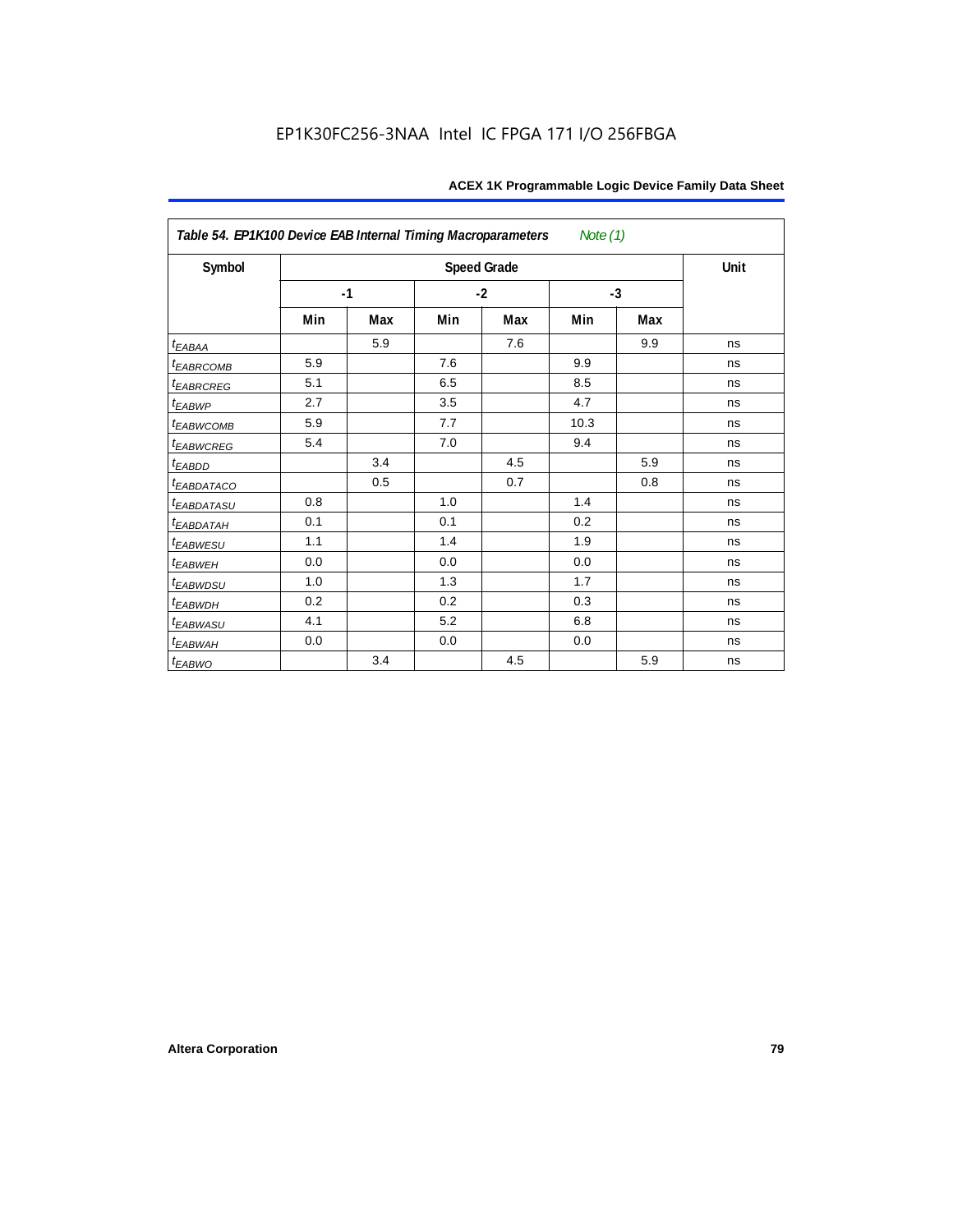EP1K30FC256-3NAA Intel IC FPGA 171 I/O 256FBGA

| Table 54. EP1K100 Device EAB Internal Timing Macroparameters *Note (1)* | | | | | | | |
|---|---|---|---|---|---|---|---|
| Symbol | Speed Grade | | | | | | Unit |
| | -1 | | -2 | | -3 | | |
| | Min | Max | Min | Max | Min | Max | |
| $t_{EABAA}$ | | 5.9 | | 7.6 | | 9.9 | ns |
| $t_{EABRCOMB}$ | 5.9 | | 7.6 | | 9.9 | | ns |
| $t_{EABRCREG}$ | 5.1 | | 6.5 | | 8.5 | | ns |
| $t_{EABWP}$ | 2.7 | | 3.5 | | 4.7 | | ns |
| $t_{EABWCOMB}$ | 5.9 | | 7.7 | | 10.3 | | ns |
| $t_{EABWCREG}$ | 5.4 | | 7.0 | | 9.4 | | ns |
| $t_{EABDD}$ | | 3.4 | | 4.5 | | 5.9 | ns |
| $t_{EABDATACO}$ | | 0.5 | | 0.7 | | 0.8 | ns |
| $t_{EABDATASU}$ | 0.8 | | 1.0 | | 1.4 | | ns |
| $t_{EABDATAH}$ | 0.1 | | 0.1 | | 0.2 | | ns |
| $t_{EABWESU}$ | 1.1 | | 1.4 | | 1.9 | | ns |
| $t_{EABWEH}$ | 0.0 | | 0.0 | | 0.0 | | ns |
| $t_{EABWDSU}$ | 1.0 | | 1.3 | | 1.7 | | ns |
| $t_{EABWDH}$ | 0.2 | | 0.2 | | 0.3 | | ns |
| $t_{EABWASU}$ | 4.1 | | 5.2 | | 6.8 | | ns |
| $t_{EABWAH}$ | 0.0 | | 0.0 | | 0.0 | | ns |
| $t_{EABWO}$ | | 3.4 | | 4.5 | | 5.9 | ns |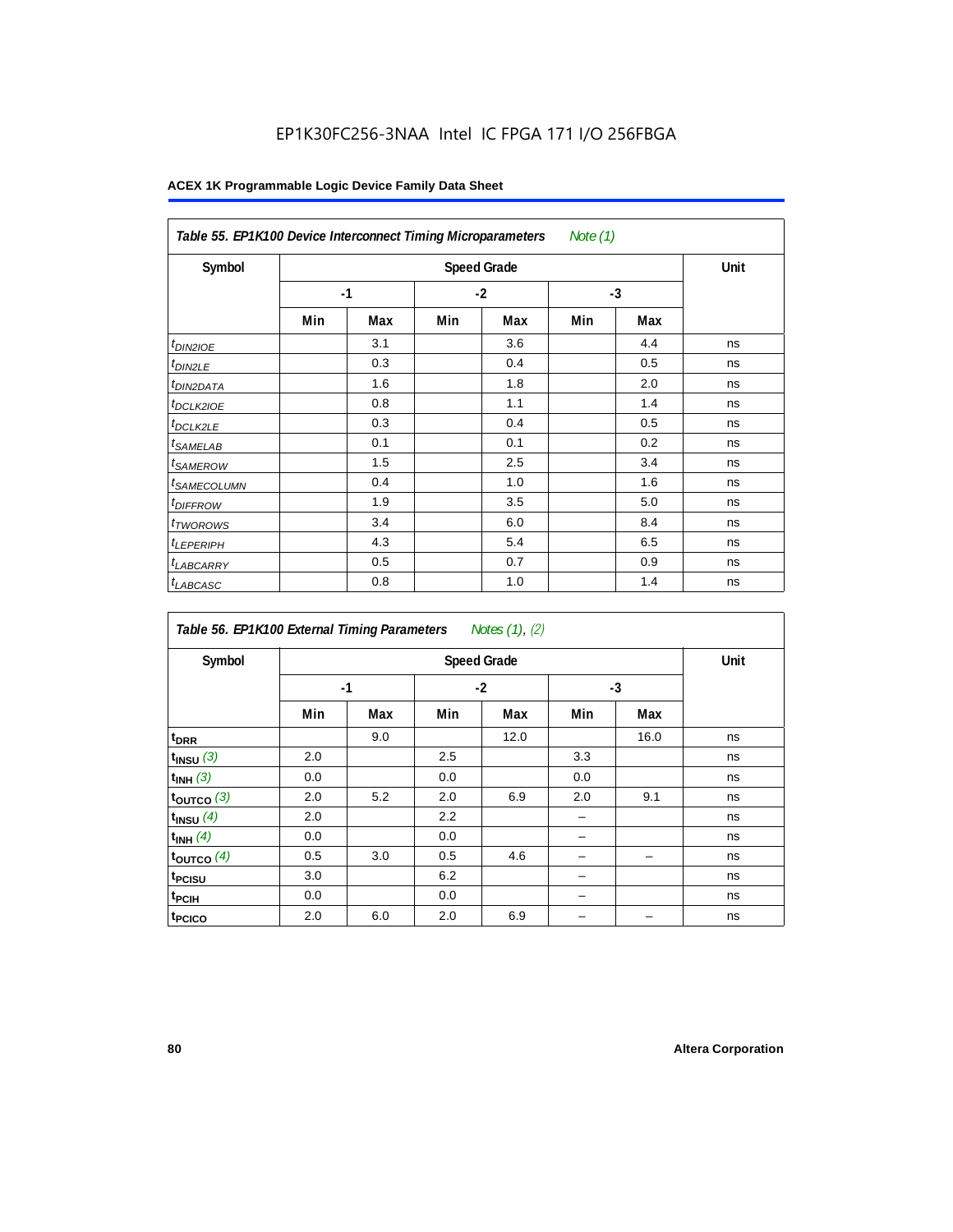# ACEX 1K Programmable Logic Device Family Data Sheet

| Table 55. EP1K100 Device Interconnect Timing Microparameters *Note (1)* | | | | | | | |
|---|---|---|---|---|---|---|---|
| Symbol | Speed Grade | | | | | | Unit |
| | -1 | | -2 | | -3 | | |
| | Min | Max | Min | Max | Min | Max | |
| $t_{DIN2IOE}$ | | 3.1 | | 3.6 | | 4.4 | ns |
| $t_{DIN2LE}$ | | 0.3 | | 0.4 | | 0.5 | ns |
| $t_{DIN2DATA}$ | | 1.6 | | 1.8 | | 2.0 | ns |
| $t_{DCLK2IOE}$ | | 0.8 | | 1.1 | | 1.4 | ns |
| $t_{DCLK2LE}$ | | 0.3 | | 0.4 | | 0.5 | ns |
| $t_{SAMELAB}$ | | 0.1 | | 0.1 | | 0.2 | ns |
| $t_{SAMEROW}$ | | 1.5 | | 2.5 | | 3.4 | ns |
| $t_{SAMECOLUMN}$ | | 0.4 | | 1.0 | | 1.6 | ns |
| $t_{DIFFROW}$ | | 1.9 | | 3.5 | | 5.0 | ns |
| $t_{TWOROWS}$ | | 3.4 | | 6.0 | | 8.4 | ns |
| $t_{LEPERIPH}$ | | 4.3 | | 5.4 | | 6.5 | ns |
| $t_{LABCARRY}$ | | 0.5 | | 0.7 | | 0.9 | ns |
| $t_{LABCASC}$ | | 0.8 | | 1.0 | | 1.4 | ns |

| Table 56. EP1K100 External Timing Parameters *Notes (1), (2)* | | | | | | | |
|---|---|---|---|---|---|---|---|
| Symbol | Speed Grade | | | | | | Unit |
| | -1 | | -2 | | -3 | | |
| | Min | Max | Min | Max | Min | Max | |
| $t_{DRR}$ | | 9.0 | | 12.0 | | 16.0 | ns |
| $t_{INSU}$ *(3)* | 2.0 | | 2.5 | | 3.3 | | ns |
| $t_{INH}$ *(3)* | 0.0 | | 0.0 | | 0.0 | | ns |
| $t_{OUTCO}$ *(3)* | 2.0 | 5.2 | 2.0 | 6.9 | 2.0 | 9.1 | ns |
| $t_{INSU}$ *(4)* | 2.0 | | 2.2 | | – | | ns |
| $t_{INH}$ *(4)* | 0.0 | | 0.0 | | – | | ns |
| $t_{OUTCO}$ *(4)* | 0.5 | 3.0 | 0.5 | 4.6 | – | – | ns |
| $t_{PCISU}$ | 3.0 | | 6.2 | | – | | ns |
| $t_{PCIH}$ | 0.0 | | 0.0 | | – | | ns |
| $t_{PCICO}$ | 2.0 | 6.0 | 2.0 | 6.9 | – | – | ns |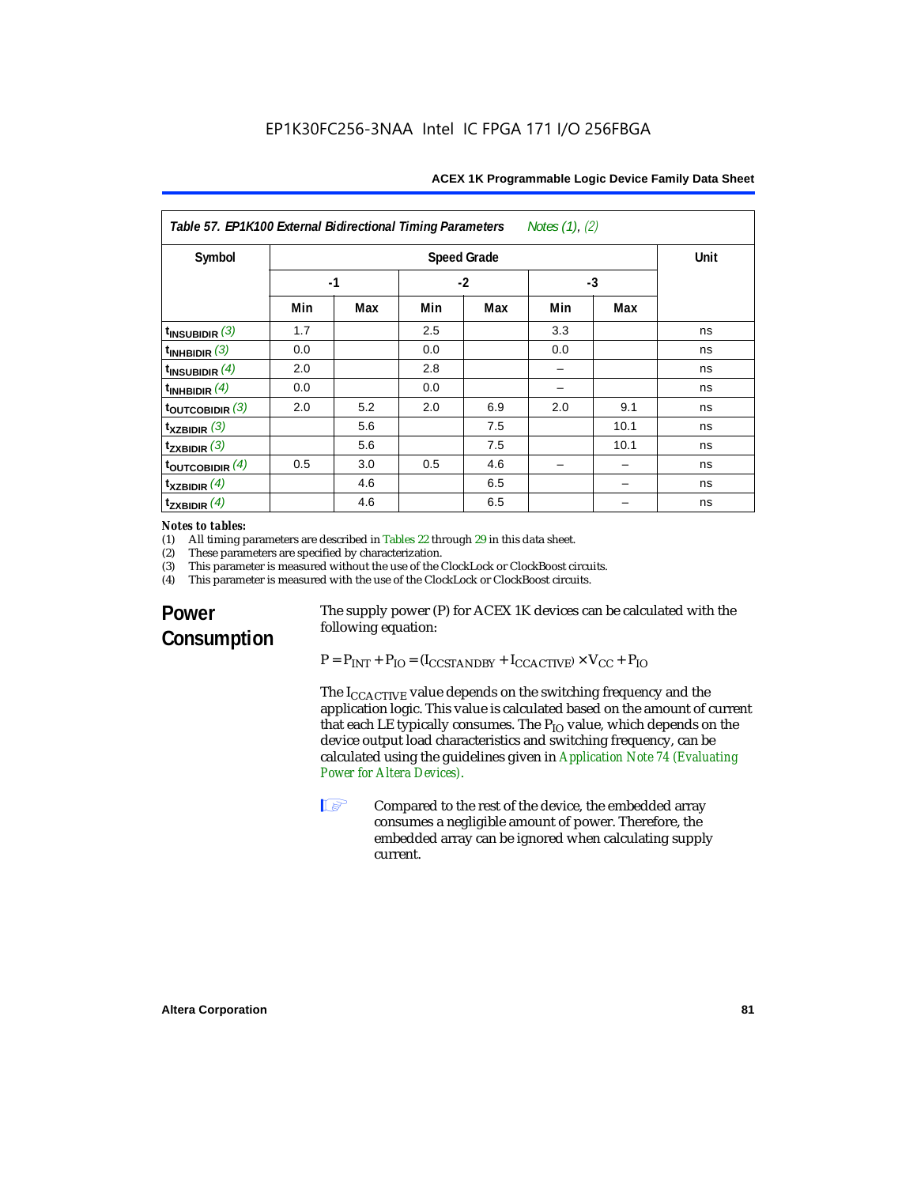**Table 57. EP1K100 External Bidirectional Timing Parameters** *Notes (1), (2)*

| Symbol | Speed Grade | | | | | | Unit |
|---|---|---|---|---|---|---|---|
| | -1 | | -2 | | -3 | | |
| | Min | Max | Min | Max | Min | Max | |
| $t_{INSUBIDIR}$ *(3)* | 1.7 | | 2.5 | | 3.3 | | ns |
| $t_{INHBIDIR}$ *(3)* | 0.0 | | 0.0 | | 0.0 | | ns |
| $t_{INSUBIDIR}$ *(4)* | 2.0 | | 2.8 | | – | | ns |
| $t_{INHBIDIR}$ *(4)* | 0.0 | | 0.0 | | – | | ns |
| $t_{OUTCOBIDIR}$ *(3)* | 2.0 | 5.2 | 2.0 | 6.9 | 2.0 | 9.1 | ns |
| $t_{XZBIDIR}$ *(3)* | | 5.6 | | 7.5 | | 10.1 | ns |
| $t_{ZXBIDIR}$ *(3)* | | 5.6 | | 7.5 | | 10.1 | ns |
| $t_{OUTCOBIDIR}$ *(4)* | 0.5 | 3.0 | 0.5 | 4.6 | – | – | ns |
| $t_{XZBIDIR}$ *(4)* | | 4.6 | | 6.5 | | – | ns |
| $t_{ZXBIDIR}$ *(4)* | | 4.6 | | 6.5 | | – | ns |

*Notes to tables:*

(1) All timing parameters are described in Tables 22 through 29 in this data sheet.
(2) These parameters are specified by characterization.
(3) This parameter is measured without the use of the ClockLock or ClockBoost circuits.
(4) This parameter is measured with the use of the ClockLock or ClockBoost circuits.

## Power Consumption

The supply power (P) for ACEX 1K devices can be calculated with the following equation:

$$P = P_{INT} + P_{IO} = (I_{CCSTANDBY} + I_{CCACTIVE}) \times V_{CC} + P_{IO}$$

The $I_{CCACTIVE}$ value depends on the switching frequency and the application logic. This value is calculated based on the amount of current that each LE typically consumes. The $P_{IO}$ value, which depends on the device output load characteristics and switching frequency, can be calculated using the guidelines given in Application Note 74 (Evaluating Power for Altera Devices).

Compared to the rest of the device, the embedded array consumes a negligible amount of power. Therefore, the embedded array can be ignored when calculating supply current.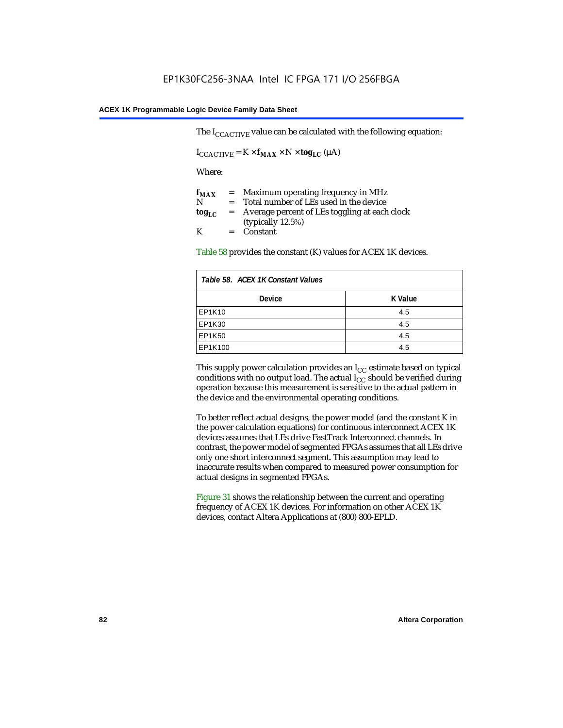The $I_{CCACTIVE}$ value can be calculated with the following equation:

$$I_{CCACTIVE} = K \times \mathbf{f_{MAX}} \times N \times \mathbf{tog_{LC}} \ (\mu A)$$

Where:

$\mathbf{f_{MAX}}$ = Maximum operating frequency in MHz
$N$ = Total number of LEs used in the device
$\mathbf{tog_{LC}}$ = Average percent of LEs toggling at each clock (typically 12.5%)
$K$ = Constant

Table 58 provides the constant (K) values for ACEX 1K devices.

*Table 58. ACEX 1K Constant Values*

| Device | K Value |
|---|---|
| EP1K10 | 4.5 |
| EP1K30 | 4.5 |
| EP1K50 | 4.5 |
| EP1K100 | 4.5 |

This supply power calculation provides an $I_{CC}$ estimate based on typical conditions with no output load. The actual $I_{CC}$ should be verified during operation because this measurement is sensitive to the actual pattern in the device and the environmental operating conditions.

To better reflect actual designs, the power model (and the constant K in the power calculation equations) for continuous interconnect ACEX 1K devices assumes that LEs drive FastTrack Interconnect channels. In contrast, the power model of segmented FPGAs assumes that all LEs drive only one short interconnect segment. This assumption may lead to inaccurate results when compared to measured power consumption for actual designs in segmented FPGAs.

Figure 31 shows the relationship between the current and operating frequency of ACEX 1K devices. For information on other ACEX 1K devices, contact Altera Applications at (800) 800-EPLD.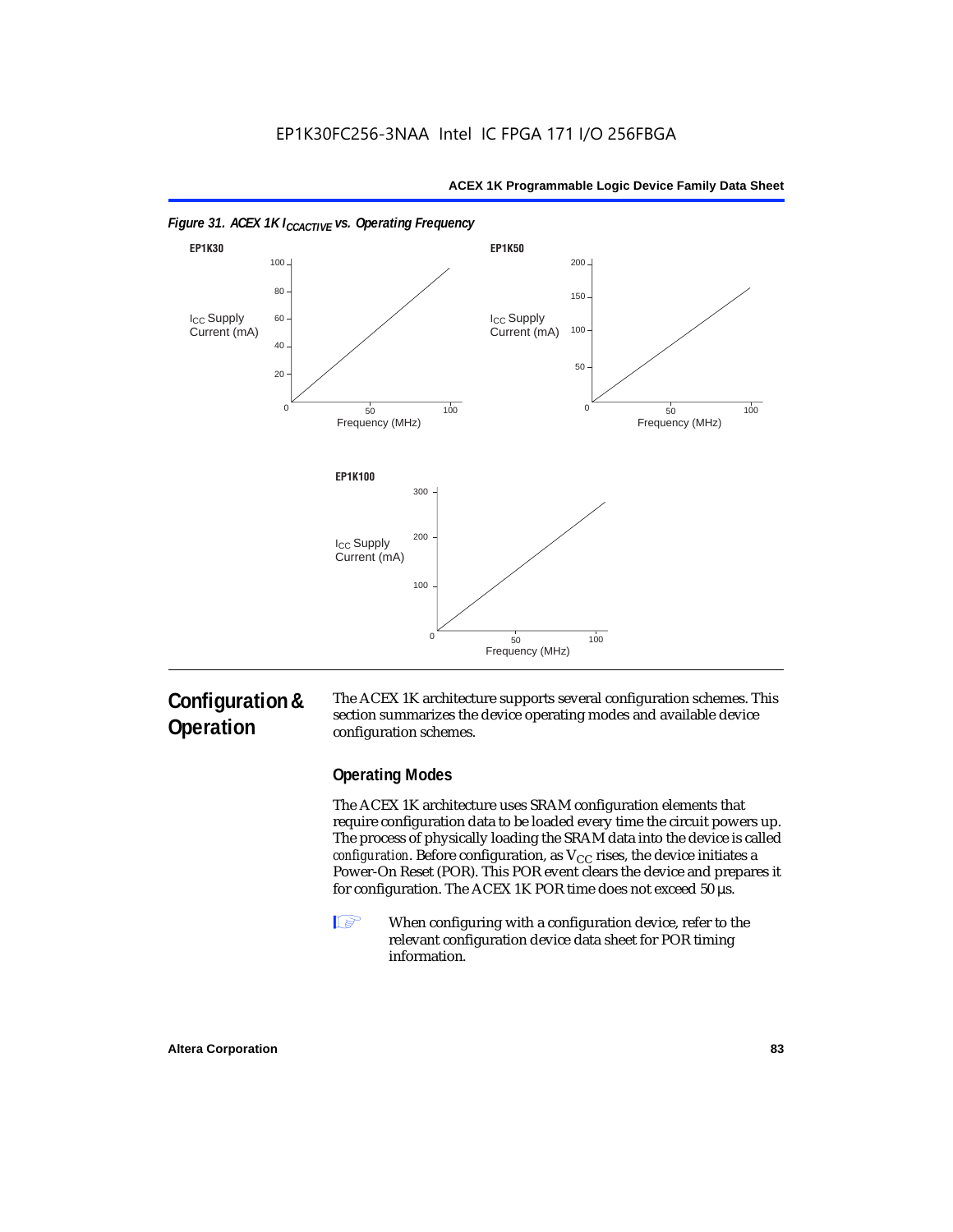*Figure 31. ACEX 1K $I_{CCACTIVE}$ vs. Operating Frequency*

**EP1K30**

$I_{CC}$ Supply Current (mA): 0, 20, 40, 60, 80, 100

Frequency (MHz): 0, 50, 100

**EP1K50**

$I_{CC}$ Supply Current (mA): 0, 50, 100, 150, 200

Frequency (MHz): 0, 50, 100

**EP1K100**

$I_{CC}$ Supply Current (mA): 0, 100, 200, 300

Frequency (MHz): 0, 50, 100

# Configuration & Operation

The ACEX 1K architecture supports several configuration schemes. This section summarizes the device operating modes and available device configuration schemes.

## Operating Modes

The ACEX 1K architecture uses SRAM configuration elements that require configuration data to be loaded every time the circuit powers up. The process of physically loading the SRAM data into the device is called *configuration*. Before configuration, as $V_{CC}$ rises, the device initiates a Power-On Reset (POR). This POR event clears the device and prepares it for configuration. The ACEX 1K POR time does not exceed 50 µs.

When configuring with a configuration device, refer to the relevant configuration device data sheet for POR timing information.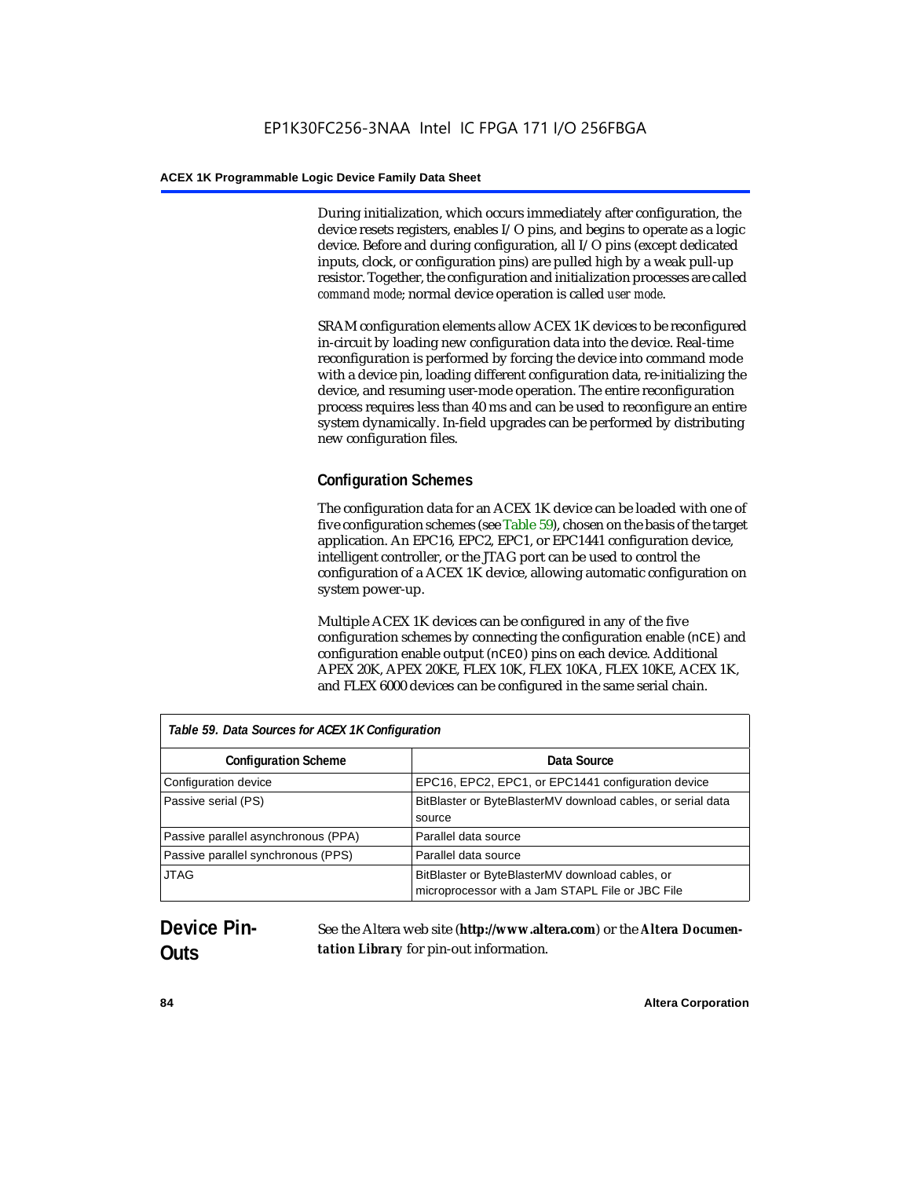During initialization, which occurs immediately after configuration, the device resets registers, enables I/O pins, and begins to operate as a logic device. Before and during configuration, all I/O pins (except dedicated inputs, clock, or configuration pins) are pulled high by a weak pull-up resistor. Together, the configuration and initialization processes are called *command mode*; normal device operation is called *user mode*.

SRAM configuration elements allow ACEX 1K devices to be reconfigured in-circuit by loading new configuration data into the device. Real-time reconfiguration is performed by forcing the device into command mode with a device pin, loading different configuration data, re-initializing the device, and resuming user-mode operation. The entire reconfiguration process requires less than 40 ms and can be used to reconfigure an entire system dynamically. In-field upgrades can be performed by distributing new configuration files.

### Configuration Schemes

The configuration data for an ACEX 1K device can be loaded with one of five configuration schemes (see Table 59), chosen on the basis of the target application. An EPC16, EPC2, EPC1, or EPC1441 configuration device, intelligent controller, or the JTAG port can be used to control the configuration of a ACEX 1K device, allowing automatic configuration on system power-up.

Multiple ACEX 1K devices can be configured in any of the five configuration schemes by connecting the configuration enable (`nCE`) and configuration enable output (`nCEO`) pins on each device. Additional APEX 20K, APEX 20KE, FLEX 10K, FLEX 10KA, FLEX 10KE, ACEX 1K, and FLEX 6000 devices can be configured in the same serial chain.

*Table 59. Data Sources for ACEX 1K Configuration*

| Configuration Scheme | Data Source |
|---|---|
| Configuration device | EPC16, EPC2, EPC1, or EPC1441 configuration device |
| Passive serial (PS) | BitBlaster or ByteBlasterMV download cables, or serial data source |
| Passive parallel asynchronous (PPA) | Parallel data source |
| Passive parallel synchronous (PPS) | Parallel data source |
| JTAG | BitBlaster or ByteBlasterMV download cables, or microprocessor with a Jam STAPL File or JBC File |

## Device Pin-Outs

See the Altera web site (**http://www.altera.com**) or the ***Altera Documentation Library*** for pin-out information.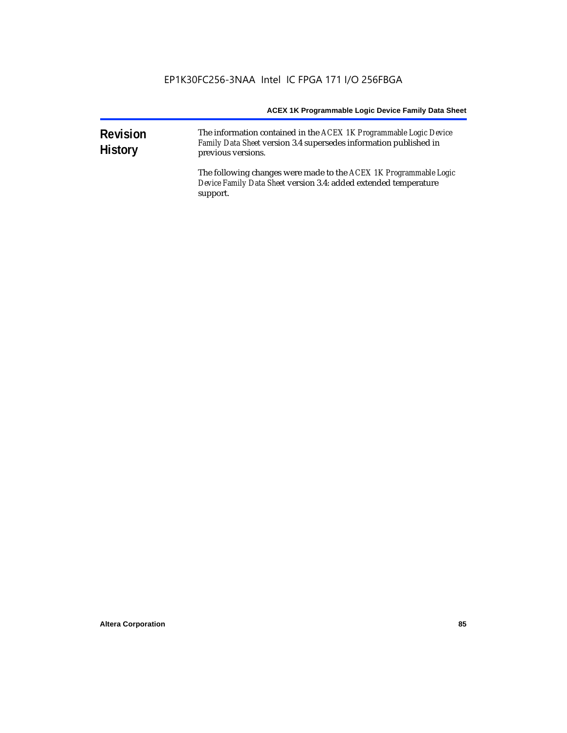## Revision History

The information contained in the *ACEX 1K Programmable Logic Device Family Data Sheet* version 3.4 supersedes information published in previous versions.

The following changes were made to the *ACEX 1K Programmable Logic Device Family Data Sheet* version 3.4: added extended temperature support.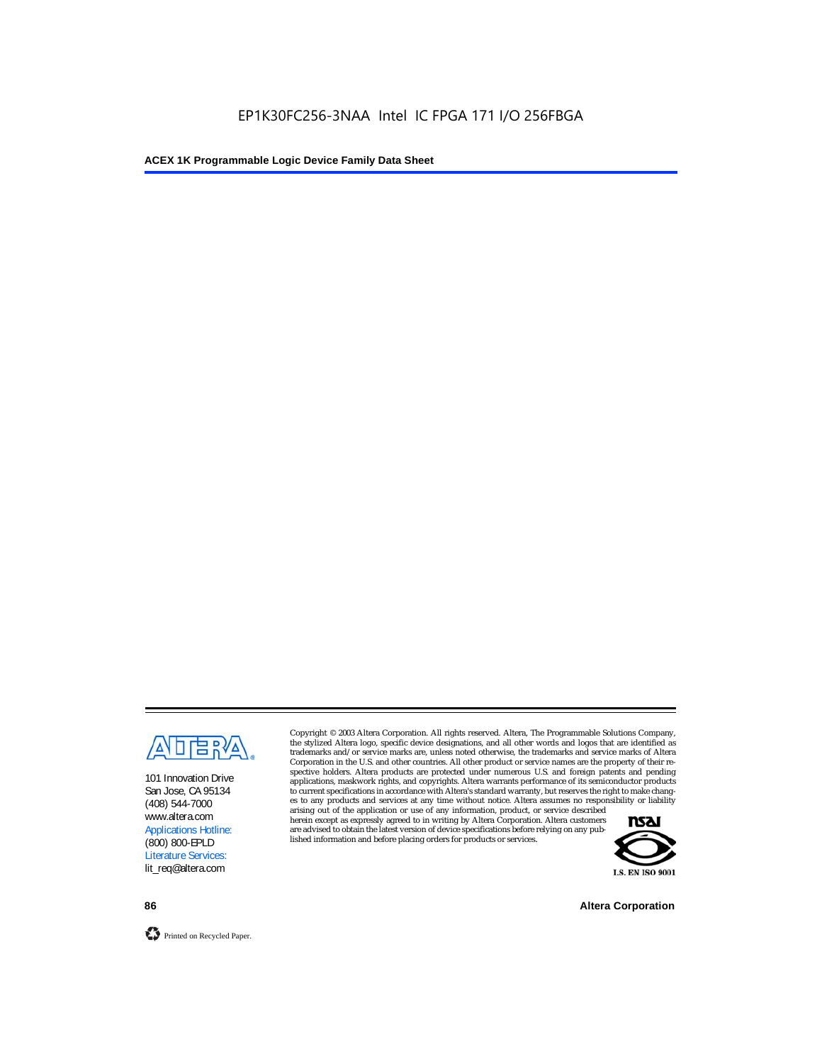101 Innovation Drive
San Jose, CA 95134
(408) 544-7000
www.altera.com
Applications Hotline:
(800) 800-EPLD
Literature Services:
lit_req@altera.com

Copyright © 2003 Altera Corporation. All rights reserved. Altera, The Programmable Solutions Company, the stylized Altera logo, specific device designations, and all other words and logos that are identified as trademarks and/or service marks are, unless noted otherwise, the trademarks and service marks of Altera Corporation in the U.S. and other countries. All other product or service names are the property of their respective holders. Altera products are protected under numerous U.S. and foreign patents and pending applications, maskwork rights, and copyrights. Altera warrants performance of its semiconductor products to current specifications in accordance with Altera's standard warranty, but reserves the right to make changes to any products and services at any time without notice. Altera assumes no responsibility or liability arising out of the application or use of any information, product, or service described herein except as expressly agreed to in writing by Altera Corporation. Altera customers are advised to obtain the latest version of device specifications before relying on any published information and before placing orders for products or services.

I.S. EN ISO 9001

Printed on Recycled Paper.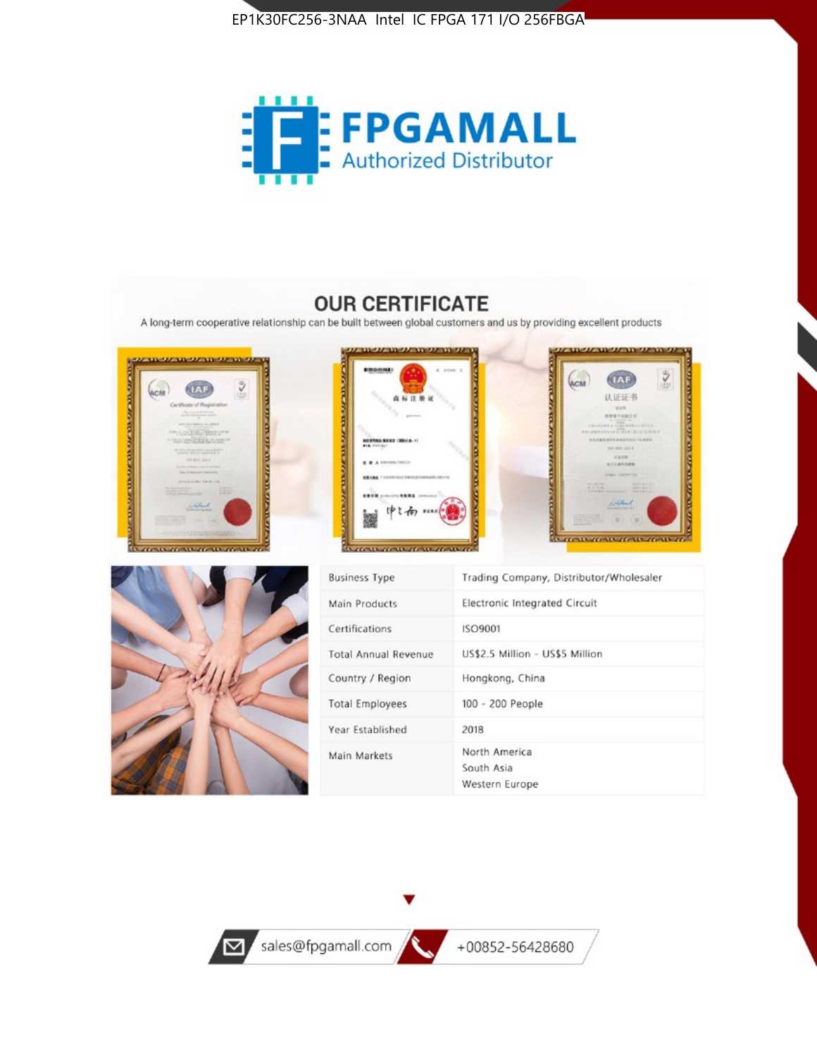FPGAMALL
Authorized Distributor

## OUR CERTIFICATE

A long-term cooperative relationship can be built between global customers and us by providing excellent products

| | |
|---|---|
| Business Type | Trading Company, Distributor/Wholesaler |
| Main Products | Electronic Integrated Circuit |
| Certifications | ISO9001 |
| Total Annual Revenue | US$2.5 Million - US$5 Million |
| Country / Region | Hongkong, China |
| Total Employees | 100 - 200 People |
| Year Established | 2018 |
| Main Markets | North America<br>South Asia<br>Western Europe |

sales@fpgamall.com

+00852-56428680